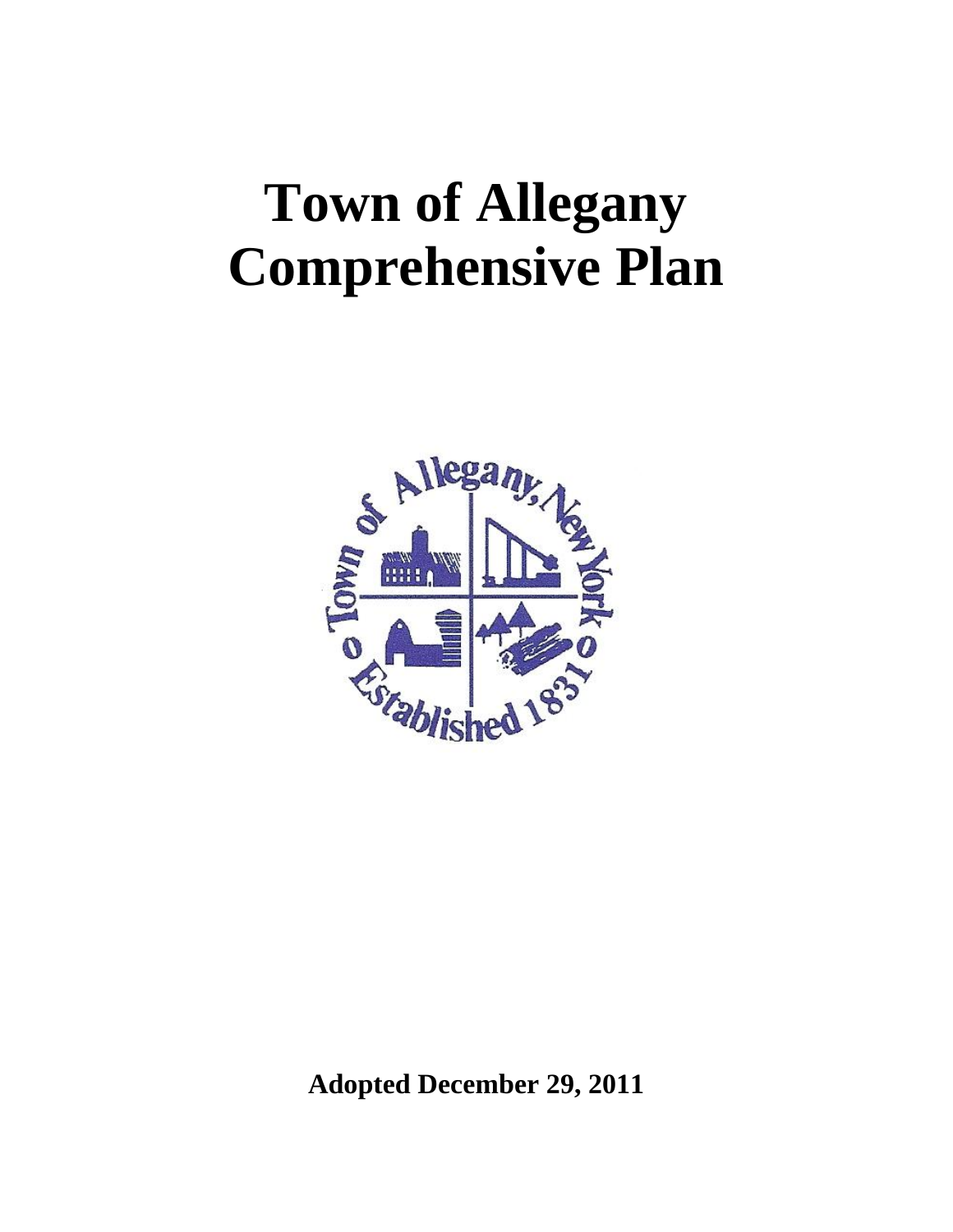# Town of Allegany Comprehensive Plan

**Adopted December 29, 2011**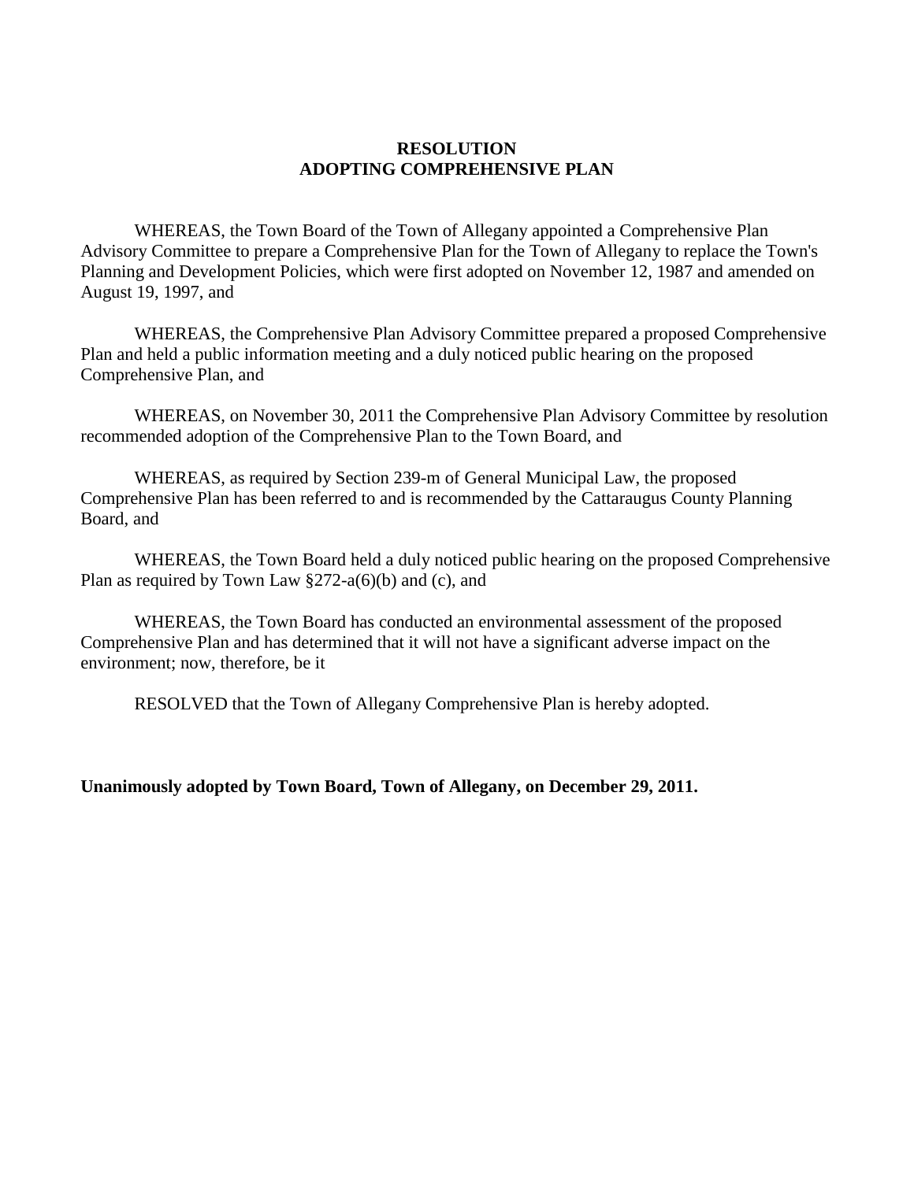# RESOLUTION
# ADOPTING COMPREHENSIVE PLAN

WHEREAS, the Town Board of the Town of Allegany appointed a Comprehensive Plan Advisory Committee to prepare a Comprehensive Plan for the Town of Allegany to replace the Town's Planning and Development Policies, which were first adopted on November 12, 1987 and amended on August 19, 1997, and

WHEREAS, the Comprehensive Plan Advisory Committee prepared a proposed Comprehensive Plan and held a public information meeting and a duly noticed public hearing on the proposed Comprehensive Plan, and

WHEREAS, on November 30, 2011 the Comprehensive Plan Advisory Committee by resolution recommended adoption of the Comprehensive Plan to the Town Board, and

WHEREAS, as required by Section 239-m of General Municipal Law, the proposed Comprehensive Plan has been referred to and is recommended by the Cattaraugus County Planning Board, and

WHEREAS, the Town Board held a duly noticed public hearing on the proposed Comprehensive Plan as required by Town Law §272-a(6)(b) and (c), and

WHEREAS, the Town Board has conducted an environmental assessment of the proposed Comprehensive Plan and has determined that it will not have a significant adverse impact on the environment; now, therefore, be it

RESOLVED that the Town of Allegany Comprehensive Plan is hereby adopted.

**Unanimously adopted by Town Board, Town of Allegany, on December 29, 2011.**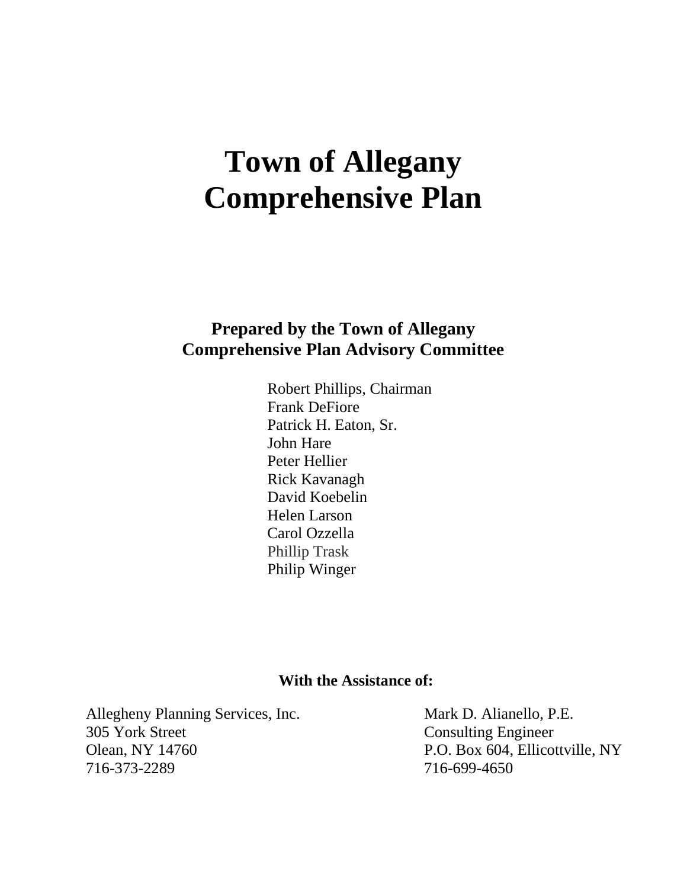# Town of Allegany Comprehensive Plan

**Prepared by the Town of Allegany Comprehensive Plan Advisory Committee**

Robert Phillips, Chairman
Frank DeFiore
Patrick H. Eaton, Sr.
John Hare
Peter Hellier
Rick Kavanagh
David Koebelin
Helen Larson
Carol Ozzella
Phillip Trask
Philip Winger

**With the Assistance of:**

Allegheny Planning Services, Inc.
305 York Street
Olean, NY 14760
716-373-2289

Mark D. Alianello, P.E.
Consulting Engineer
P.O. Box 604, Ellicottville, NY
716-699-4650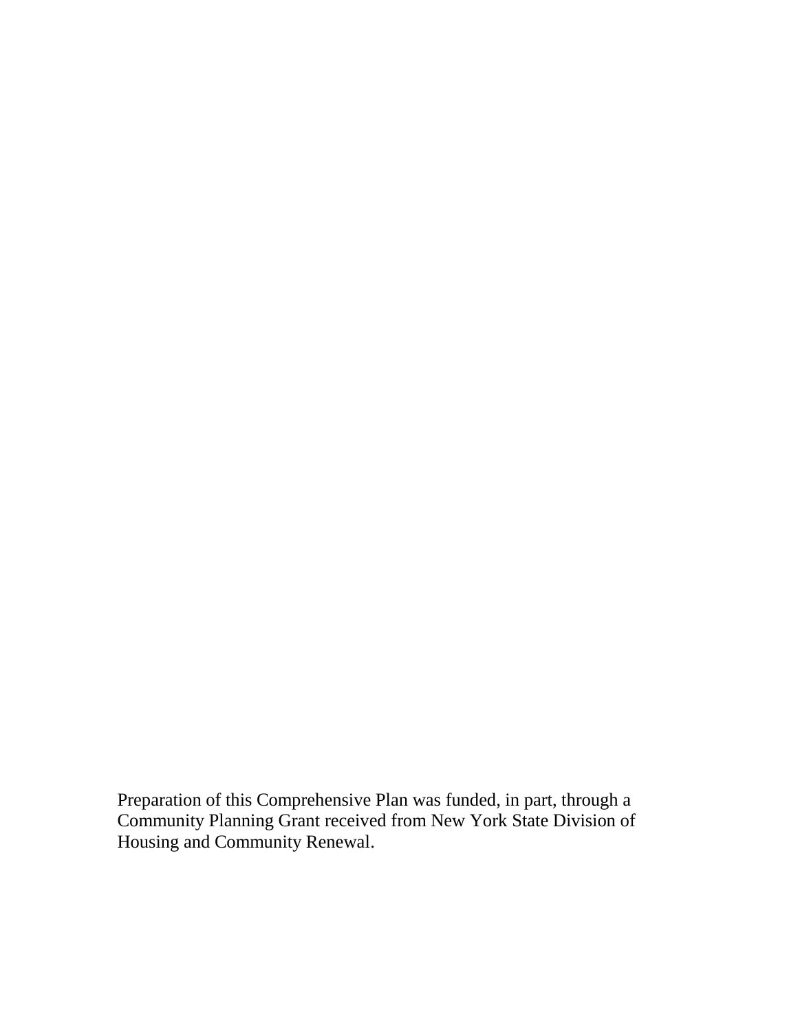Preparation of this Comprehensive Plan was funded, in part, through a Community Planning Grant received from New York State Division of Housing and Community Renewal.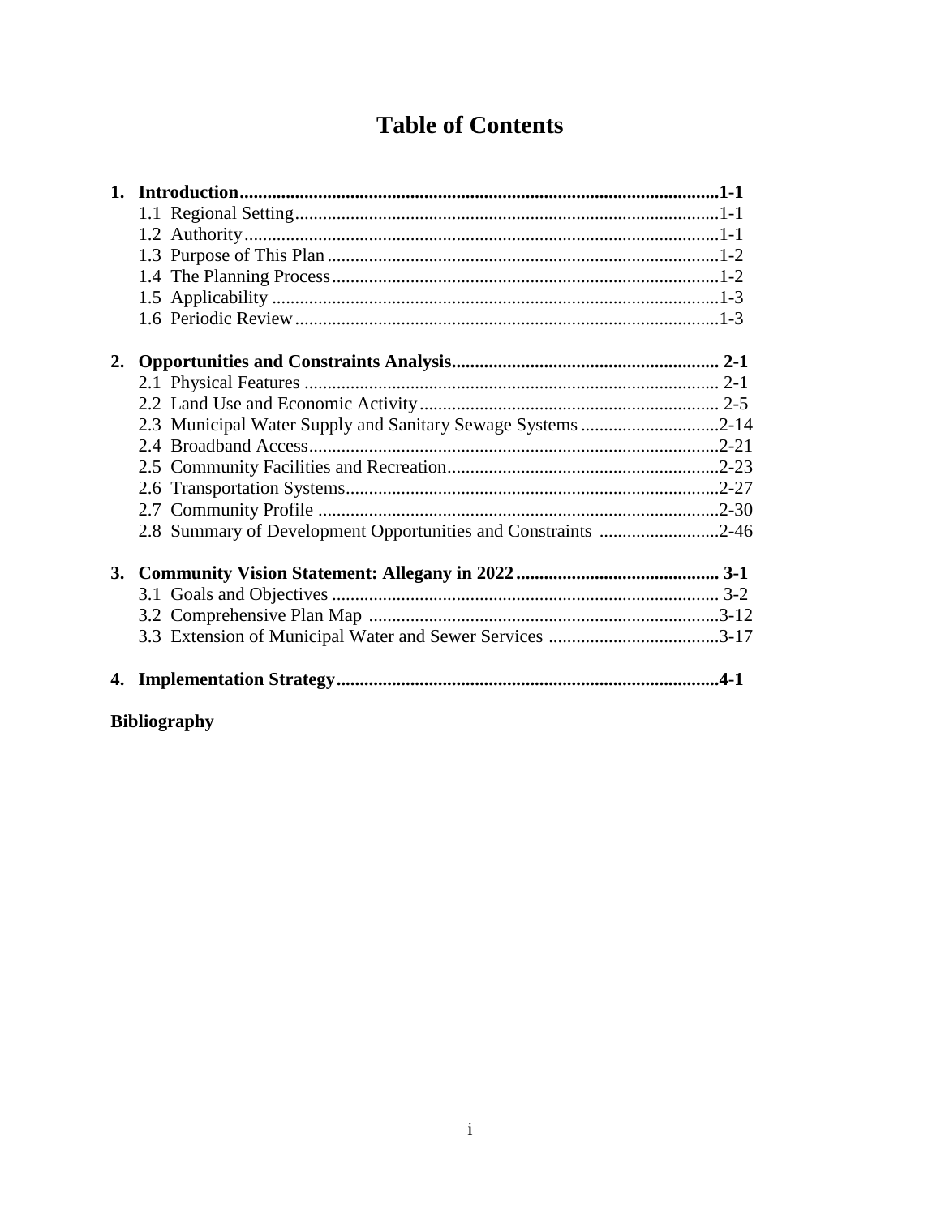# Table of Contents

**1. Introduction......................................................................................................1-1**

- 1.1 Regional Setting............................................................................................1-1
- 1.2 Authority......................................................................................................1-1
- 1.3 Purpose of This Plan.....................................................................................1-2
- 1.4 The Planning Process....................................................................................1-2
- 1.5 Applicability.................................................................................................1-3
- 1.6 Periodic Review............................................................................................1-3

**2. Opportunities and Constraints Analysis.......................................................... 2-1**

- 2.1 Physical Features .......................................................................................... 2-1
- 2.2 Land Use and Economic Activity................................................................. 2-5
- 2.3 Municipal Water Supply and Sanitary Sewage Systems ..............................2-14
- 2.4 Broadband Access.........................................................................................2-21
- 2.5 Community Facilities and Recreation...........................................................2-23
- 2.6 Transportation Systems.................................................................................2-27
- 2.7 Community Profile .......................................................................................2-30
- 2.8 Summary of Development Opportunities and Constraints ..........................2-46

**3. Community Vision Statement: Allegany in 2022............................................ 3-1**

- 3.1 Goals and Objectives .................................................................................... 3-2
- 3.2 Comprehensive Plan Map ............................................................................3-12
- 3.3 Extension of Municipal Water and Sewer Services .....................................3-17

**4. Implementation Strategy..................................................................................4-1**

**Bibliography**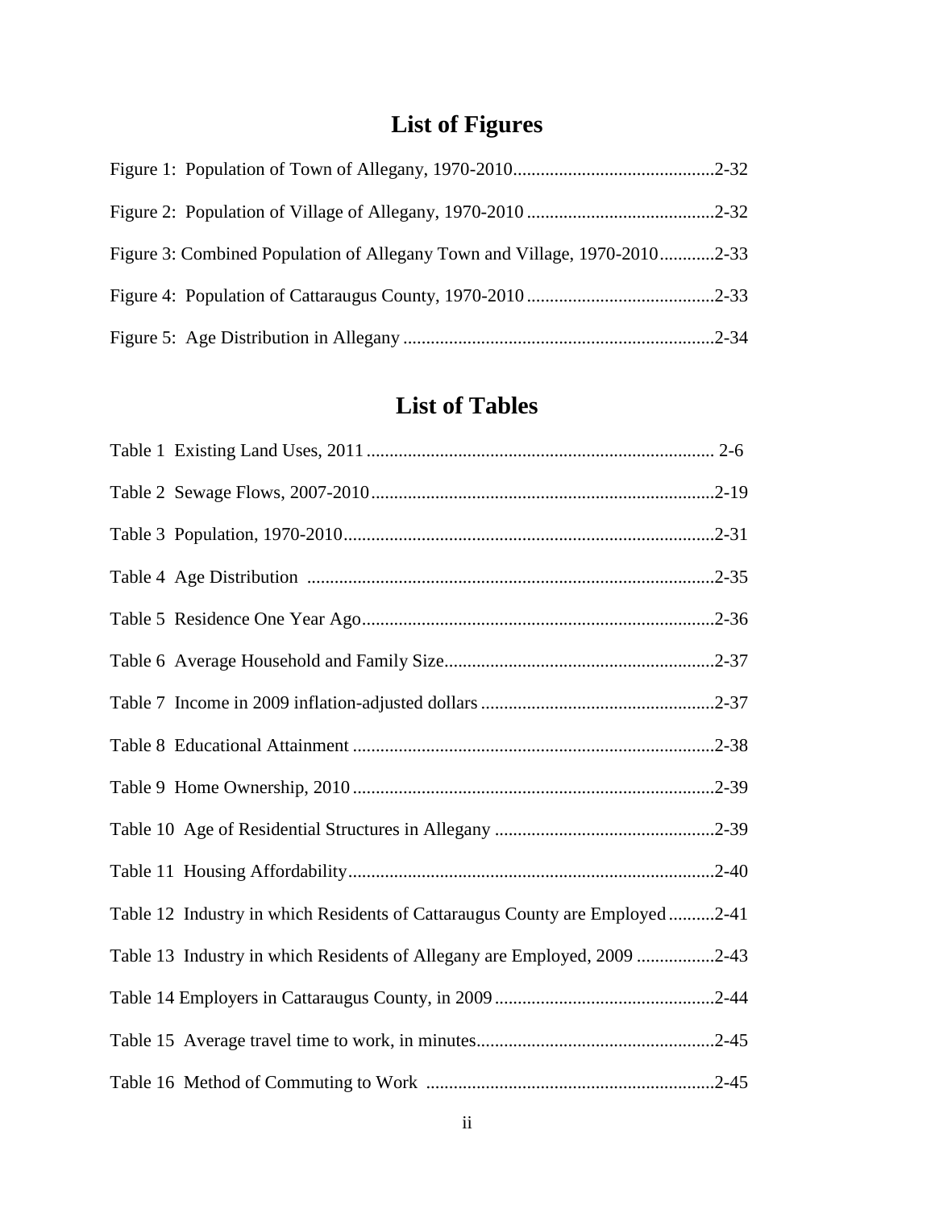# List of Figures

Figure 1: Population of Town of Allegany, 1970-2010............................................2-32

Figure 2: Population of Village of Allegany, 1970-2010 .........................................2-32

Figure 3: Combined Population of Allegany Town and Village, 1970-2010............2-33

Figure 4: Population of Cattaraugus County, 1970-2010 .........................................2-33

Figure 5: Age Distribution in Allegany ...................................................................2-34

# List of Tables

Table 1 Existing Land Uses, 2011 ........................................................................... 2-6

Table 2 Sewage Flows, 2007-2010...........................................................................2-19

Table 3 Population, 1970-2010................................................................................2-31

Table 4 Age Distribution ........................................................................................2-35

Table 5 Residence One Year Ago............................................................................2-36

Table 6 Average Household and Family Size...........................................................2-37

Table 7 Income in 2009 inflation-adjusted dollars ...................................................2-37

Table 8 Educational Attainment ..............................................................................2-38

Table 9 Home Ownership, 2010 ..............................................................................2-39

Table 10 Age of Residential Structures in Allegany ................................................2-39

Table 11 Housing Affordability...............................................................................2-40

Table 12 Industry in which Residents of Cattaraugus County are Employed ..........2-41

Table 13 Industry in which Residents of Allegany are Employed, 2009 .................2-43

Table 14 Employers in Cattaraugus County, in 2009 ................................................2-44

Table 15 Average travel time to work, in minutes...................................................2-45

Table 16 Method of Commuting to Work ..............................................................2-45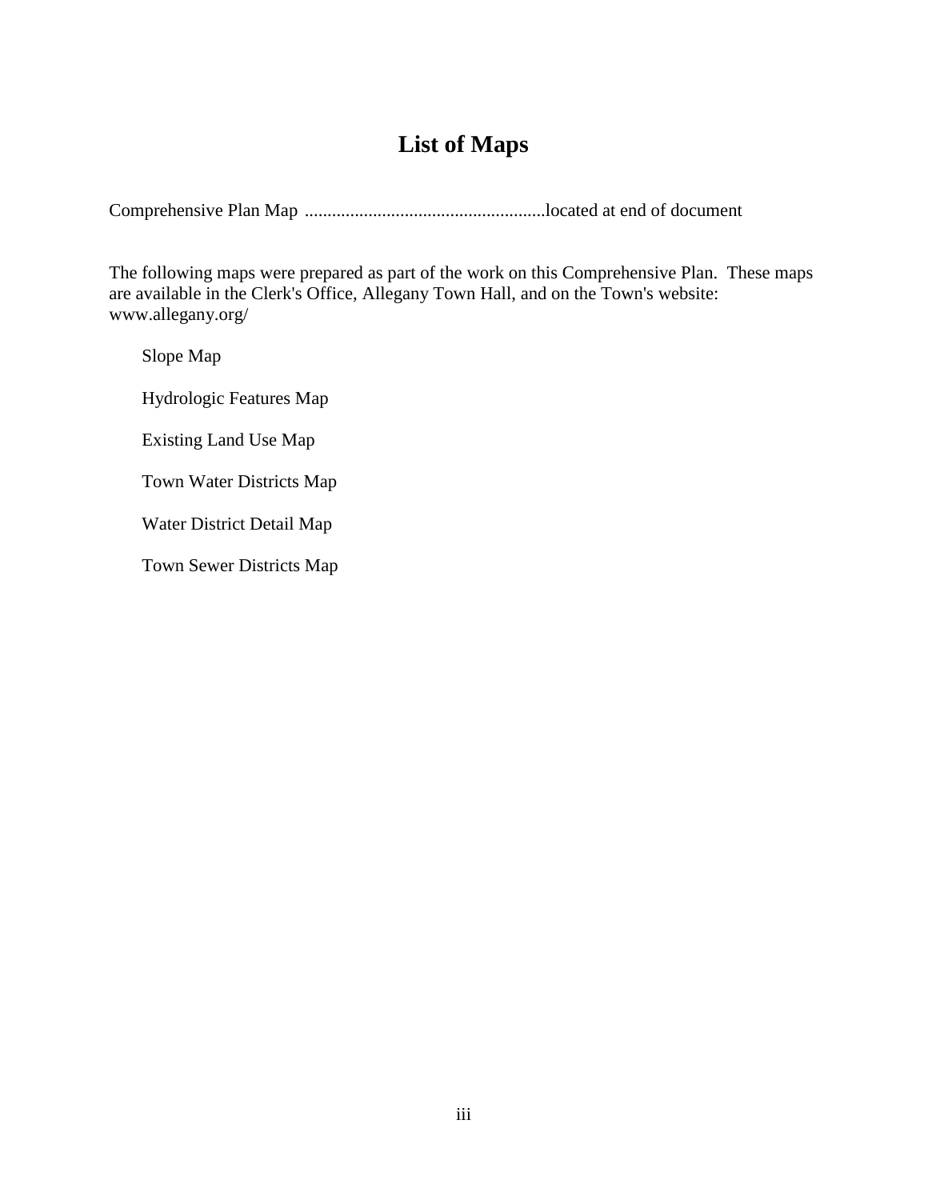# List of Maps

Comprehensive Plan Map .....................................................located at end of document

The following maps were prepared as part of the work on this Comprehensive Plan. These maps are available in the Clerk's Office, Allegany Town Hall, and on the Town's website: www.allegany.org/

Slope Map

Hydrologic Features Map

Existing Land Use Map

Town Water Districts Map

Water District Detail Map

Town Sewer Districts Map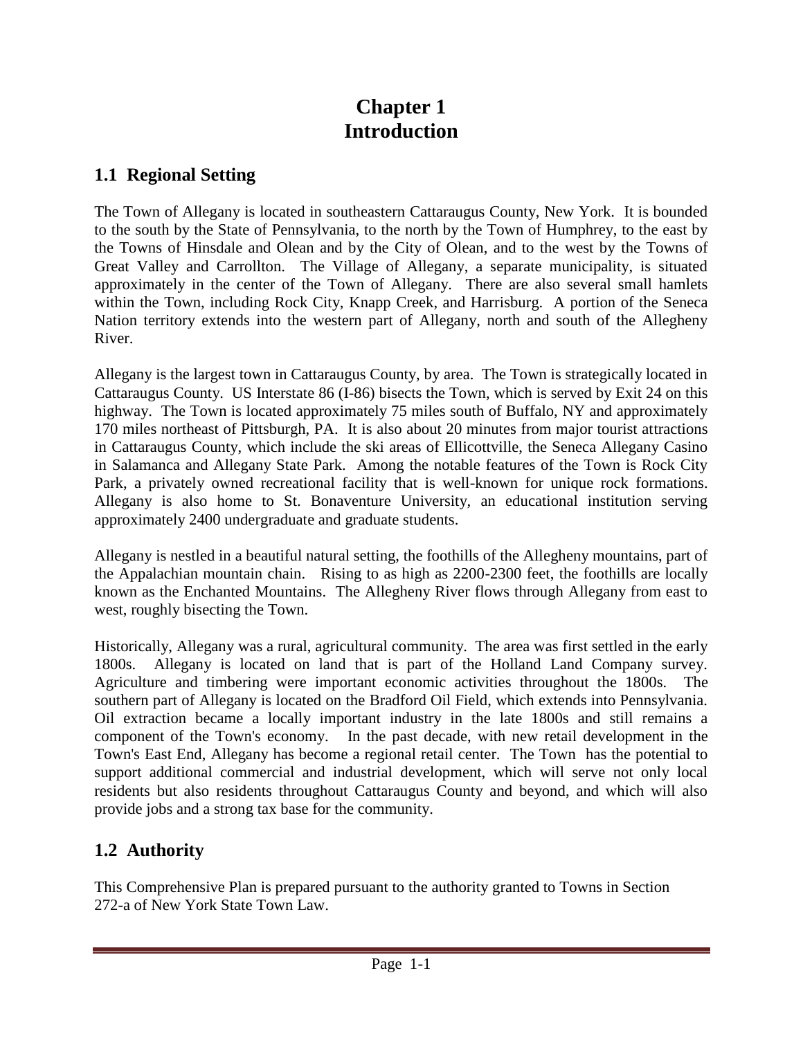# Chapter 1
# Introduction

## 1.1 Regional Setting

The Town of Allegany is located in southeastern Cattaraugus County, New York. It is bounded to the south by the State of Pennsylvania, to the north by the Town of Humphrey, to the east by the Towns of Hinsdale and Olean and by the City of Olean, and to the west by the Towns of Great Valley and Carrollton. The Village of Allegany, a separate municipality, is situated approximately in the center of the Town of Allegany. There are also several small hamlets within the Town, including Rock City, Knapp Creek, and Harrisburg. A portion of the Seneca Nation territory extends into the western part of Allegany, north and south of the Allegheny River.

Allegany is the largest town in Cattaraugus County, by area. The Town is strategically located in Cattaraugus County. US Interstate 86 (I-86) bisects the Town, which is served by Exit 24 on this highway. The Town is located approximately 75 miles south of Buffalo, NY and approximately 170 miles northeast of Pittsburgh, PA. It is also about 20 minutes from major tourist attractions in Cattaraugus County, which include the ski areas of Ellicottville, the Seneca Allegany Casino in Salamanca and Allegany State Park. Among the notable features of the Town is Rock City Park, a privately owned recreational facility that is well-known for unique rock formations. Allegany is also home to St. Bonaventure University, an educational institution serving approximately 2400 undergraduate and graduate students.

Allegany is nestled in a beautiful natural setting, the foothills of the Allegheny mountains, part of the Appalachian mountain chain. Rising to as high as 2200-2300 feet, the foothills are locally known as the Enchanted Mountains. The Allegheny River flows through Allegany from east to west, roughly bisecting the Town.

Historically, Allegany was a rural, agricultural community. The area was first settled in the early 1800s. Allegany is located on land that is part of the Holland Land Company survey. Agriculture and timbering were important economic activities throughout the 1800s. The southern part of Allegany is located on the Bradford Oil Field, which extends into Pennsylvania. Oil extraction became a locally important industry in the late 1800s and still remains a component of the Town's economy. In the past decade, with new retail development in the Town's East End, Allegany has become a regional retail center. The Town has the potential to support additional commercial and industrial development, which will serve not only local residents but also residents throughout Cattaraugus County and beyond, and which will also provide jobs and a strong tax base for the community.

## 1.2 Authority

This Comprehensive Plan is prepared pursuant to the authority granted to Towns in Section 272-a of New York State Town Law.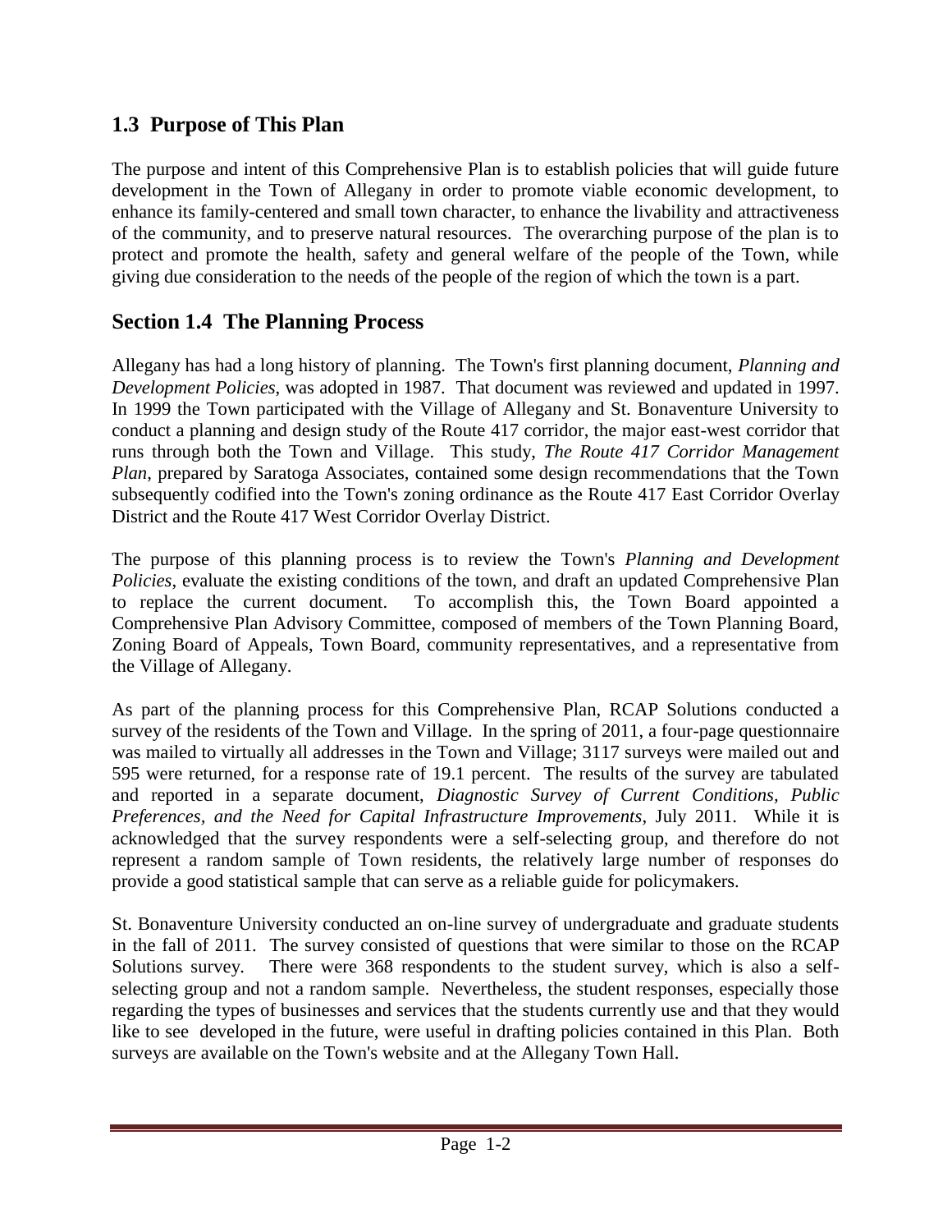## 1.3 Purpose of This Plan

The purpose and intent of this Comprehensive Plan is to establish policies that will guide future development in the Town of Allegany in order to promote viable economic development, to enhance its family-centered and small town character, to enhance the livability and attractiveness of the community, and to preserve natural resources. The overarching purpose of the plan is to protect and promote the health, safety and general welfare of the people of the Town, while giving due consideration to the needs of the people of the region of which the town is a part.

## Section 1.4 The Planning Process

Allegany has had a long history of planning. The Town's first planning document, *Planning and Development Policies*, was adopted in 1987. That document was reviewed and updated in 1997. In 1999 the Town participated with the Village of Allegany and St. Bonaventure University to conduct a planning and design study of the Route 417 corridor, the major east-west corridor that runs through both the Town and Village. This study, *The Route 417 Corridor Management Plan*, prepared by Saratoga Associates, contained some design recommendations that the Town subsequently codified into the Town's zoning ordinance as the Route 417 East Corridor Overlay District and the Route 417 West Corridor Overlay District.

The purpose of this planning process is to review the Town's *Planning and Development Policies*, evaluate the existing conditions of the town, and draft an updated Comprehensive Plan to replace the current document. To accomplish this, the Town Board appointed a Comprehensive Plan Advisory Committee, composed of members of the Town Planning Board, Zoning Board of Appeals, Town Board, community representatives, and a representative from the Village of Allegany.

As part of the planning process for this Comprehensive Plan, RCAP Solutions conducted a survey of the residents of the Town and Village. In the spring of 2011, a four-page questionnaire was mailed to virtually all addresses in the Town and Village; 3117 surveys were mailed out and 595 were returned, for a response rate of 19.1 percent. The results of the survey are tabulated and reported in a separate document, *Diagnostic Survey of Current Conditions, Public Preferences, and the Need for Capital Infrastructure Improvements*, July 2011. While it is acknowledged that the survey respondents were a self-selecting group, and therefore do not represent a random sample of Town residents, the relatively large number of responses do provide a good statistical sample that can serve as a reliable guide for policymakers.

St. Bonaventure University conducted an on-line survey of undergraduate and graduate students in the fall of 2011. The survey consisted of questions that were similar to those on the RCAP Solutions survey. There were 368 respondents to the student survey, which is also a self-selecting group and not a random sample. Nevertheless, the student responses, especially those regarding the types of businesses and services that the students currently use and that they would like to see developed in the future, were useful in drafting policies contained in this Plan. Both surveys are available on the Town's website and at the Allegany Town Hall.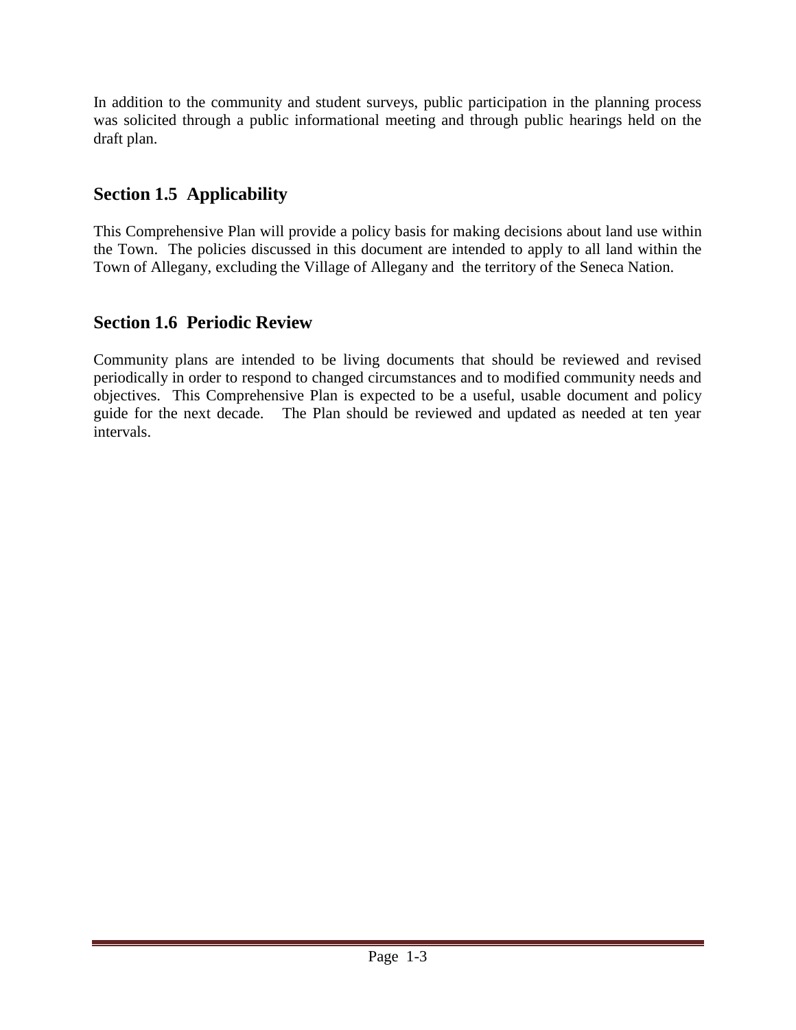In addition to the community and student surveys, public participation in the planning process was solicited through a public informational meeting and through public hearings held on the draft plan.

## Section 1.5 Applicability

This Comprehensive Plan will provide a policy basis for making decisions about land use within the Town. The policies discussed in this document are intended to apply to all land within the Town of Allegany, excluding the Village of Allegany and the territory of the Seneca Nation.

## Section 1.6 Periodic Review

Community plans are intended to be living documents that should be reviewed and revised periodically in order to respond to changed circumstances and to modified community needs and objectives. This Comprehensive Plan is expected to be a useful, usable document and policy guide for the next decade. The Plan should be reviewed and updated as needed at ten year intervals.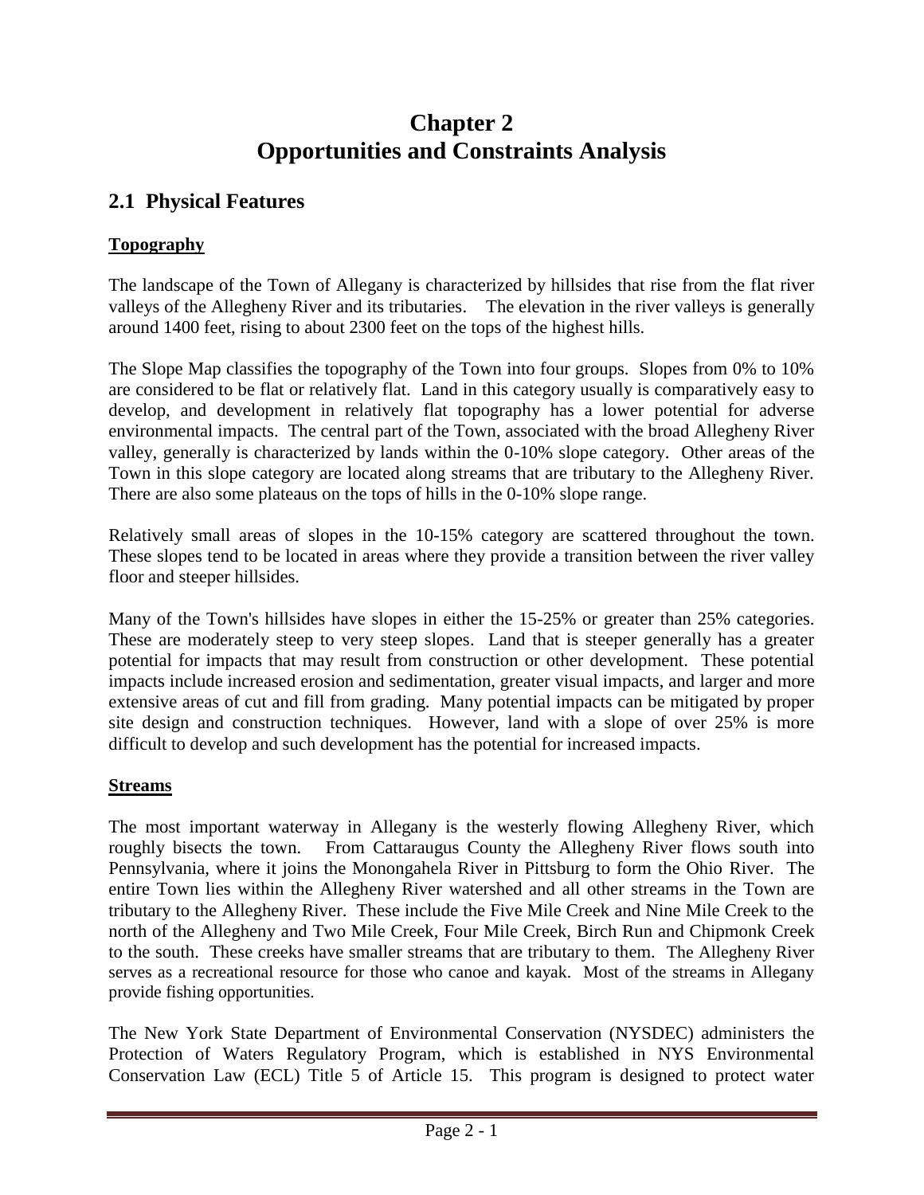# Chapter 2
# Opportunities and Constraints Analysis

## 2.1 Physical Features

### Topography

The landscape of the Town of Allegany is characterized by hillsides that rise from the flat river valleys of the Allegheny River and its tributaries. The elevation in the river valleys is generally around 1400 feet, rising to about 2300 feet on the tops of the highest hills.

The Slope Map classifies the topography of the Town into four groups. Slopes from 0% to 10% are considered to be flat or relatively flat. Land in this category usually is comparatively easy to develop, and development in relatively flat topography has a lower potential for adverse environmental impacts. The central part of the Town, associated with the broad Allegheny River valley, generally is characterized by lands within the 0-10% slope category. Other areas of the Town in this slope category are located along streams that are tributary to the Allegheny River. There are also some plateaus on the tops of hills in the 0-10% slope range.

Relatively small areas of slopes in the 10-15% category are scattered throughout the town. These slopes tend to be located in areas where they provide a transition between the river valley floor and steeper hillsides.

Many of the Town's hillsides have slopes in either the 15-25% or greater than 25% categories. These are moderately steep to very steep slopes. Land that is steeper generally has a greater potential for impacts that may result from construction or other development. These potential impacts include increased erosion and sedimentation, greater visual impacts, and larger and more extensive areas of cut and fill from grading. Many potential impacts can be mitigated by proper site design and construction techniques. However, land with a slope of over 25% is more difficult to develop and such development has the potential for increased impacts.

### Streams

The most important waterway in Allegany is the westerly flowing Allegheny River, which roughly bisects the town. From Cattaraugus County the Allegheny River flows south into Pennsylvania, where it joins the Monongahela River in Pittsburg to form the Ohio River. The entire Town lies within the Allegheny River watershed and all other streams in the Town are tributary to the Allegheny River. These include the Five Mile Creek and Nine Mile Creek to the north of the Allegheny and Two Mile Creek, Four Mile Creek, Birch Run and Chipmonk Creek to the south. These creeks have smaller streams that are tributary to them. The Allegheny River serves as a recreational resource for those who canoe and kayak. Most of the streams in Allegany provide fishing opportunities.

The New York State Department of Environmental Conservation (NYSDEC) administers the Protection of Waters Regulatory Program, which is established in NYS Environmental Conservation Law (ECL) Title 5 of Article 15. This program is designed to protect water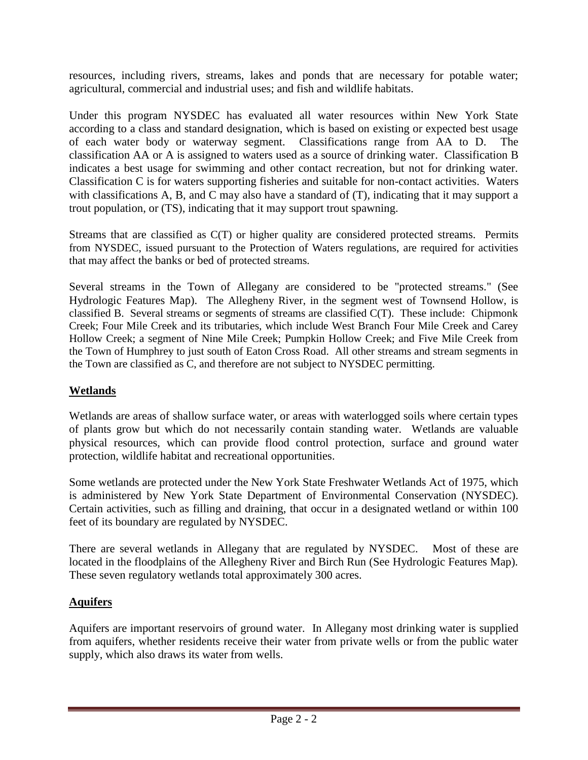resources, including rivers, streams, lakes and ponds that are necessary for potable water; agricultural, commercial and industrial uses; and fish and wildlife habitats.

Under this program NYSDEC has evaluated all water resources within New York State according to a class and standard designation, which is based on existing or expected best usage of each water body or waterway segment. Classifications range from AA to D. The classification AA or A is assigned to waters used as a source of drinking water. Classification B indicates a best usage for swimming and other contact recreation, but not for drinking water. Classification C is for waters supporting fisheries and suitable for non-contact activities. Waters with classifications A, B, and C may also have a standard of (T), indicating that it may support a trout population, or (TS), indicating that it may support trout spawning.

Streams that are classified as C(T) or higher quality are considered protected streams. Permits from NYSDEC, issued pursuant to the Protection of Waters regulations, are required for activities that may affect the banks or bed of protected streams.

Several streams in the Town of Allegany are considered to be "protected streams." (See Hydrologic Features Map). The Allegheny River, in the segment west of Townsend Hollow, is classified B. Several streams or segments of streams are classified C(T). These include: Chipmonk Creek; Four Mile Creek and its tributaries, which include West Branch Four Mile Creek and Carey Hollow Creek; a segment of Nine Mile Creek; Pumpkin Hollow Creek; and Five Mile Creek from the Town of Humphrey to just south of Eaton Cross Road. All other streams and stream segments in the Town are classified as C, and therefore are not subject to NYSDEC permitting.

## Wetlands

Wetlands are areas of shallow surface water, or areas with waterlogged soils where certain types of plants grow but which do not necessarily contain standing water. Wetlands are valuable physical resources, which can provide flood control protection, surface and ground water protection, wildlife habitat and recreational opportunities.

Some wetlands are protected under the New York State Freshwater Wetlands Act of 1975, which is administered by New York State Department of Environmental Conservation (NYSDEC). Certain activities, such as filling and draining, that occur in a designated wetland or within 100 feet of its boundary are regulated by NYSDEC.

There are several wetlands in Allegany that are regulated by NYSDEC. Most of these are located in the floodplains of the Allegheny River and Birch Run (See Hydrologic Features Map). These seven regulatory wetlands total approximately 300 acres.

## Aquifers

Aquifers are important reservoirs of ground water. In Allegany most drinking water is supplied from aquifers, whether residents receive their water from private wells or from the public water supply, which also draws its water from wells.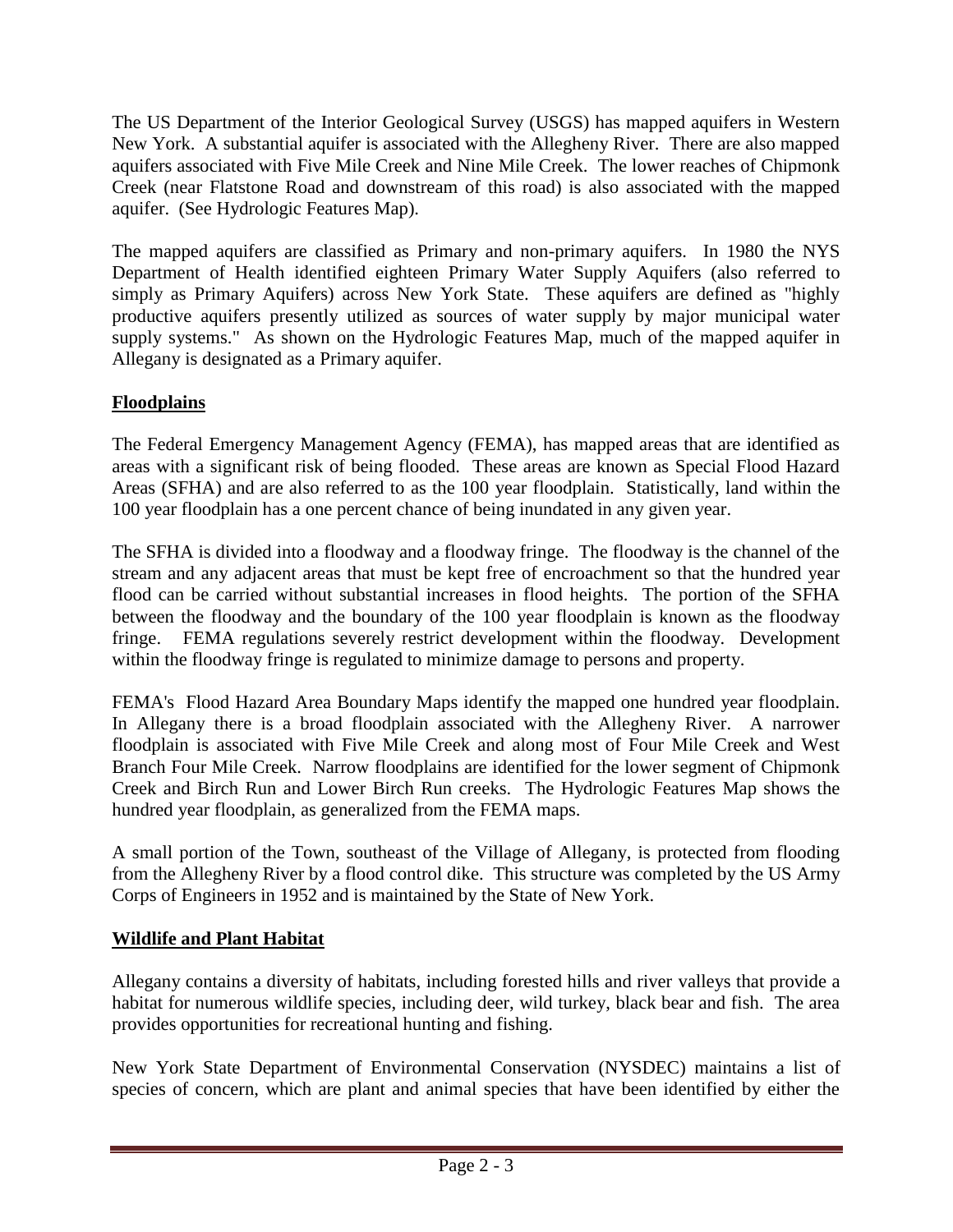The US Department of the Interior Geological Survey (USGS) has mapped aquifers in Western New York. A substantial aquifer is associated with the Allegheny River. There are also mapped aquifers associated with Five Mile Creek and Nine Mile Creek. The lower reaches of Chipmonk Creek (near Flatstone Road and downstream of this road) is also associated with the mapped aquifer. (See Hydrologic Features Map).

The mapped aquifers are classified as Primary and non-primary aquifers. In 1980 the NYS Department of Health identified eighteen Primary Water Supply Aquifers (also referred to simply as Primary Aquifers) across New York State. These aquifers are defined as "highly productive aquifers presently utilized as sources of water supply by major municipal water supply systems." As shown on the Hydrologic Features Map, much of the mapped aquifer in Allegany is designated as a Primary aquifer.

## Floodplains

The Federal Emergency Management Agency (FEMA), has mapped areas that are identified as areas with a significant risk of being flooded. These areas are known as Special Flood Hazard Areas (SFHA) and are also referred to as the 100 year floodplain. Statistically, land within the 100 year floodplain has a one percent chance of being inundated in any given year.

The SFHA is divided into a floodway and a floodway fringe. The floodway is the channel of the stream and any adjacent areas that must be kept free of encroachment so that the hundred year flood can be carried without substantial increases in flood heights. The portion of the SFHA between the floodway and the boundary of the 100 year floodplain is known as the floodway fringe. FEMA regulations severely restrict development within the floodway. Development within the floodway fringe is regulated to minimize damage to persons and property.

FEMA's Flood Hazard Area Boundary Maps identify the mapped one hundred year floodplain. In Allegany there is a broad floodplain associated with the Allegheny River. A narrower floodplain is associated with Five Mile Creek and along most of Four Mile Creek and West Branch Four Mile Creek. Narrow floodplains are identified for the lower segment of Chipmonk Creek and Birch Run and Lower Birch Run creeks. The Hydrologic Features Map shows the hundred year floodplain, as generalized from the FEMA maps.

A small portion of the Town, southeast of the Village of Allegany, is protected from flooding from the Allegheny River by a flood control dike. This structure was completed by the US Army Corps of Engineers in 1952 and is maintained by the State of New York.

## Wildlife and Plant Habitat

Allegany contains a diversity of habitats, including forested hills and river valleys that provide a habitat for numerous wildlife species, including deer, wild turkey, black bear and fish. The area provides opportunities for recreational hunting and fishing.

New York State Department of Environmental Conservation (NYSDEC) maintains a list of species of concern, which are plant and animal species that have been identified by either the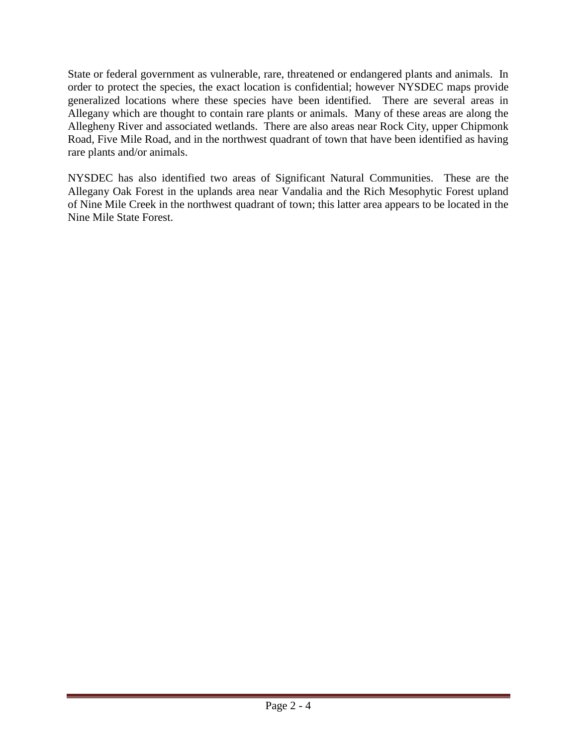State or federal government as vulnerable, rare, threatened or endangered plants and animals. In order to protect the species, the exact location is confidential; however NYSDEC maps provide generalized locations where these species have been identified. There are several areas in Allegany which are thought to contain rare plants or animals. Many of these areas are along the Allegheny River and associated wetlands. There are also areas near Rock City, upper Chipmonk Road, Five Mile Road, and in the northwest quadrant of town that have been identified as having rare plants and/or animals.

NYSDEC has also identified two areas of Significant Natural Communities. These are the Allegany Oak Forest in the uplands area near Vandalia and the Rich Mesophytic Forest upland of Nine Mile Creek in the northwest quadrant of town; this latter area appears to be located in the Nine Mile State Forest.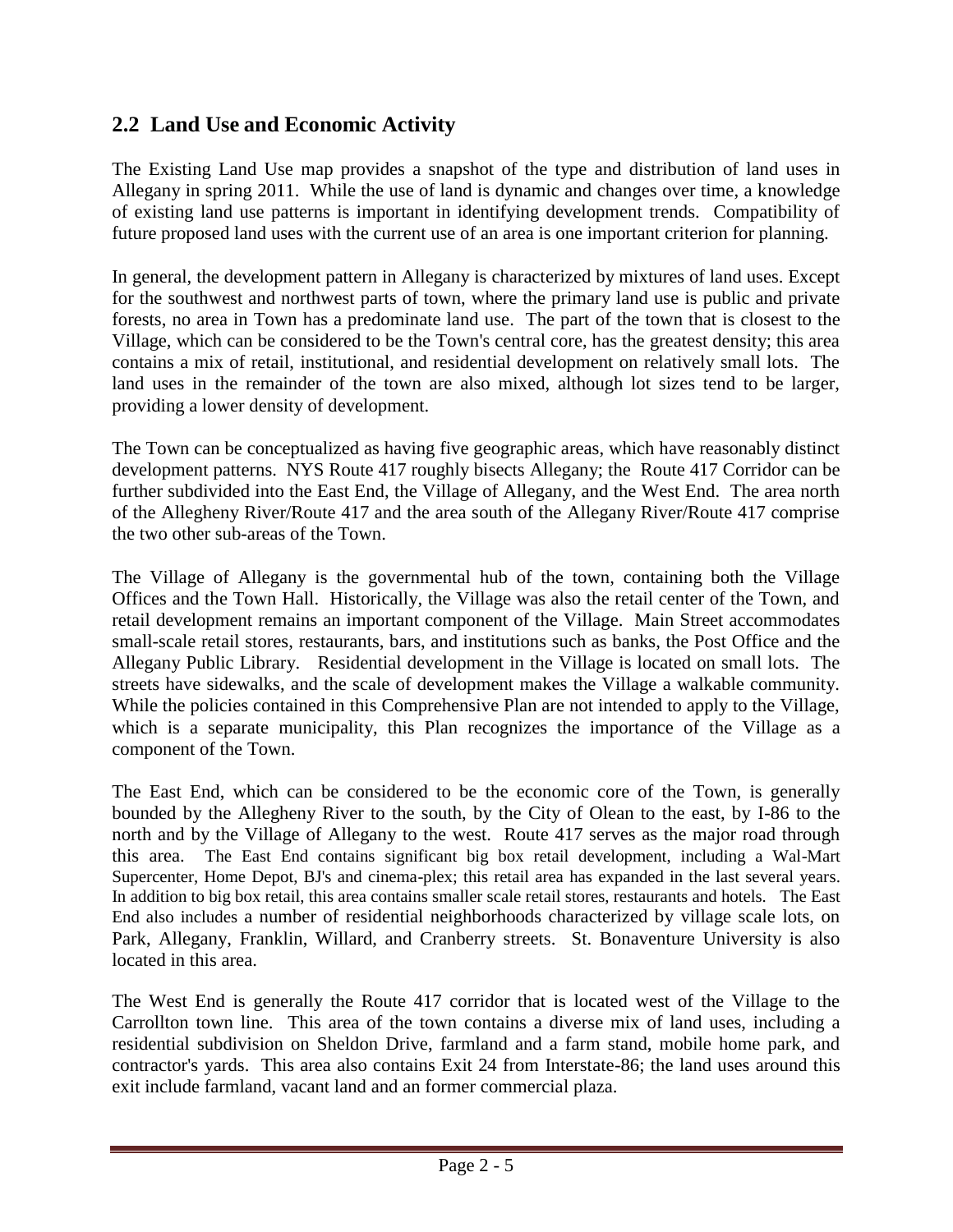## 2.2 Land Use and Economic Activity

The Existing Land Use map provides a snapshot of the type and distribution of land uses in Allegany in spring 2011. While the use of land is dynamic and changes over time, a knowledge of existing land use patterns is important in identifying development trends. Compatibility of future proposed land uses with the current use of an area is one important criterion for planning.

In general, the development pattern in Allegany is characterized by mixtures of land uses. Except for the southwest and northwest parts of town, where the primary land use is public and private forests, no area in Town has a predominate land use. The part of the town that is closest to the Village, which can be considered to be the Town's central core, has the greatest density; this area contains a mix of retail, institutional, and residential development on relatively small lots. The land uses in the remainder of the town are also mixed, although lot sizes tend to be larger, providing a lower density of development.

The Town can be conceptualized as having five geographic areas, which have reasonably distinct development patterns. NYS Route 417 roughly bisects Allegany; the Route 417 Corridor can be further subdivided into the East End, the Village of Allegany, and the West End. The area north of the Allegheny River/Route 417 and the area south of the Allegany River/Route 417 comprise the two other sub-areas of the Town.

The Village of Allegany is the governmental hub of the town, containing both the Village Offices and the Town Hall. Historically, the Village was also the retail center of the Town, and retail development remains an important component of the Village. Main Street accommodates small-scale retail stores, restaurants, bars, and institutions such as banks, the Post Office and the Allegany Public Library. Residential development in the Village is located on small lots. The streets have sidewalks, and the scale of development makes the Village a walkable community. While the policies contained in this Comprehensive Plan are not intended to apply to the Village, which is a separate municipality, this Plan recognizes the importance of the Village as a component of the Town.

The East End, which can be considered to be the economic core of the Town, is generally bounded by the Allegheny River to the south, by the City of Olean to the east, by I-86 to the north and by the Village of Allegany to the west. Route 417 serves as the major road through this area. The East End contains significant big box retail development, including a Wal-Mart Supercenter, Home Depot, BJ's and cinema-plex; this retail area has expanded in the last several years. In addition to big box retail, this area contains smaller scale retail stores, restaurants and hotels. The East End also includes a number of residential neighborhoods characterized by village scale lots, on Park, Allegany, Franklin, Willard, and Cranberry streets. St. Bonaventure University is also located in this area.

The West End is generally the Route 417 corridor that is located west of the Village to the Carrollton town line. This area of the town contains a diverse mix of land uses, including a residential subdivision on Sheldon Drive, farmland and a farm stand, mobile home park, and contractor's yards. This area also contains Exit 24 from Interstate-86; the land uses around this exit include farmland, vacant land and an former commercial plaza.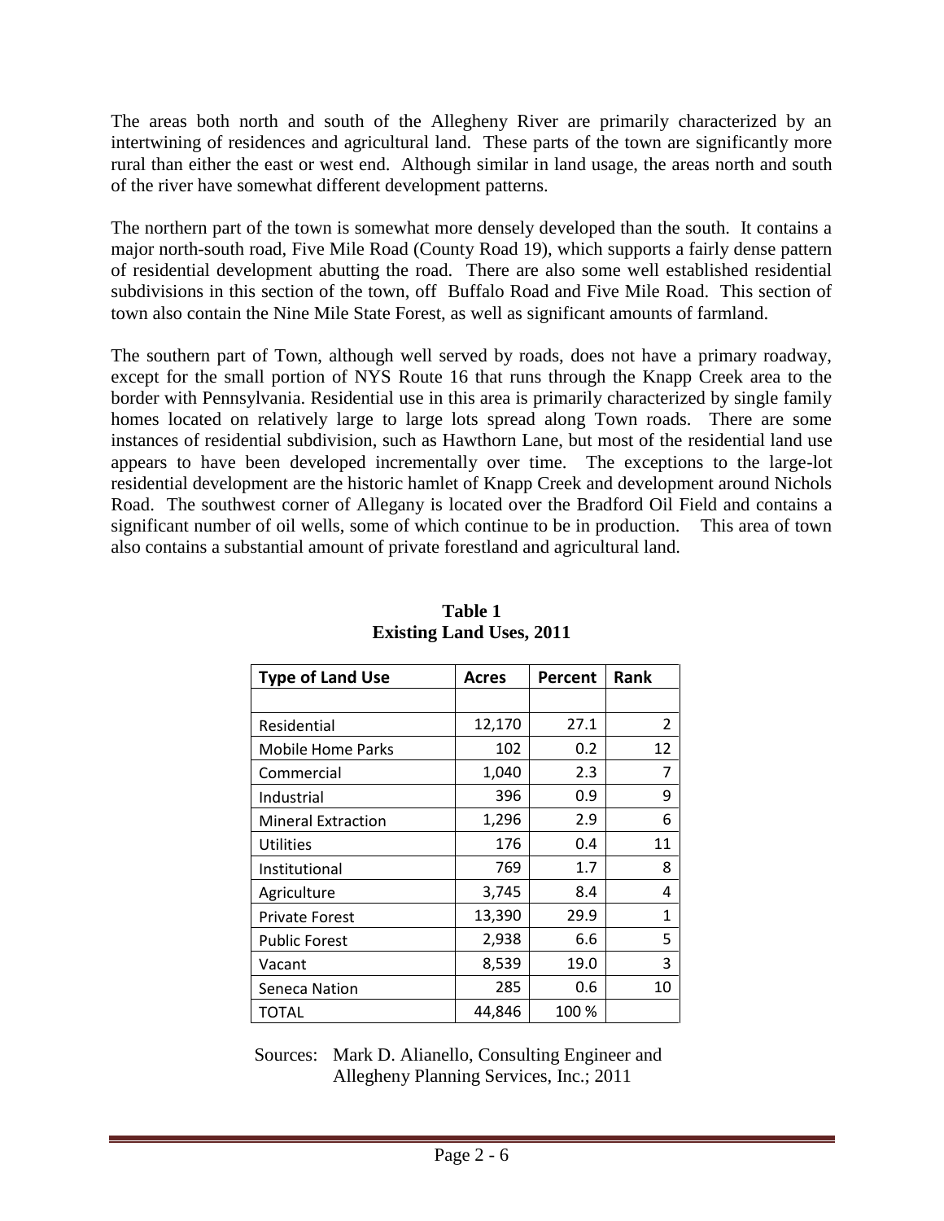The areas both north and south of the Allegheny River are primarily characterized by an intertwining of residences and agricultural land. These parts of the town are significantly more rural than either the east or west end. Although similar in land usage, the areas north and south of the river have somewhat different development patterns.

The northern part of the town is somewhat more densely developed than the south. It contains a major north-south road, Five Mile Road (County Road 19), which supports a fairly dense pattern of residential development abutting the road. There are also some well established residential subdivisions in this section of the town, off Buffalo Road and Five Mile Road. This section of town also contain the Nine Mile State Forest, as well as significant amounts of farmland.

The southern part of Town, although well served by roads, does not have a primary roadway, except for the small portion of NYS Route 16 that runs through the Knapp Creek area to the border with Pennsylvania. Residential use in this area is primarily characterized by single family homes located on relatively large to large lots spread along Town roads. There are some instances of residential subdivision, such as Hawthorn Lane, but most of the residential land use appears to have been developed incrementally over time. The exceptions to the large-lot residential development are the historic hamlet of Knapp Creek and development around Nichols Road. The southwest corner of Allegany is located over the Bradford Oil Field and contains a significant number of oil wells, some of which continue to be in production. This area of town also contains a substantial amount of private forestland and agricultural land.

**Table 1**
**Existing Land Uses, 2011**

| Type of Land Use | Acres | Percent | Rank |
|---|---|---|---|
| | | | |
| Residential | 12,170 | 27.1 | 2 |
| Mobile Home Parks | 102 | 0.2 | 12 |
| Commercial | 1,040 | 2.3 | 7 |
| Industrial | 396 | 0.9 | 9 |
| Mineral Extraction | 1,296 | 2.9 | 6 |
| Utilities | 176 | 0.4 | 11 |
| Institutional | 769 | 1.7 | 8 |
| Agriculture | 3,745 | 8.4 | 4 |
| Private Forest | 13,390 | 29.9 | 1 |
| Public Forest | 2,938 | 6.6 | 5 |
| Vacant | 8,539 | 19.0 | 3 |
| Seneca Nation | 285 | 0.6 | 10 |
| TOTAL | 44,846 | 100 % | |

Sources: Mark D. Alianello, Consulting Engineer and Allegheny Planning Services, Inc.; 2011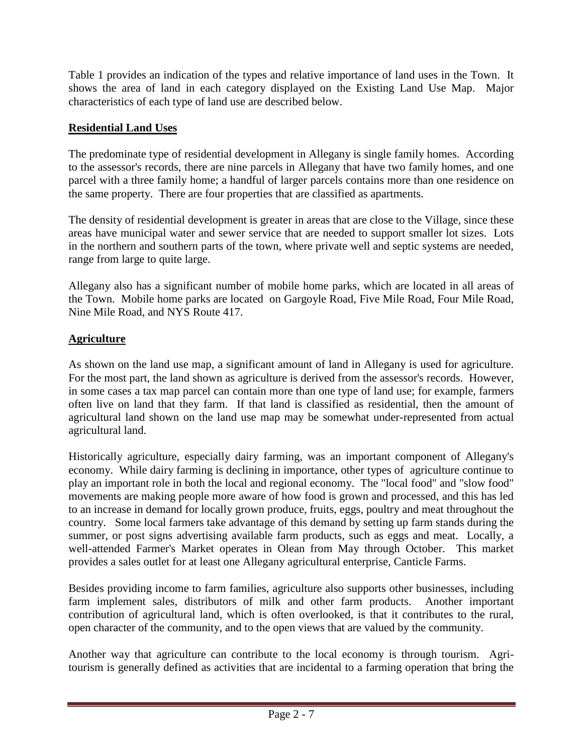Table 1 provides an indication of the types and relative importance of land uses in the Town. It shows the area of land in each category displayed on the Existing Land Use Map. Major characteristics of each type of land use are described below.

## **Residential Land Uses**

The predominate type of residential development in Allegany is single family homes. According to the assessor's records, there are nine parcels in Allegany that have two family homes, and one parcel with a three family home; a handful of larger parcels contains more than one residence on the same property. There are four properties that are classified as apartments.

The density of residential development is greater in areas that are close to the Village, since these areas have municipal water and sewer service that are needed to support smaller lot sizes. Lots in the northern and southern parts of the town, where private well and septic systems are needed, range from large to quite large.

Allegany also has a significant number of mobile home parks, which are located in all areas of the Town. Mobile home parks are located on Gargoyle Road, Five Mile Road, Four Mile Road, Nine Mile Road, and NYS Route 417.

## **Agriculture**

As shown on the land use map, a significant amount of land in Allegany is used for agriculture. For the most part, the land shown as agriculture is derived from the assessor's records. However, in some cases a tax map parcel can contain more than one type of land use; for example, farmers often live on land that they farm. If that land is classified as residential, then the amount of agricultural land shown on the land use map may be somewhat under-represented from actual agricultural land.

Historically agriculture, especially dairy farming, was an important component of Allegany's economy. While dairy farming is declining in importance, other types of agriculture continue to play an important role in both the local and regional economy. The "local food" and "slow food" movements are making people more aware of how food is grown and processed, and this has led to an increase in demand for locally grown produce, fruits, eggs, poultry and meat throughout the country. Some local farmers take advantage of this demand by setting up farm stands during the summer, or post signs advertising available farm products, such as eggs and meat. Locally, a well-attended Farmer's Market operates in Olean from May through October. This market provides a sales outlet for at least one Allegany agricultural enterprise, Canticle Farms.

Besides providing income to farm families, agriculture also supports other businesses, including farm implement sales, distributors of milk and other farm products. Another important contribution of agricultural land, which is often overlooked, is that it contributes to the rural, open character of the community, and to the open views that are valued by the community.

Another way that agriculture can contribute to the local economy is through tourism. Agri-tourism is generally defined as activities that are incidental to a farming operation that bring the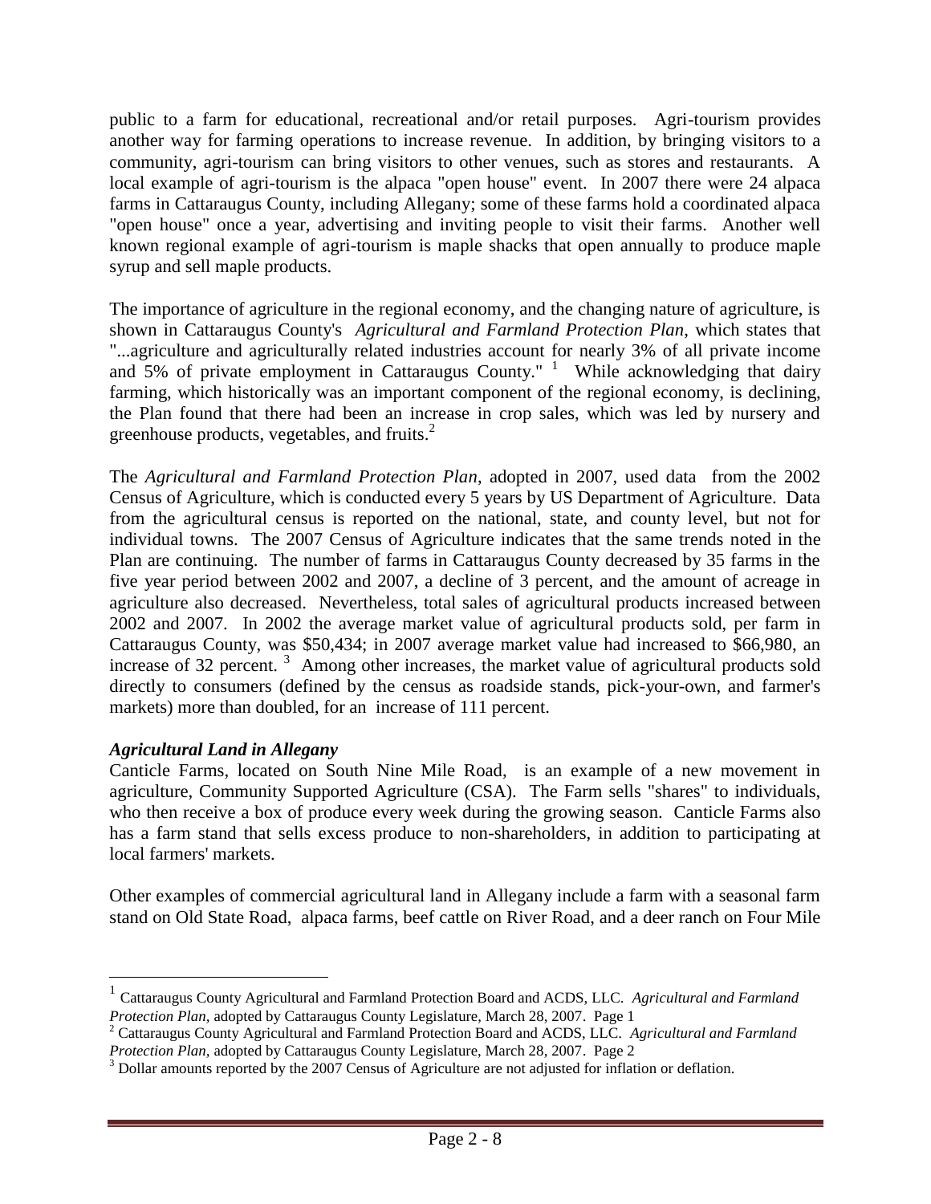public to a farm for educational, recreational and/or retail purposes. Agri-tourism provides another way for farming operations to increase revenue. In addition, by bringing visitors to a community, agri-tourism can bring visitors to other venues, such as stores and restaurants. A local example of agri-tourism is the alpaca "open house" event. In 2007 there were 24 alpaca farms in Cattaraugus County, including Allegany; some of these farms hold a coordinated alpaca "open house" once a year, advertising and inviting people to visit their farms. Another well known regional example of agri-tourism is maple shacks that open annually to produce maple syrup and sell maple products.

The importance of agriculture in the regional economy, and the changing nature of agriculture, is shown in Cattaraugus County's *Agricultural and Farmland Protection Plan*, which states that "...agriculture and agriculturally related industries account for nearly 3% of all private income and 5% of private employment in Cattaraugus County." [1] While acknowledging that dairy farming, which historically was an important component of the regional economy, is declining, the Plan found that there had been an increase in crop sales, which was led by nursery and greenhouse products, vegetables, and fruits.[2]

The *Agricultural and Farmland Protection Plan*, adopted in 2007, used data from the 2002 Census of Agriculture, which is conducted every 5 years by US Department of Agriculture. Data from the agricultural census is reported on the national, state, and county level, but not for individual towns. The 2007 Census of Agriculture indicates that the same trends noted in the Plan are continuing. The number of farms in Cattaraugus County decreased by 35 farms in the five year period between 2002 and 2007, a decline of 3 percent, and the amount of acreage in agriculture also decreased. Nevertheless, total sales of agricultural products increased between 2002 and 2007. In 2002 the average market value of agricultural products sold, per farm in Cattaraugus County, was $50,434; in 2007 average market value had increased to $66,980, an increase of 32 percent. [3] Among other increases, the market value of agricultural products sold directly to consumers (defined by the census as roadside stands, pick-your-own, and farmer's markets) more than doubled, for an increase of 111 percent.

***Agricultural Land in Allegany***

Canticle Farms, located on South Nine Mile Road, is an example of a new movement in agriculture, Community Supported Agriculture (CSA). The Farm sells "shares" to individuals, who then receive a box of produce every week during the growing season. Canticle Farms also has a farm stand that sells excess produce to non-shareholders, in addition to participating at local farmers' markets.

Other examples of commercial agricultural land in Allegany include a farm with a seasonal farm stand on Old State Road, alpaca farms, beef cattle on River Road, and a deer ranch on Four Mile

---

[1] Cattaraugus County Agricultural and Farmland Protection Board and ACDS, LLC. *Agricultural and Farmland Protection Plan*, adopted by Cattaraugus County Legislature, March 28, 2007. Page 1

[2] Cattaraugus County Agricultural and Farmland Protection Board and ACDS, LLC. *Agricultural and Farmland Protection Plan*, adopted by Cattaraugus County Legislature, March 28, 2007. Page 2

[3] Dollar amounts reported by the 2007 Census of Agriculture are not adjusted for inflation or deflation.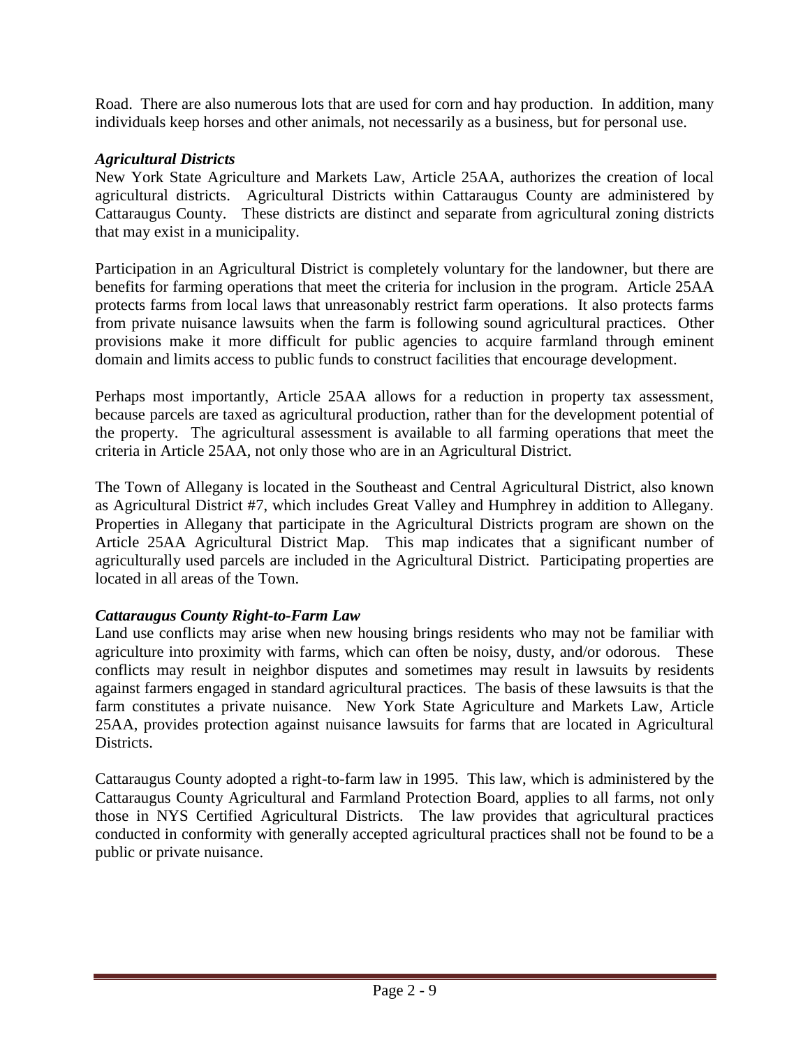Road. There are also numerous lots that are used for corn and hay production. In addition, many individuals keep horses and other animals, not necessarily as a business, but for personal use.

### *Agricultural Districts*

New York State Agriculture and Markets Law, Article 25AA, authorizes the creation of local agricultural districts. Agricultural Districts within Cattaraugus County are administered by Cattaraugus County. These districts are distinct and separate from agricultural zoning districts that may exist in a municipality.

Participation in an Agricultural District is completely voluntary for the landowner, but there are benefits for farming operations that meet the criteria for inclusion in the program. Article 25AA protects farms from local laws that unreasonably restrict farm operations. It also protects farms from private nuisance lawsuits when the farm is following sound agricultural practices. Other provisions make it more difficult for public agencies to acquire farmland through eminent domain and limits access to public funds to construct facilities that encourage development.

Perhaps most importantly, Article 25AA allows for a reduction in property tax assessment, because parcels are taxed as agricultural production, rather than for the development potential of the property. The agricultural assessment is available to all farming operations that meet the criteria in Article 25AA, not only those who are in an Agricultural District.

The Town of Allegany is located in the Southeast and Central Agricultural District, also known as Agricultural District #7, which includes Great Valley and Humphrey in addition to Allegany. Properties in Allegany that participate in the Agricultural Districts program are shown on the Article 25AA Agricultural District Map. This map indicates that a significant number of agriculturally used parcels are included in the Agricultural District. Participating properties are located in all areas of the Town.

### *Cattaraugus County Right-to-Farm Law*

Land use conflicts may arise when new housing brings residents who may not be familiar with agriculture into proximity with farms, which can often be noisy, dusty, and/or odorous. These conflicts may result in neighbor disputes and sometimes may result in lawsuits by residents against farmers engaged in standard agricultural practices. The basis of these lawsuits is that the farm constitutes a private nuisance. New York State Agriculture and Markets Law, Article 25AA, provides protection against nuisance lawsuits for farms that are located in Agricultural Districts.

Cattaraugus County adopted a right-to-farm law in 1995. This law, which is administered by the Cattaraugus County Agricultural and Farmland Protection Board, applies to all farms, not only those in NYS Certified Agricultural Districts. The law provides that agricultural practices conducted in conformity with generally accepted agricultural practices shall not be found to be a public or private nuisance.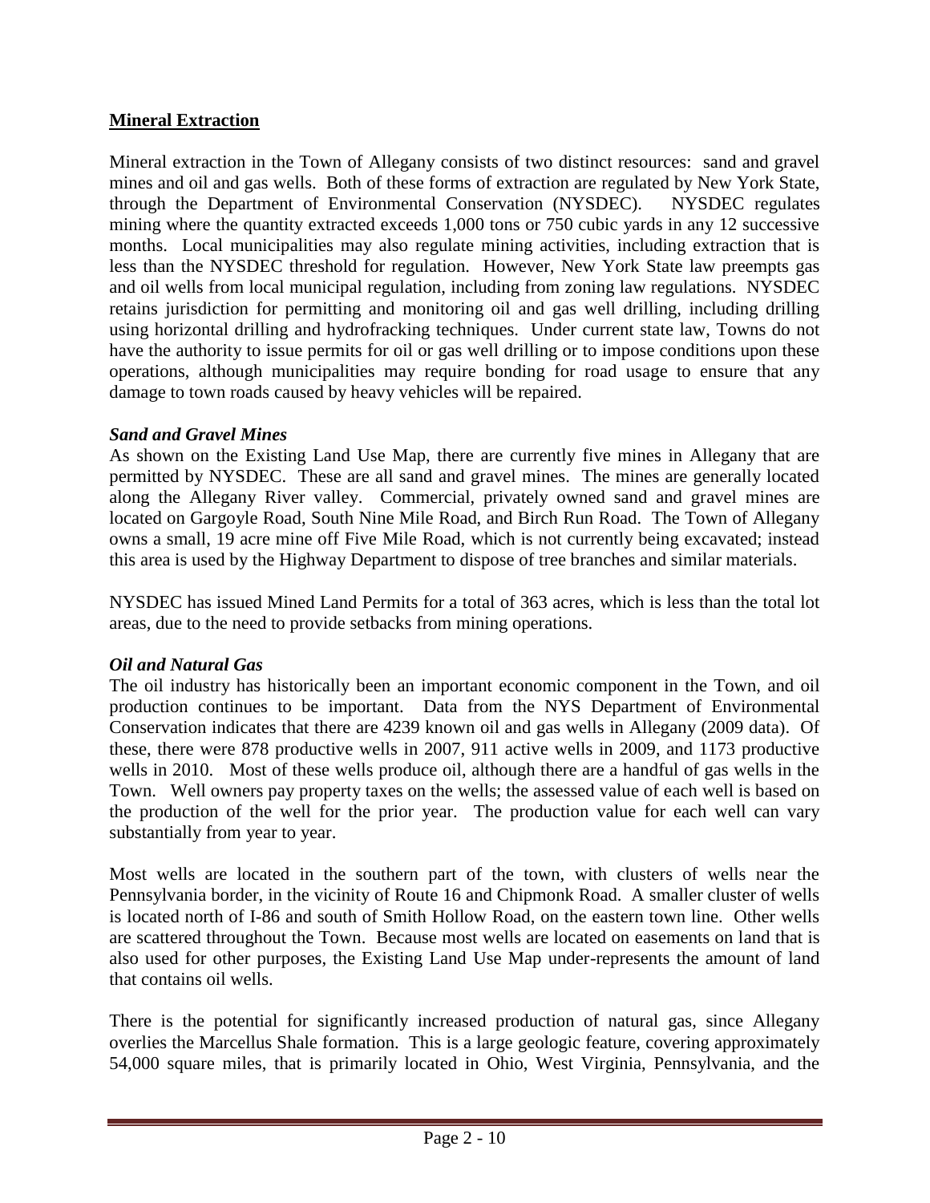## **Mineral Extraction**

Mineral extraction in the Town of Allegany consists of two distinct resources: sand and gravel mines and oil and gas wells. Both of these forms of extraction are regulated by New York State, through the Department of Environmental Conservation (NYSDEC). NYSDEC regulates mining where the quantity extracted exceeds 1,000 tons or 750 cubic yards in any 12 successive months. Local municipalities may also regulate mining activities, including extraction that is less than the NYSDEC threshold for regulation. However, New York State law preempts gas and oil wells from local municipal regulation, including from zoning law regulations. NYSDEC retains jurisdiction for permitting and monitoring oil and gas well drilling, including drilling using horizontal drilling and hydrofracking techniques. Under current state law, Towns do not have the authority to issue permits for oil or gas well drilling or to impose conditions upon these operations, although municipalities may require bonding for road usage to ensure that any damage to town roads caused by heavy vehicles will be repaired.

### ***Sand and Gravel Mines***

As shown on the Existing Land Use Map, there are currently five mines in Allegany that are permitted by NYSDEC. These are all sand and gravel mines. The mines are generally located along the Allegany River valley. Commercial, privately owned sand and gravel mines are located on Gargoyle Road, South Nine Mile Road, and Birch Run Road. The Town of Allegany owns a small, 19 acre mine off Five Mile Road, which is not currently being excavated; instead this area is used by the Highway Department to dispose of tree branches and similar materials.

NYSDEC has issued Mined Land Permits for a total of 363 acres, which is less than the total lot areas, due to the need to provide setbacks from mining operations.

### ***Oil and Natural Gas***

The oil industry has historically been an important economic component in the Town, and oil production continues to be important. Data from the NYS Department of Environmental Conservation indicates that there are 4239 known oil and gas wells in Allegany (2009 data). Of these, there were 878 productive wells in 2007, 911 active wells in 2009, and 1173 productive wells in 2010. Most of these wells produce oil, although there are a handful of gas wells in the Town. Well owners pay property taxes on the wells; the assessed value of each well is based on the production of the well for the prior year. The production value for each well can vary substantially from year to year.

Most wells are located in the southern part of the town, with clusters of wells near the Pennsylvania border, in the vicinity of Route 16 and Chipmonk Road. A smaller cluster of wells is located north of I-86 and south of Smith Hollow Road, on the eastern town line. Other wells are scattered throughout the Town. Because most wells are located on easements on land that is also used for other purposes, the Existing Land Use Map under-represents the amount of land that contains oil wells.

There is the potential for significantly increased production of natural gas, since Allegany overlies the Marcellus Shale formation. This is a large geologic feature, covering approximately 54,000 square miles, that is primarily located in Ohio, West Virginia, Pennsylvania, and the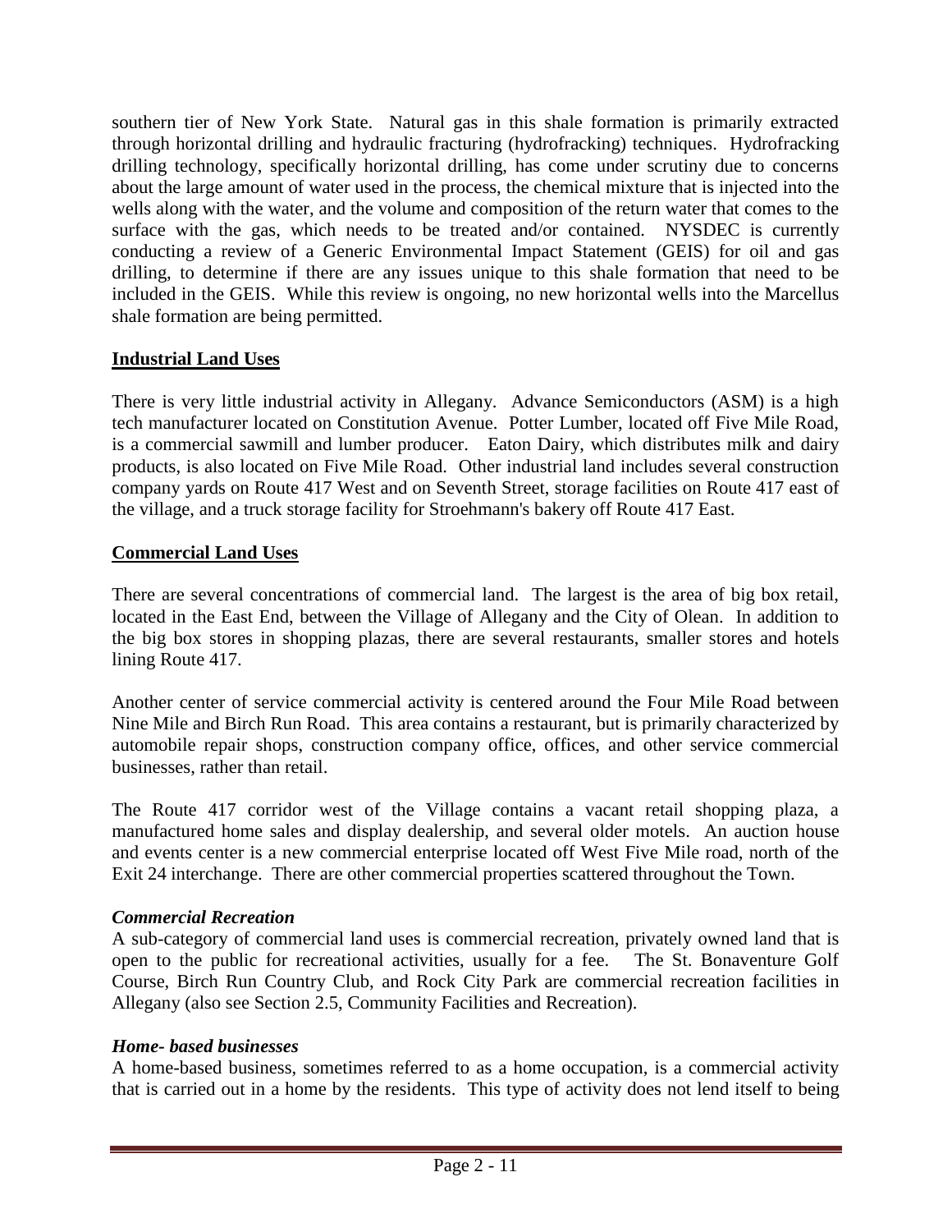southern tier of New York State. Natural gas in this shale formation is primarily extracted through horizontal drilling and hydraulic fracturing (hydrofracking) techniques. Hydrofracking drilling technology, specifically horizontal drilling, has come under scrutiny due to concerns about the large amount of water used in the process, the chemical mixture that is injected into the wells along with the water, and the volume and composition of the return water that comes to the surface with the gas, which needs to be treated and/or contained. NYSDEC is currently conducting a review of a Generic Environmental Impact Statement (GEIS) for oil and gas drilling, to determine if there are any issues unique to this shale formation that need to be included in the GEIS. While this review is ongoing, no new horizontal wells into the Marcellus shale formation are being permitted.

## Industrial Land Uses

There is very little industrial activity in Allegany. Advance Semiconductors (ASM) is a high tech manufacturer located on Constitution Avenue. Potter Lumber, located off Five Mile Road, is a commercial sawmill and lumber producer. Eaton Dairy, which distributes milk and dairy products, is also located on Five Mile Road. Other industrial land includes several construction company yards on Route 417 West and on Seventh Street, storage facilities on Route 417 east of the village, and a truck storage facility for Stroehmann's bakery off Route 417 East.

## Commercial Land Uses

There are several concentrations of commercial land. The largest is the area of big box retail, located in the East End, between the Village of Allegany and the City of Olean. In addition to the big box stores in shopping plazas, there are several restaurants, smaller stores and hotels lining Route 417.

Another center of service commercial activity is centered around the Four Mile Road between Nine Mile and Birch Run Road. This area contains a restaurant, but is primarily characterized by automobile repair shops, construction company office, offices, and other service commercial businesses, rather than retail.

The Route 417 corridor west of the Village contains a vacant retail shopping plaza, a manufactured home sales and display dealership, and several older motels. An auction house and events center is a new commercial enterprise located off West Five Mile road, north of the Exit 24 interchange. There are other commercial properties scattered throughout the Town.

### *Commercial Recreation*

A sub-category of commercial land uses is commercial recreation, privately owned land that is open to the public for recreational activities, usually for a fee. The St. Bonaventure Golf Course, Birch Run Country Club, and Rock City Park are commercial recreation facilities in Allegany (also see Section 2.5, Community Facilities and Recreation).

### *Home- based businesses*

A home-based business, sometimes referred to as a home occupation, is a commercial activity that is carried out in a home by the residents. This type of activity does not lend itself to being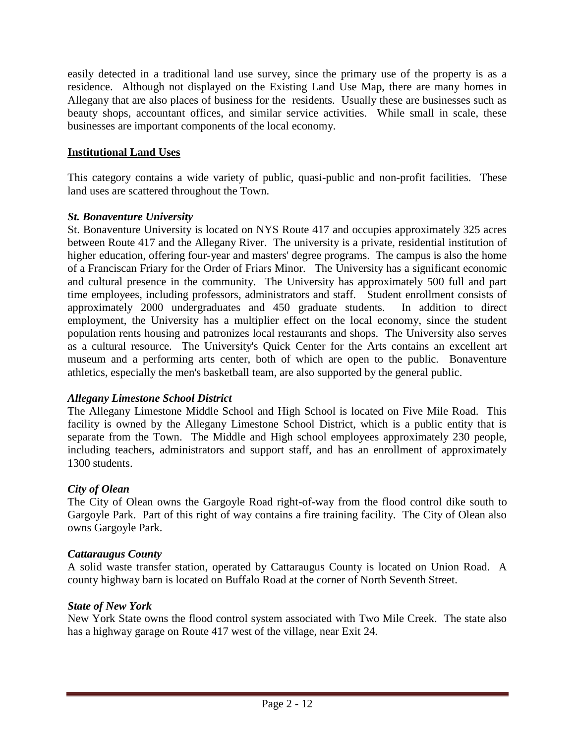easily detected in a traditional land use survey, since the primary use of the property is as a residence. Although not displayed on the Existing Land Use Map, there are many homes in Allegany that are also places of business for the residents. Usually these are businesses such as beauty shops, accountant offices, and similar service activities. While small in scale, these businesses are important components of the local economy.

**Institutional Land Uses**

This category contains a wide variety of public, quasi-public and non-profit facilities. These land uses are scattered throughout the Town.

***St. Bonaventure University***

St. Bonaventure University is located on NYS Route 417 and occupies approximately 325 acres between Route 417 and the Allegany River. The university is a private, residential institution of higher education, offering four-year and masters' degree programs. The campus is also the home of a Franciscan Friary for the Order of Friars Minor. The University has a significant economic and cultural presence in the community. The University has approximately 500 full and part time employees, including professors, administrators and staff. Student enrollment consists of approximately 2000 undergraduates and 450 graduate students. In addition to direct employment, the University has a multiplier effect on the local economy, since the student population rents housing and patronizes local restaurants and shops. The University also serves as a cultural resource. The University's Quick Center for the Arts contains an excellent art museum and a performing arts center, both of which are open to the public. Bonaventure athletics, especially the men's basketball team, are also supported by the general public.

***Allegany Limestone School District***

The Allegany Limestone Middle School and High School is located on Five Mile Road. This facility is owned by the Allegany Limestone School District, which is a public entity that is separate from the Town. The Middle and High school employees approximately 230 people, including teachers, administrators and support staff, and has an enrollment of approximately 1300 students.

***City of Olean***

The City of Olean owns the Gargoyle Road right-of-way from the flood control dike south to Gargoyle Park. Part of this right of way contains a fire training facility. The City of Olean also owns Gargoyle Park.

***Cattaraugus County***

A solid waste transfer station, operated by Cattaraugus County is located on Union Road. A county highway barn is located on Buffalo Road at the corner of North Seventh Street.

***State of New York***

New York State owns the flood control system associated with Two Mile Creek. The state also has a highway garage on Route 417 west of the village, near Exit 24.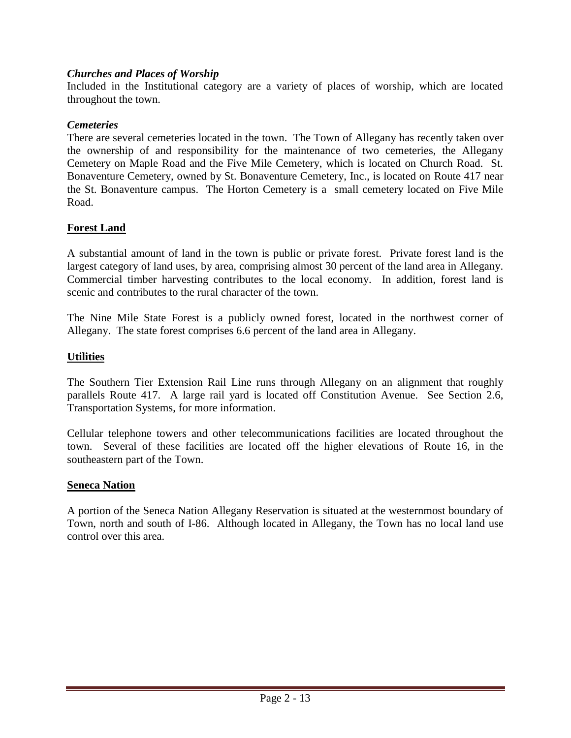### *Churches and Places of Worship*

Included in the Institutional category are a variety of places of worship, which are located throughout the town.

### *Cemeteries*

There are several cemeteries located in the town. The Town of Allegany has recently taken over the ownership of and responsibility for the maintenance of two cemeteries, the Allegany Cemetery on Maple Road and the Five Mile Cemetery, which is located on Church Road. St. Bonaventure Cemetery, owned by St. Bonaventure Cemetery, Inc., is located on Route 417 near the St. Bonaventure campus. The Horton Cemetery is a small cemetery located on Five Mile Road.

## Forest Land

A substantial amount of land in the town is public or private forest. Private forest land is the largest category of land uses, by area, comprising almost 30 percent of the land area in Allegany. Commercial timber harvesting contributes to the local economy. In addition, forest land is scenic and contributes to the rural character of the town.

The Nine Mile State Forest is a publicly owned forest, located in the northwest corner of Allegany. The state forest comprises 6.6 percent of the land area in Allegany.

## Utilities

The Southern Tier Extension Rail Line runs through Allegany on an alignment that roughly parallels Route 417. A large rail yard is located off Constitution Avenue. See Section 2.6, Transportation Systems, for more information.

Cellular telephone towers and other telecommunications facilities are located throughout the town. Several of these facilities are located off the higher elevations of Route 16, in the southeastern part of the Town.

## Seneca Nation

A portion of the Seneca Nation Allegany Reservation is situated at the westernmost boundary of Town, north and south of I-86. Although located in Allegany, the Town has no local land use control over this area.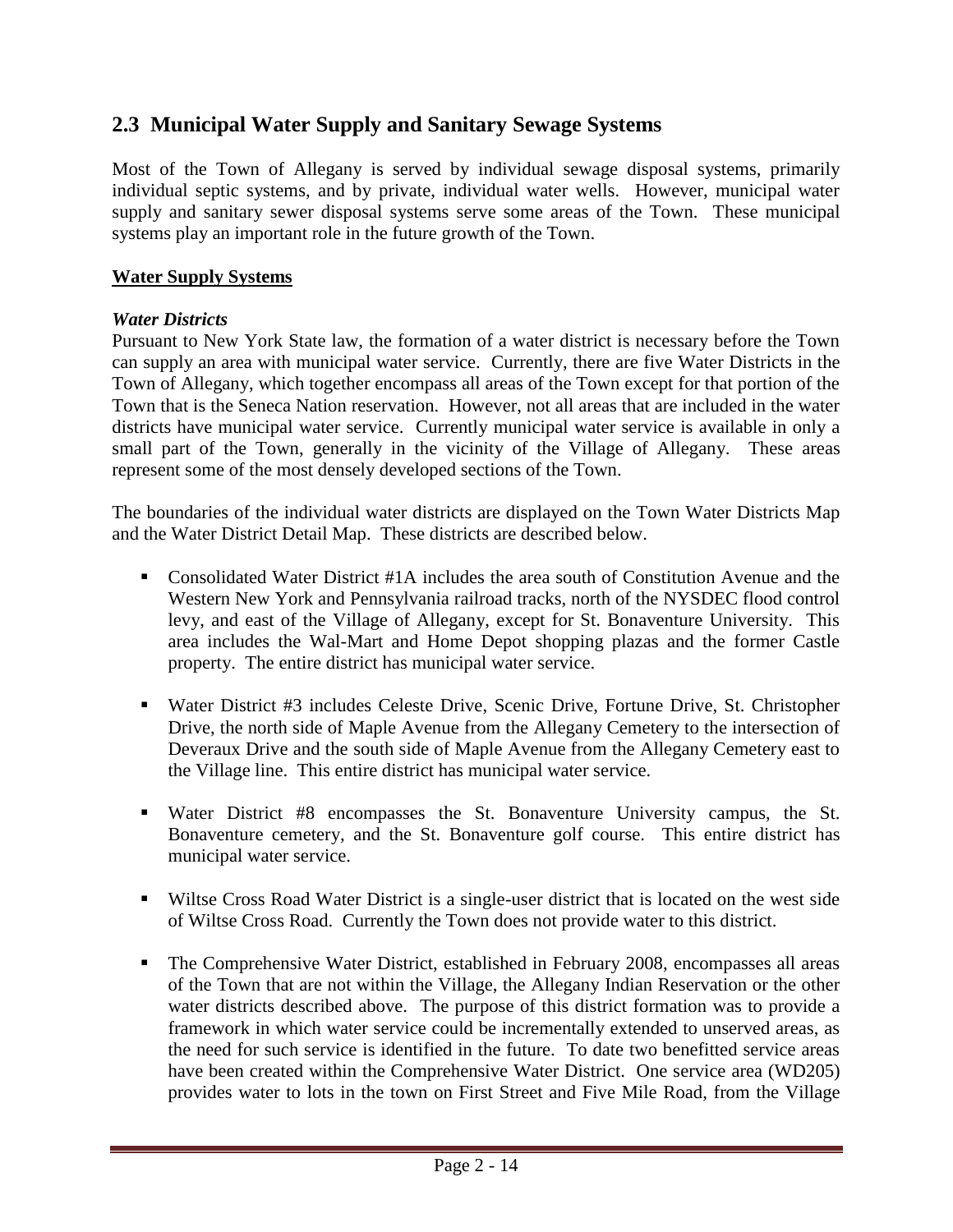## 2.3 Municipal Water Supply and Sanitary Sewage Systems

Most of the Town of Allegany is served by individual sewage disposal systems, primarily individual septic systems, and by private, individual water wells. However, municipal water supply and sanitary sewer disposal systems serve some areas of the Town. These municipal systems play an important role in the future growth of the Town.

**Water Supply Systems**

***Water Districts***

Pursuant to New York State law, the formation of a water district is necessary before the Town can supply an area with municipal water service. Currently, there are five Water Districts in the Town of Allegany, which together encompass all areas of the Town except for that portion of the Town that is the Seneca Nation reservation. However, not all areas that are included in the water districts have municipal water service. Currently municipal water service is available in only a small part of the Town, generally in the vicinity of the Village of Allegany. These areas represent some of the most densely developed sections of the Town.

The boundaries of the individual water districts are displayed on the Town Water Districts Map and the Water District Detail Map. These districts are described below.

- Consolidated Water District #1A includes the area south of Constitution Avenue and the Western New York and Pennsylvania railroad tracks, north of the NYSDEC flood control levy, and east of the Village of Allegany, except for St. Bonaventure University. This area includes the Wal-Mart and Home Depot shopping plazas and the former Castle property. The entire district has municipal water service.
- Water District #3 includes Celeste Drive, Scenic Drive, Fortune Drive, St. Christopher Drive, the north side of Maple Avenue from the Allegany Cemetery to the intersection of Deveraux Drive and the south side of Maple Avenue from the Allegany Cemetery east to the Village line. This entire district has municipal water service.
- Water District #8 encompasses the St. Bonaventure University campus, the St. Bonaventure cemetery, and the St. Bonaventure golf course. This entire district has municipal water service.
- Wiltse Cross Road Water District is a single-user district that is located on the west side of Wiltse Cross Road. Currently the Town does not provide water to this district.
- The Comprehensive Water District, established in February 2008, encompasses all areas of the Town that are not within the Village, the Allegany Indian Reservation or the other water districts described above. The purpose of this district formation was to provide a framework in which water service could be incrementally extended to unserved areas, as the need for such service is identified in the future. To date two benefitted service areas have been created within the Comprehensive Water District. One service area (WD205) provides water to lots in the town on First Street and Five Mile Road, from the Village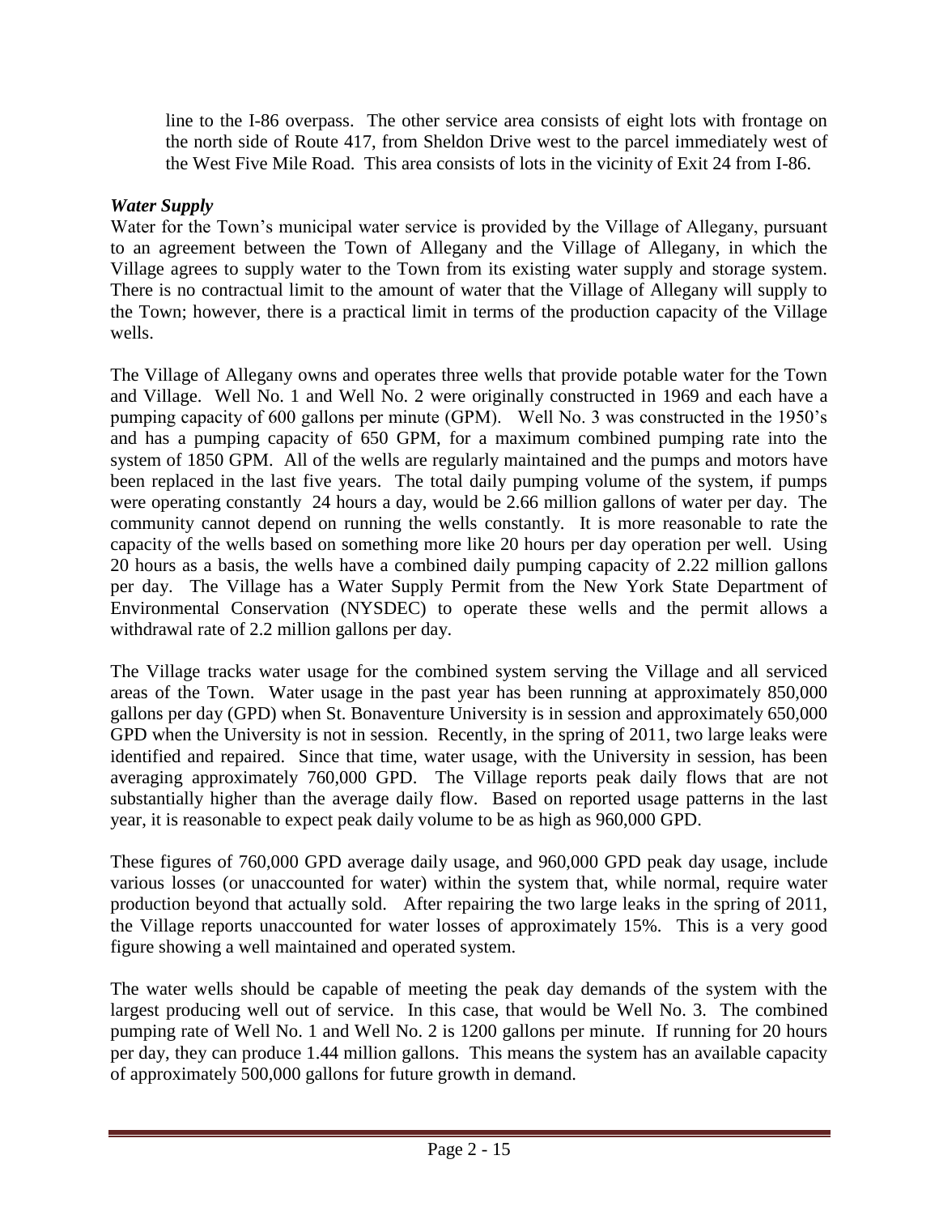line to the I-86 overpass. The other service area consists of eight lots with frontage on the north side of Route 417, from Sheldon Drive west to the parcel immediately west of the West Five Mile Road. This area consists of lots in the vicinity of Exit 24 from I-86.

### *Water Supply*

Water for the Town's municipal water service is provided by the Village of Allegany, pursuant to an agreement between the Town of Allegany and the Village of Allegany, in which the Village agrees to supply water to the Town from its existing water supply and storage system. There is no contractual limit to the amount of water that the Village of Allegany will supply to the Town; however, there is a practical limit in terms of the production capacity of the Village wells.

The Village of Allegany owns and operates three wells that provide potable water for the Town and Village. Well No. 1 and Well No. 2 were originally constructed in 1969 and each have a pumping capacity of 600 gallons per minute (GPM). Well No. 3 was constructed in the 1950's and has a pumping capacity of 650 GPM, for a maximum combined pumping rate into the system of 1850 GPM. All of the wells are regularly maintained and the pumps and motors have been replaced in the last five years. The total daily pumping volume of the system, if pumps were operating constantly 24 hours a day, would be 2.66 million gallons of water per day. The community cannot depend on running the wells constantly. It is more reasonable to rate the capacity of the wells based on something more like 20 hours per day operation per well. Using 20 hours as a basis, the wells have a combined daily pumping capacity of 2.22 million gallons per day. The Village has a Water Supply Permit from the New York State Department of Environmental Conservation (NYSDEC) to operate these wells and the permit allows a withdrawal rate of 2.2 million gallons per day.

The Village tracks water usage for the combined system serving the Village and all serviced areas of the Town. Water usage in the past year has been running at approximately 850,000 gallons per day (GPD) when St. Bonaventure University is in session and approximately 650,000 GPD when the University is not in session. Recently, in the spring of 2011, two large leaks were identified and repaired. Since that time, water usage, with the University in session, has been averaging approximately 760,000 GPD. The Village reports peak daily flows that are not substantially higher than the average daily flow. Based on reported usage patterns in the last year, it is reasonable to expect peak daily volume to be as high as 960,000 GPD.

These figures of 760,000 GPD average daily usage, and 960,000 GPD peak day usage, include various losses (or unaccounted for water) within the system that, while normal, require water production beyond that actually sold. After repairing the two large leaks in the spring of 2011, the Village reports unaccounted for water losses of approximately 15%. This is a very good figure showing a well maintained and operated system.

The water wells should be capable of meeting the peak day demands of the system with the largest producing well out of service. In this case, that would be Well No. 3. The combined pumping rate of Well No. 1 and Well No. 2 is 1200 gallons per minute. If running for 20 hours per day, they can produce 1.44 million gallons. This means the system has an available capacity of approximately 500,000 gallons for future growth in demand.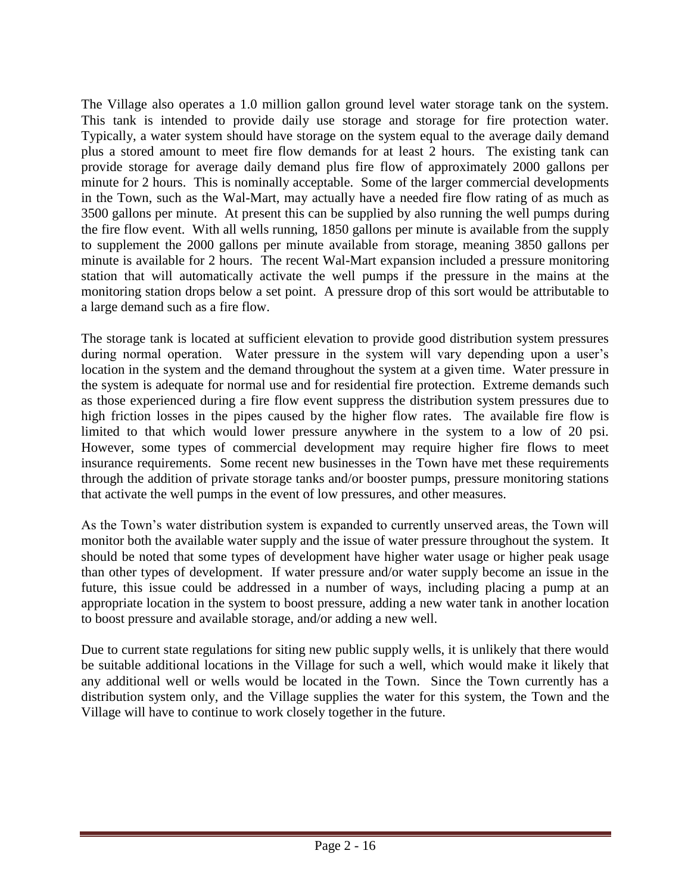The Village also operates a 1.0 million gallon ground level water storage tank on the system. This tank is intended to provide daily use storage and storage for fire protection water. Typically, a water system should have storage on the system equal to the average daily demand plus a stored amount to meet fire flow demands for at least 2 hours. The existing tank can provide storage for average daily demand plus fire flow of approximately 2000 gallons per minute for 2 hours. This is nominally acceptable. Some of the larger commercial developments in the Town, such as the Wal-Mart, may actually have a needed fire flow rating of as much as 3500 gallons per minute. At present this can be supplied by also running the well pumps during the fire flow event. With all wells running, 1850 gallons per minute is available from the supply to supplement the 2000 gallons per minute available from storage, meaning 3850 gallons per minute is available for 2 hours. The recent Wal-Mart expansion included a pressure monitoring station that will automatically activate the well pumps if the pressure in the mains at the monitoring station drops below a set point. A pressure drop of this sort would be attributable to a large demand such as a fire flow.

The storage tank is located at sufficient elevation to provide good distribution system pressures during normal operation. Water pressure in the system will vary depending upon a user's location in the system and the demand throughout the system at a given time. Water pressure in the system is adequate for normal use and for residential fire protection. Extreme demands such as those experienced during a fire flow event suppress the distribution system pressures due to high friction losses in the pipes caused by the higher flow rates. The available fire flow is limited to that which would lower pressure anywhere in the system to a low of 20 psi. However, some types of commercial development may require higher fire flows to meet insurance requirements. Some recent new businesses in the Town have met these requirements through the addition of private storage tanks and/or booster pumps, pressure monitoring stations that activate the well pumps in the event of low pressures, and other measures.

As the Town's water distribution system is expanded to currently unserved areas, the Town will monitor both the available water supply and the issue of water pressure throughout the system. It should be noted that some types of development have higher water usage or higher peak usage than other types of development. If water pressure and/or water supply become an issue in the future, this issue could be addressed in a number of ways, including placing a pump at an appropriate location in the system to boost pressure, adding a new water tank in another location to boost pressure and available storage, and/or adding a new well.

Due to current state regulations for siting new public supply wells, it is unlikely that there would be suitable additional locations in the Village for such a well, which would make it likely that any additional well or wells would be located in the Town. Since the Town currently has a distribution system only, and the Village supplies the water for this system, the Town and the Village will have to continue to work closely together in the future.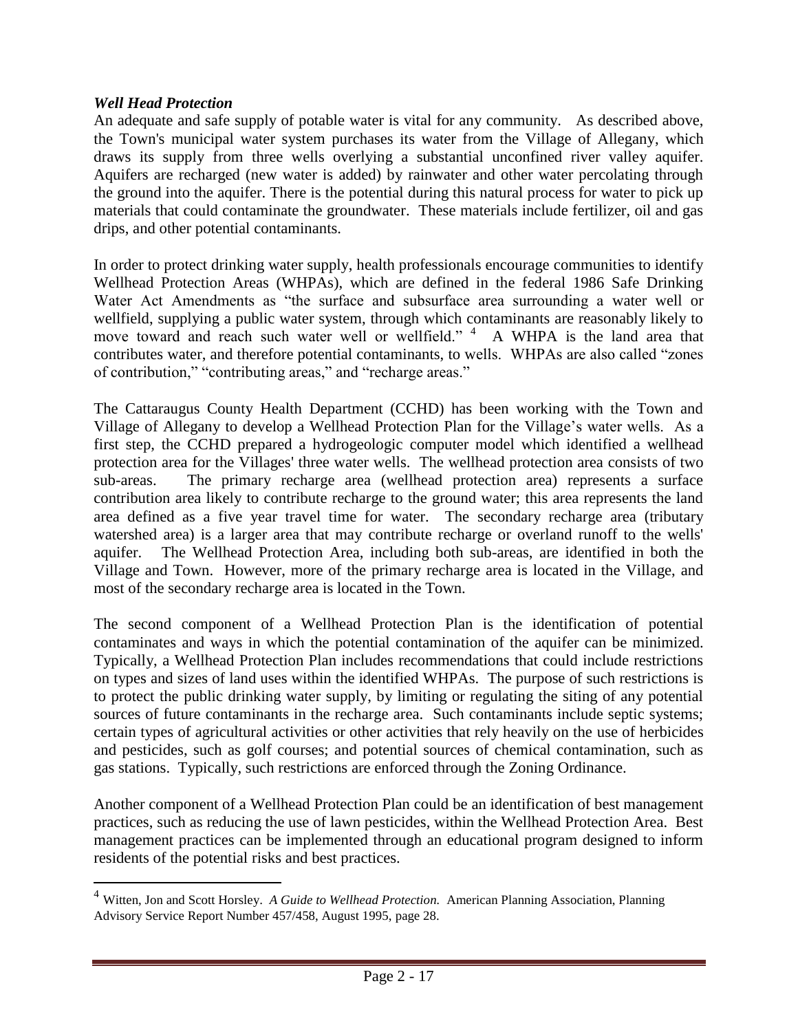### ***Well Head Protection***

An adequate and safe supply of potable water is vital for any community. As described above, the Town's municipal water system purchases its water from the Village of Allegany, which draws its supply from three wells overlying a substantial unconfined river valley aquifer. Aquifers are recharged (new water is added) by rainwater and other water percolating through the ground into the aquifer. There is the potential during this natural process for water to pick up materials that could contaminate the groundwater. These materials include fertilizer, oil and gas drips, and other potential contaminants.

In order to protect drinking water supply, health professionals encourage communities to identify Wellhead Protection Areas (WHPAs), which are defined in the federal 1986 Safe Drinking Water Act Amendments as "the surface and subsurface area surrounding a water well or wellfield, supplying a public water system, through which contaminants are reasonably likely to move toward and reach such water well or wellfield." [4] A WHPA is the land area that contributes water, and therefore potential contaminants, to wells. WHPAs are also called "zones of contribution," "contributing areas," and "recharge areas."

The Cattaraugus County Health Department (CCHD) has been working with the Town and Village of Allegany to develop a Wellhead Protection Plan for the Village's water wells. As a first step, the CCHD prepared a hydrogeologic computer model which identified a wellhead protection area for the Villages' three water wells. The wellhead protection area consists of two sub-areas. The primary recharge area (wellhead protection area) represents a surface contribution area likely to contribute recharge to the ground water; this area represents the land area defined as a five year travel time for water. The secondary recharge area (tributary watershed area) is a larger area that may contribute recharge or overland runoff to the wells' aquifer. The Wellhead Protection Area, including both sub-areas, are identified in both the Village and Town. However, more of the primary recharge area is located in the Village, and most of the secondary recharge area is located in the Town.

The second component of a Wellhead Protection Plan is the identification of potential contaminates and ways in which the potential contamination of the aquifer can be minimized. Typically, a Wellhead Protection Plan includes recommendations that could include restrictions on types and sizes of land uses within the identified WHPAs. The purpose of such restrictions is to protect the public drinking water supply, by limiting or regulating the siting of any potential sources of future contaminants in the recharge area. Such contaminants include septic systems; certain types of agricultural activities or other activities that rely heavily on the use of herbicides and pesticides, such as golf courses; and potential sources of chemical contamination, such as gas stations. Typically, such restrictions are enforced through the Zoning Ordinance.

Another component of a Wellhead Protection Plan could be an identification of best management practices, such as reducing the use of lawn pesticides, within the Wellhead Protection Area. Best management practices can be implemented through an educational program designed to inform residents of the potential risks and best practices.

---

[4] Witten, Jon and Scott Horsley. *A Guide to Wellhead Protection.* American Planning Association, Planning Advisory Service Report Number 457/458, August 1995, page 28.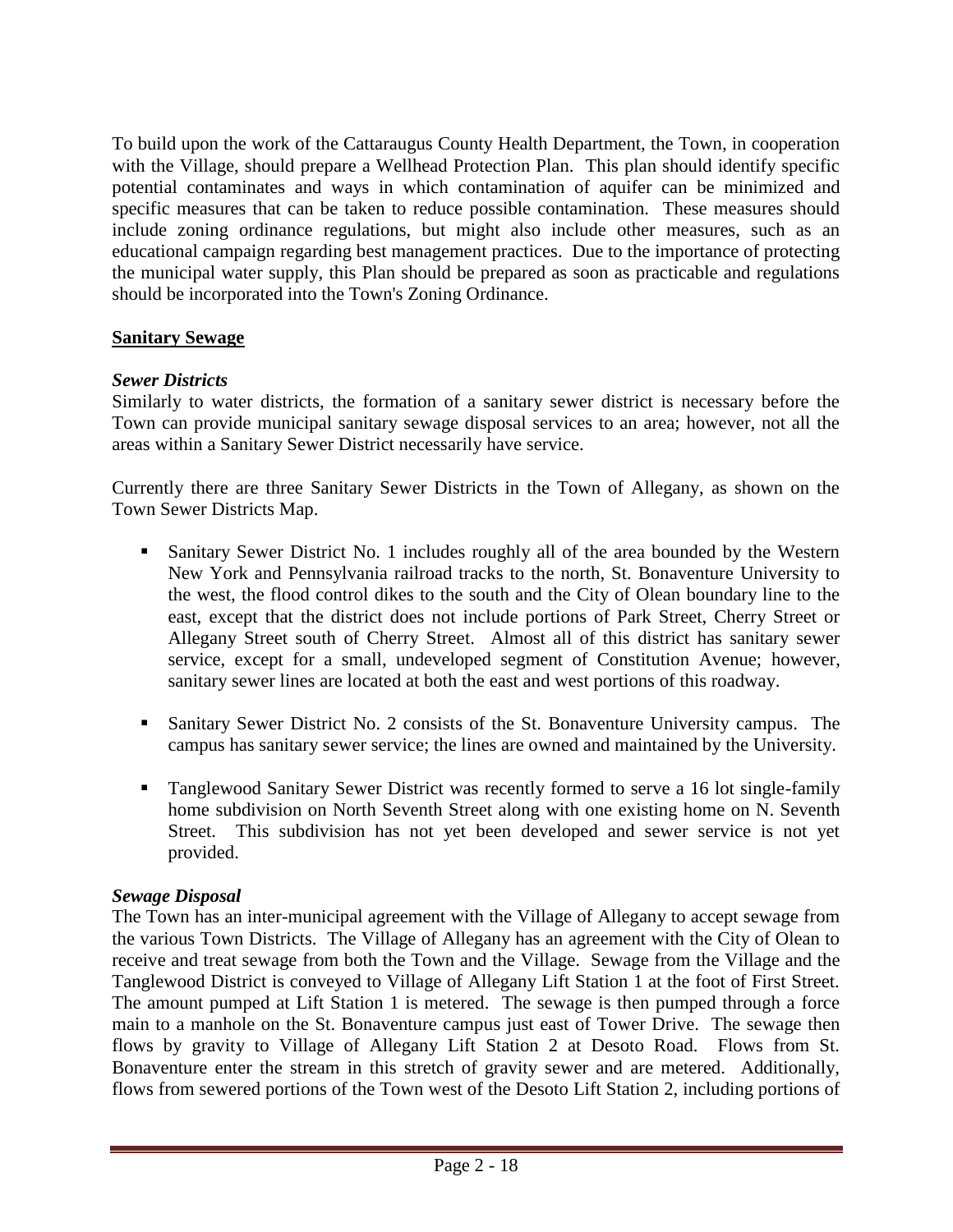To build upon the work of the Cattaraugus County Health Department, the Town, in cooperation with the Village, should prepare a Wellhead Protection Plan. This plan should identify specific potential contaminates and ways in which contamination of aquifer can be minimized and specific measures that can be taken to reduce possible contamination. These measures should include zoning ordinance regulations, but might also include other measures, such as an educational campaign regarding best management practices. Due to the importance of protecting the municipal water supply, this Plan should be prepared as soon as practicable and regulations should be incorporated into the Town's Zoning Ordinance.

## Sanitary Sewage

### *Sewer Districts*

Similarly to water districts, the formation of a sanitary sewer district is necessary before the Town can provide municipal sanitary sewage disposal services to an area; however, not all the areas within a Sanitary Sewer District necessarily have service.

Currently there are three Sanitary Sewer Districts in the Town of Allegany, as shown on the Town Sewer Districts Map.

- Sanitary Sewer District No. 1 includes roughly all of the area bounded by the Western New York and Pennsylvania railroad tracks to the north, St. Bonaventure University to the west, the flood control dikes to the south and the City of Olean boundary line to the east, except that the district does not include portions of Park Street, Cherry Street or Allegany Street south of Cherry Street. Almost all of this district has sanitary sewer service, except for a small, undeveloped segment of Constitution Avenue; however, sanitary sewer lines are located at both the east and west portions of this roadway.
- Sanitary Sewer District No. 2 consists of the St. Bonaventure University campus. The campus has sanitary sewer service; the lines are owned and maintained by the University.
- Tanglewood Sanitary Sewer District was recently formed to serve a 16 lot single-family home subdivision on North Seventh Street along with one existing home on N. Seventh Street. This subdivision has not yet been developed and sewer service is not yet provided.

### *Sewage Disposal*

The Town has an inter-municipal agreement with the Village of Allegany to accept sewage from the various Town Districts. The Village of Allegany has an agreement with the City of Olean to receive and treat sewage from both the Town and the Village. Sewage from the Village and the Tanglewood District is conveyed to Village of Allegany Lift Station 1 at the foot of First Street. The amount pumped at Lift Station 1 is metered. The sewage is then pumped through a force main to a manhole on the St. Bonaventure campus just east of Tower Drive. The sewage then flows by gravity to Village of Allegany Lift Station 2 at Desoto Road. Flows from St. Bonaventure enter the stream in this stretch of gravity sewer and are metered. Additionally, flows from sewered portions of the Town west of the Desoto Lift Station 2, including portions of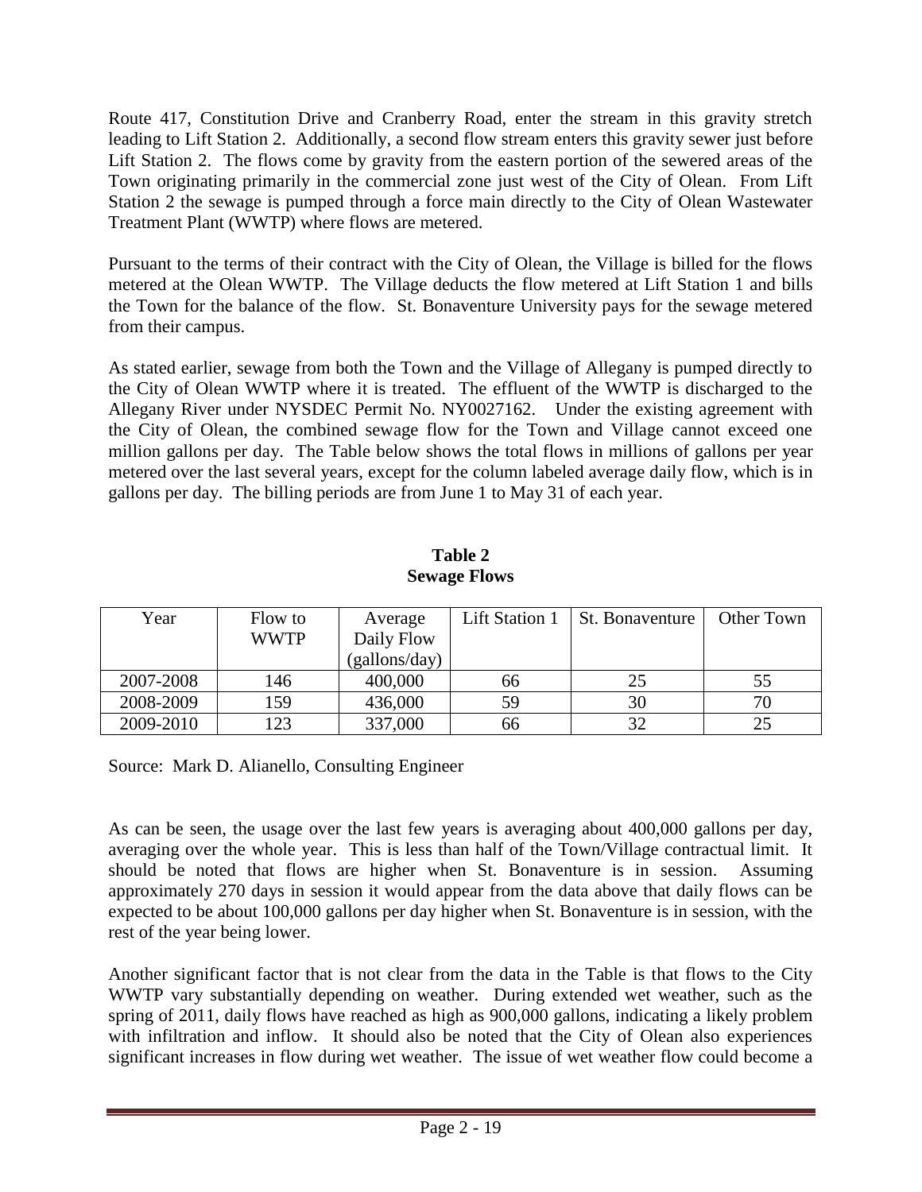Route 417, Constitution Drive and Cranberry Road, enter the stream in this gravity stretch leading to Lift Station 2. Additionally, a second flow stream enters this gravity sewer just before Lift Station 2. The flows come by gravity from the eastern portion of the sewered areas of the Town originating primarily in the commercial zone just west of the City of Olean. From Lift Station 2 the sewage is pumped through a force main directly to the City of Olean Wastewater Treatment Plant (WWTP) where flows are metered.

Pursuant to the terms of their contract with the City of Olean, the Village is billed for the flows metered at the Olean WWTP. The Village deducts the flow metered at Lift Station 1 and bills the Town for the balance of the flow. St. Bonaventure University pays for the sewage metered from their campus.

As stated earlier, sewage from both the Town and the Village of Allegany is pumped directly to the City of Olean WWTP where it is treated. The effluent of the WWTP is discharged to the Allegany River under NYSDEC Permit No. NY0027162. Under the existing agreement with the City of Olean, the combined sewage flow for the Town and Village cannot exceed one million gallons per day. The Table below shows the total flows in millions of gallons per year metered over the last several years, except for the column labeled average daily flow, which is in gallons per day. The billing periods are from June 1 to May 31 of each year.

**Table 2**
**Sewage Flows**

| Year | Flow to WWTP | Average Daily Flow (gallons/day) | Lift Station 1 | St. Bonaventure | Other Town |
|---|---|---|---|---|---|
| 2007-2008 | 146 | 400,000 | 66 | 25 | 55 |
| 2008-2009 | 159 | 436,000 | 59 | 30 | 70 |
| 2009-2010 | 123 | 337,000 | 66 | 32 | 25 |

Source: Mark D. Alianello, Consulting Engineer

As can be seen, the usage over the last few years is averaging about 400,000 gallons per day, averaging over the whole year. This is less than half of the Town/Village contractual limit. It should be noted that flows are higher when St. Bonaventure is in session. Assuming approximately 270 days in session it would appear from the data above that daily flows can be expected to be about 100,000 gallons per day higher when St. Bonaventure is in session, with the rest of the year being lower.

Another significant factor that is not clear from the data in the Table is that flows to the City WWTP vary substantially depending on weather. During extended wet weather, such as the spring of 2011, daily flows have reached as high as 900,000 gallons, indicating a likely problem with infiltration and inflow. It should also be noted that the City of Olean also experiences significant increases in flow during wet weather. The issue of wet weather flow could become a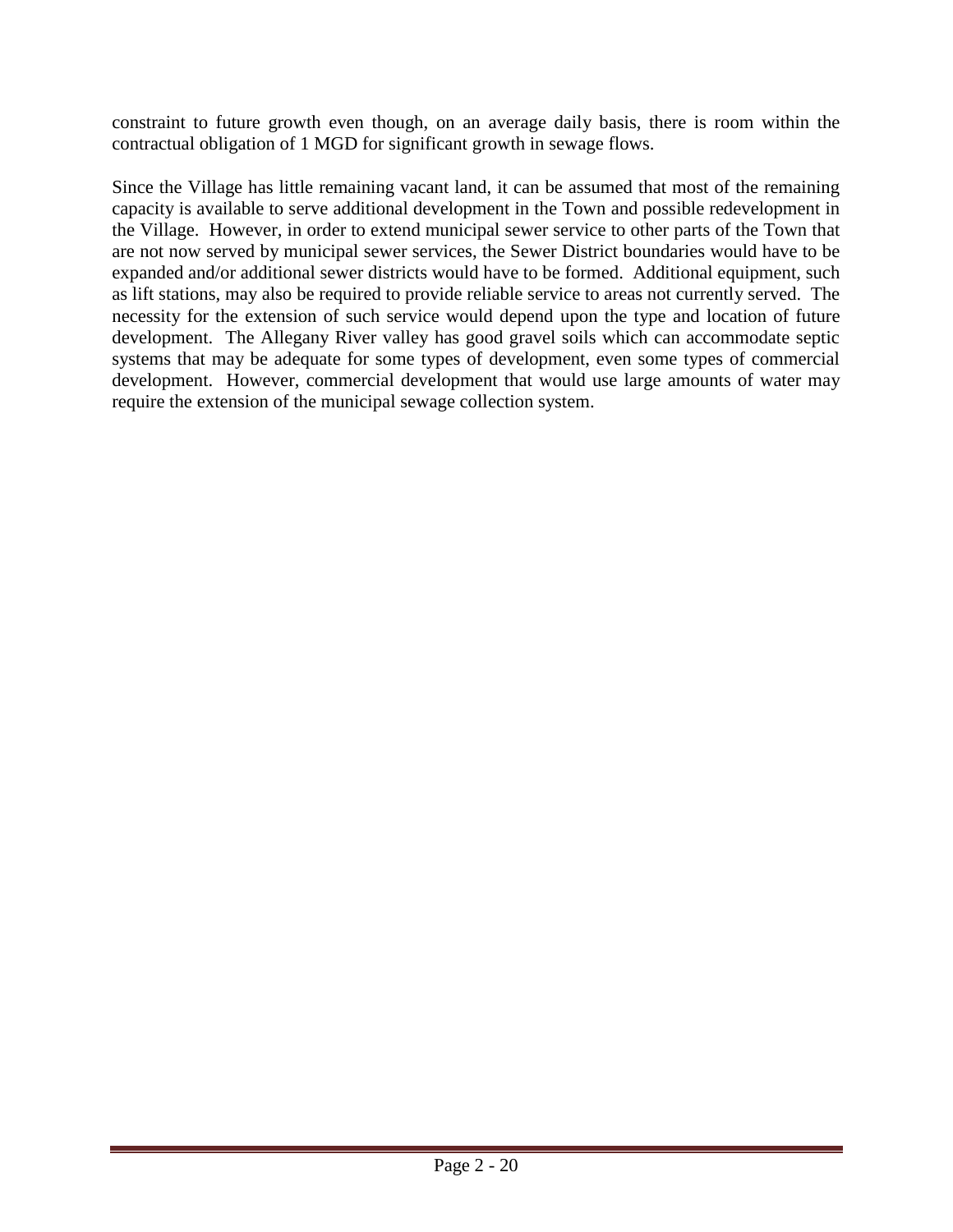constraint to future growth even though, on an average daily basis, there is room within the contractual obligation of 1 MGD for significant growth in sewage flows.

Since the Village has little remaining vacant land, it can be assumed that most of the remaining capacity is available to serve additional development in the Town and possible redevelopment in the Village. However, in order to extend municipal sewer service to other parts of the Town that are not now served by municipal sewer services, the Sewer District boundaries would have to be expanded and/or additional sewer districts would have to be formed. Additional equipment, such as lift stations, may also be required to provide reliable service to areas not currently served. The necessity for the extension of such service would depend upon the type and location of future development. The Allegany River valley has good gravel soils which can accommodate septic systems that may be adequate for some types of development, even some types of commercial development. However, commercial development that would use large amounts of water may require the extension of the municipal sewage collection system.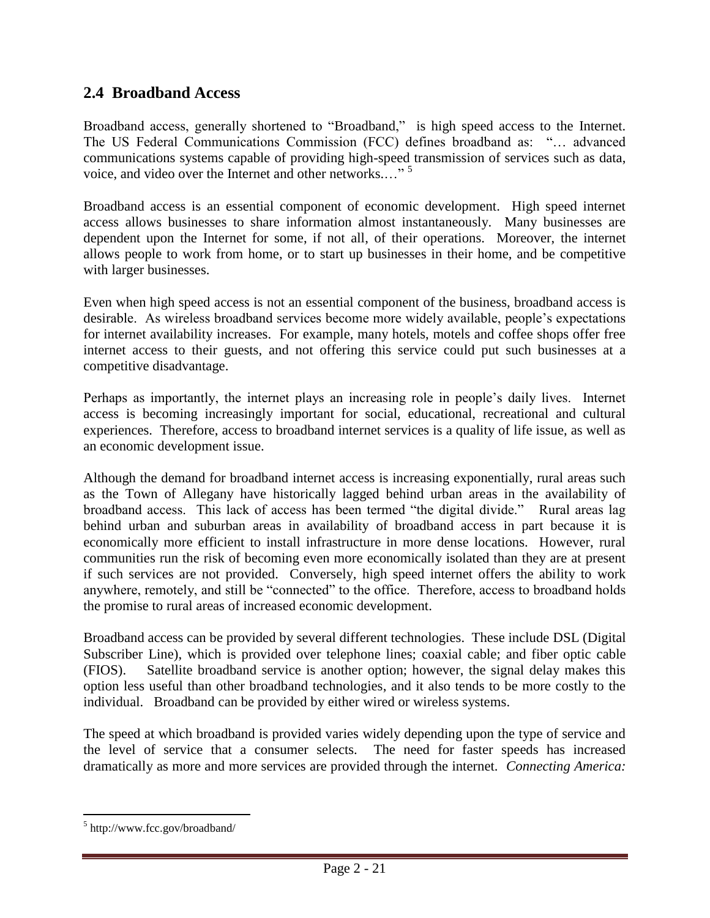## 2.4 Broadband Access

Broadband access, generally shortened to "Broadband," is high speed access to the Internet. The US Federal Communications Commission (FCC) defines broadband as: "… advanced communications systems capable of providing high-speed transmission of services such as data, voice, and video over the Internet and other networks.…" [5]

Broadband access is an essential component of economic development. High speed internet access allows businesses to share information almost instantaneously. Many businesses are dependent upon the Internet for some, if not all, of their operations. Moreover, the internet allows people to work from home, or to start up businesses in their home, and be competitive with larger businesses.

Even when high speed access is not an essential component of the business, broadband access is desirable. As wireless broadband services become more widely available, people's expectations for internet availability increases. For example, many hotels, motels and coffee shops offer free internet access to their guests, and not offering this service could put such businesses at a competitive disadvantage.

Perhaps as importantly, the internet plays an increasing role in people's daily lives. Internet access is becoming increasingly important for social, educational, recreational and cultural experiences. Therefore, access to broadband internet services is a quality of life issue, as well as an economic development issue.

Although the demand for broadband internet access is increasing exponentially, rural areas such as the Town of Allegany have historically lagged behind urban areas in the availability of broadband access. This lack of access has been termed "the digital divide." Rural areas lag behind urban and suburban areas in availability of broadband access in part because it is economically more efficient to install infrastructure in more dense locations. However, rural communities run the risk of becoming even more economically isolated than they are at present if such services are not provided. Conversely, high speed internet offers the ability to work anywhere, remotely, and still be "connected" to the office. Therefore, access to broadband holds the promise to rural areas of increased economic development.

Broadband access can be provided by several different technologies. These include DSL (Digital Subscriber Line), which is provided over telephone lines; coaxial cable; and fiber optic cable (FIOS). Satellite broadband service is another option; however, the signal delay makes this option less useful than other broadband technologies, and it also tends to be more costly to the individual. Broadband can be provided by either wired or wireless systems.

The speed at which broadband is provided varies widely depending upon the type of service and the level of service that a consumer selects. The need for faster speeds has increased dramatically as more and more services are provided through the internet. *Connecting America:*

---

[5] http://www.fcc.gov/broadband/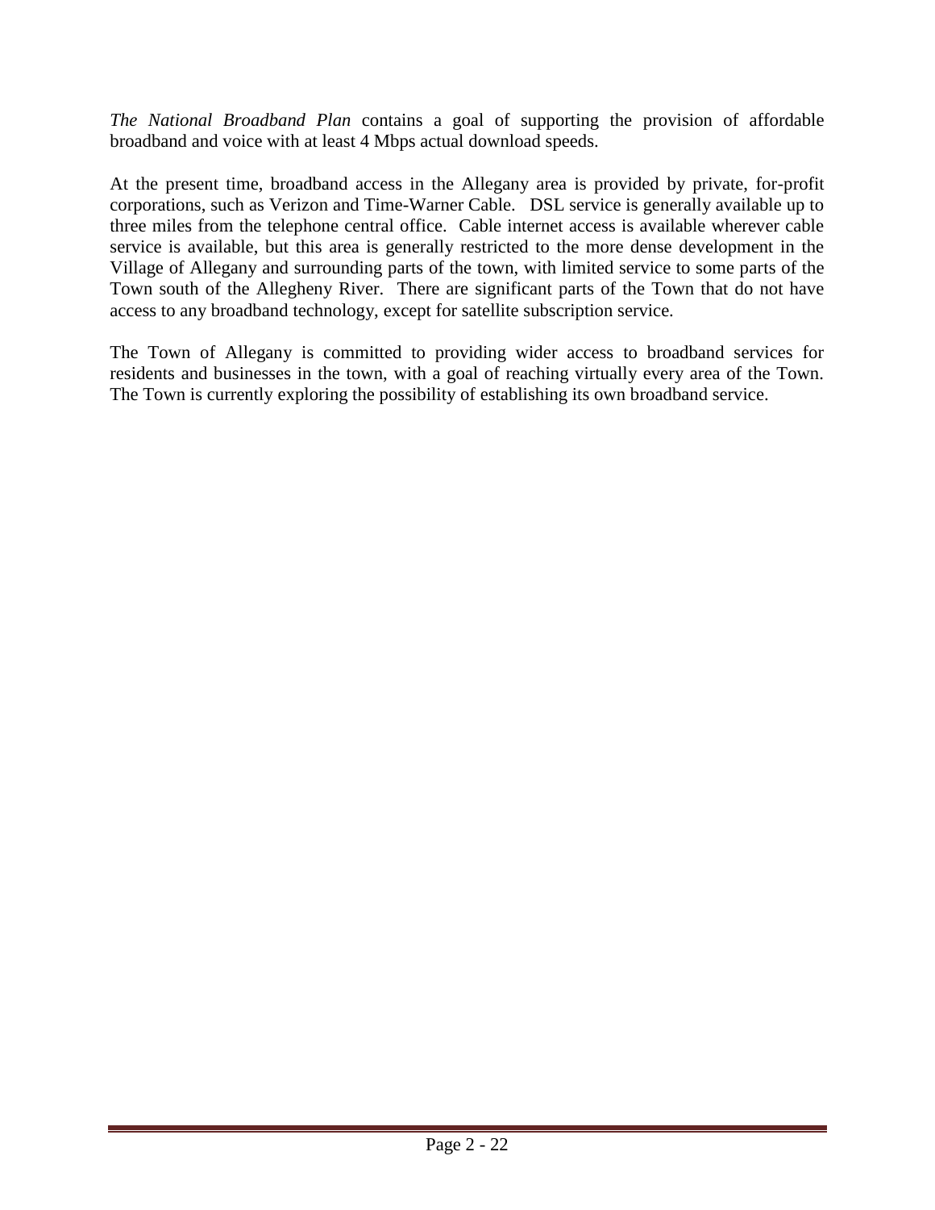*The National Broadband Plan* contains a goal of supporting the provision of affordable broadband and voice with at least 4 Mbps actual download speeds.

At the present time, broadband access in the Allegany area is provided by private, for-profit corporations, such as Verizon and Time-Warner Cable. DSL service is generally available up to three miles from the telephone central office. Cable internet access is available wherever cable service is available, but this area is generally restricted to the more dense development in the Village of Allegany and surrounding parts of the town, with limited service to some parts of the Town south of the Allegheny River. There are significant parts of the Town that do not have access to any broadband technology, except for satellite subscription service.

The Town of Allegany is committed to providing wider access to broadband services for residents and businesses in the town, with a goal of reaching virtually every area of the Town. The Town is currently exploring the possibility of establishing its own broadband service.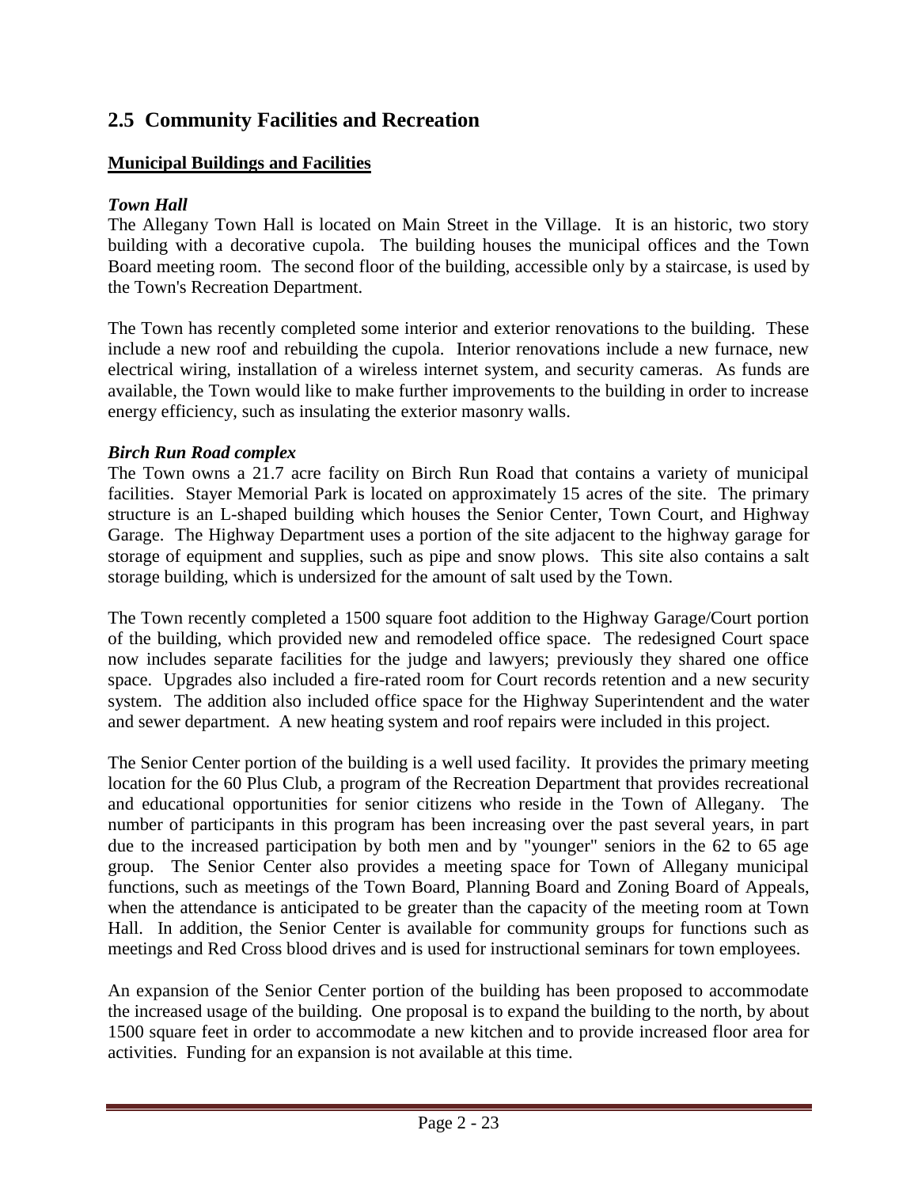## 2.5 Community Facilities and Recreation

**Municipal Buildings and Facilities**

***Town Hall***

The Allegany Town Hall is located on Main Street in the Village. It is an historic, two story building with a decorative cupola. The building houses the municipal offices and the Town Board meeting room. The second floor of the building, accessible only by a staircase, is used by the Town's Recreation Department.

The Town has recently completed some interior and exterior renovations to the building. These include a new roof and rebuilding the cupola. Interior renovations include a new furnace, new electrical wiring, installation of a wireless internet system, and security cameras. As funds are available, the Town would like to make further improvements to the building in order to increase energy efficiency, such as insulating the exterior masonry walls.

***Birch Run Road complex***

The Town owns a 21.7 acre facility on Birch Run Road that contains a variety of municipal facilities. Stayer Memorial Park is located on approximately 15 acres of the site. The primary structure is an L-shaped building which houses the Senior Center, Town Court, and Highway Garage. The Highway Department uses a portion of the site adjacent to the highway garage for storage of equipment and supplies, such as pipe and snow plows. This site also contains a salt storage building, which is undersized for the amount of salt used by the Town.

The Town recently completed a 1500 square foot addition to the Highway Garage/Court portion of the building, which provided new and remodeled office space. The redesigned Court space now includes separate facilities for the judge and lawyers; previously they shared one office space. Upgrades also included a fire-rated room for Court records retention and a new security system. The addition also included office space for the Highway Superintendent and the water and sewer department. A new heating system and roof repairs were included in this project.

The Senior Center portion of the building is a well used facility. It provides the primary meeting location for the 60 Plus Club, a program of the Recreation Department that provides recreational and educational opportunities for senior citizens who reside in the Town of Allegany. The number of participants in this program has been increasing over the past several years, in part due to the increased participation by both men and by "younger" seniors in the 62 to 65 age group. The Senior Center also provides a meeting space for Town of Allegany municipal functions, such as meetings of the Town Board, Planning Board and Zoning Board of Appeals, when the attendance is anticipated to be greater than the capacity of the meeting room at Town Hall. In addition, the Senior Center is available for community groups for functions such as meetings and Red Cross blood drives and is used for instructional seminars for town employees.

An expansion of the Senior Center portion of the building has been proposed to accommodate the increased usage of the building. One proposal is to expand the building to the north, by about 1500 square feet in order to accommodate a new kitchen and to provide increased floor area for activities. Funding for an expansion is not available at this time.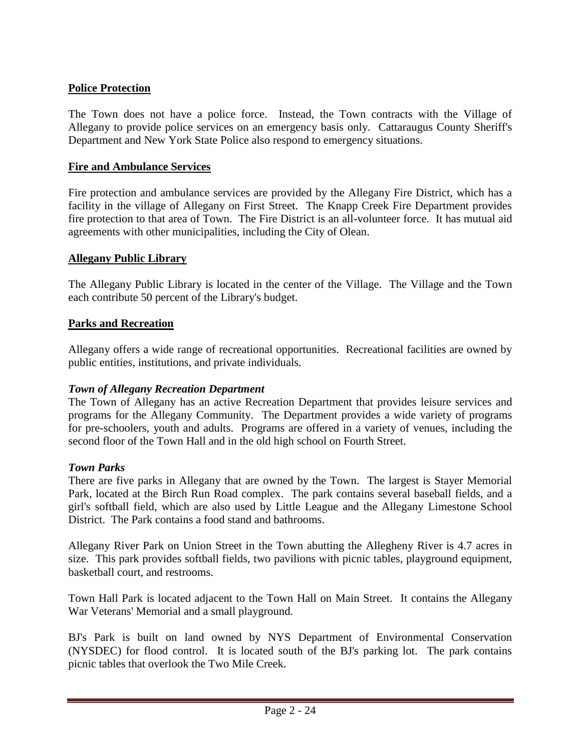## Police Protection

The Town does not have a police force. Instead, the Town contracts with the Village of Allegany to provide police services on an emergency basis only. Cattaraugus County Sheriff's Department and New York State Police also respond to emergency situations.

## Fire and Ambulance Services

Fire protection and ambulance services are provided by the Allegany Fire District, which has a facility in the village of Allegany on First Street. The Knapp Creek Fire Department provides fire protection to that area of Town. The Fire District is an all-volunteer force. It has mutual aid agreements with other municipalities, including the City of Olean.

## Allegany Public Library

The Allegany Public Library is located in the center of the Village. The Village and the Town each contribute 50 percent of the Library's budget.

## Parks and Recreation

Allegany offers a wide range of recreational opportunities. Recreational facilities are owned by public entities, institutions, and private individuals.

### *Town of Allegany Recreation Department*

The Town of Allegany has an active Recreation Department that provides leisure services and programs for the Allegany Community. The Department provides a wide variety of programs for pre-schoolers, youth and adults. Programs are offered in a variety of venues, including the second floor of the Town Hall and in the old high school on Fourth Street.

### *Town Parks*

There are five parks in Allegany that are owned by the Town. The largest is Stayer Memorial Park, located at the Birch Run Road complex. The park contains several baseball fields, and a girl's softball field, which are also used by Little League and the Allegany Limestone School District. The Park contains a food stand and bathrooms.

Allegany River Park on Union Street in the Town abutting the Allegheny River is 4.7 acres in size. This park provides softball fields, two pavilions with picnic tables, playground equipment, basketball court, and restrooms.

Town Hall Park is located adjacent to the Town Hall on Main Street. It contains the Allegany War Veterans' Memorial and a small playground.

BJ's Park is built on land owned by NYS Department of Environmental Conservation (NYSDEC) for flood control. It is located south of the BJ's parking lot. The park contains picnic tables that overlook the Two Mile Creek.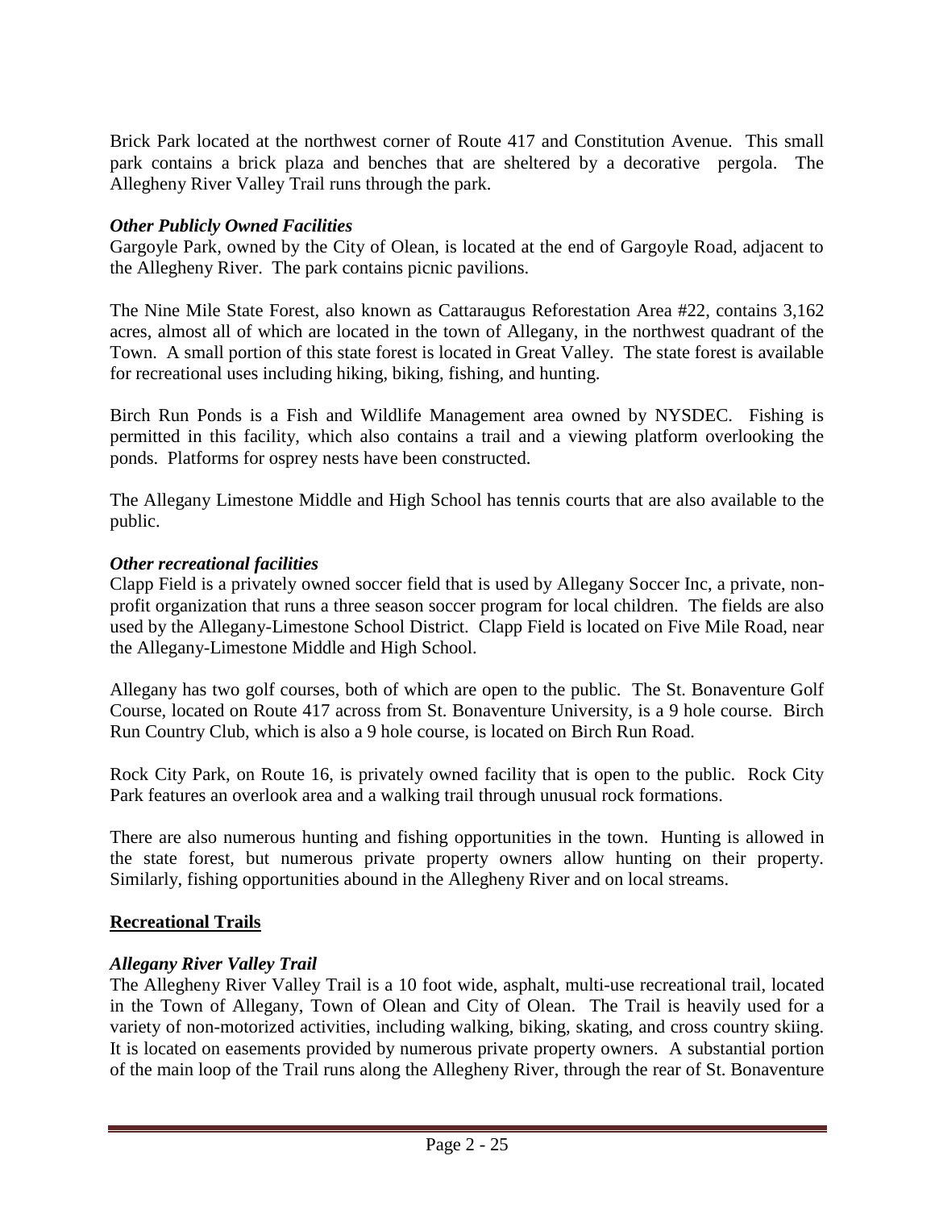Brick Park located at the northwest corner of Route 417 and Constitution Avenue. This small park contains a brick plaza and benches that are sheltered by a decorative pergola. The Allegheny River Valley Trail runs through the park.

***Other Publicly Owned Facilities***

Gargoyle Park, owned by the City of Olean, is located at the end of Gargoyle Road, adjacent to the Allegheny River. The park contains picnic pavilions.

The Nine Mile State Forest, also known as Cattaraugus Reforestation Area #22, contains 3,162 acres, almost all of which are located in the town of Allegany, in the northwest quadrant of the Town. A small portion of this state forest is located in Great Valley. The state forest is available for recreational uses including hiking, biking, fishing, and hunting.

Birch Run Ponds is a Fish and Wildlife Management area owned by NYSDEC. Fishing is permitted in this facility, which also contains a trail and a viewing platform overlooking the ponds. Platforms for osprey nests have been constructed.

The Allegany Limestone Middle and High School has tennis courts that are also available to the public.

***Other recreational facilities***

Clapp Field is a privately owned soccer field that is used by Allegany Soccer Inc, a private, non-profit organization that runs a three season soccer program for local children. The fields are also used by the Allegany-Limestone School District. Clapp Field is located on Five Mile Road, near the Allegany-Limestone Middle and High School.

Allegany has two golf courses, both of which are open to the public. The St. Bonaventure Golf Course, located on Route 417 across from St. Bonaventure University, is a 9 hole course. Birch Run Country Club, which is also a 9 hole course, is located on Birch Run Road.

Rock City Park, on Route 16, is privately owned facility that is open to the public. Rock City Park features an overlook area and a walking trail through unusual rock formations.

There are also numerous hunting and fishing opportunities in the town. Hunting is allowed in the state forest, but numerous private property owners allow hunting on their property. Similarly, fishing opportunities abound in the Allegheny River and on local streams.

## **<u>Recreational Trails</u>**

***Allegany River Valley Trail***

The Allegheny River Valley Trail is a 10 foot wide, asphalt, multi-use recreational trail, located in the Town of Allegany, Town of Olean and City of Olean. The Trail is heavily used for a variety of non-motorized activities, including walking, biking, skating, and cross country skiing. It is located on easements provided by numerous private property owners. A substantial portion of the main loop of the Trail runs along the Allegheny River, through the rear of St. Bonaventure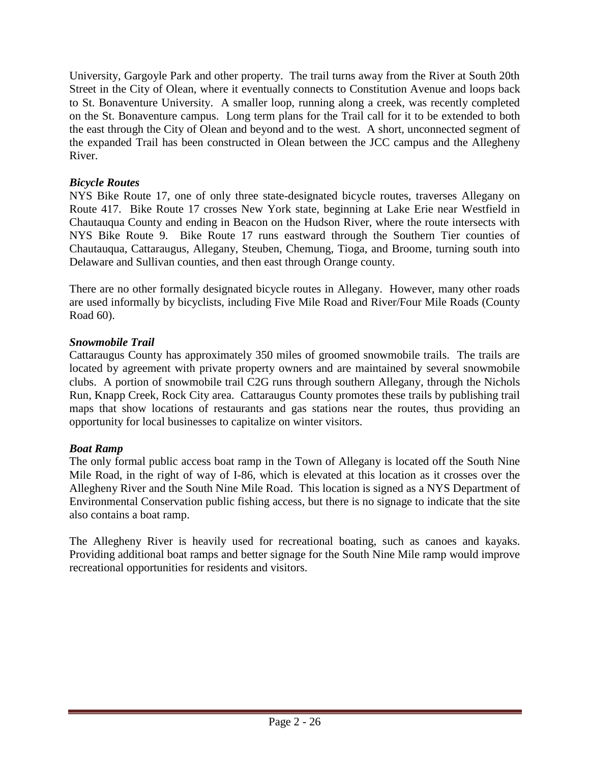University, Gargoyle Park and other property. The trail turns away from the River at South 20th Street in the City of Olean, where it eventually connects to Constitution Avenue and loops back to St. Bonaventure University. A smaller loop, running along a creek, was recently completed on the St. Bonaventure campus. Long term plans for the Trail call for it to be extended to both the east through the City of Olean and beyond and to the west. A short, unconnected segment of the expanded Trail has been constructed in Olean between the JCC campus and the Allegheny River.

### *Bicycle Routes*

NYS Bike Route 17, one of only three state-designated bicycle routes, traverses Allegany on Route 417. Bike Route 17 crosses New York state, beginning at Lake Erie near Westfield in Chautauqua County and ending in Beacon on the Hudson River, where the route intersects with NYS Bike Route 9. Bike Route 17 runs eastward through the Southern Tier counties of Chautauqua, Cattaraugus, Allegany, Steuben, Chemung, Tioga, and Broome, turning south into Delaware and Sullivan counties, and then east through Orange county.

There are no other formally designated bicycle routes in Allegany. However, many other roads are used informally by bicyclists, including Five Mile Road and River/Four Mile Roads (County Road 60).

### *Snowmobile Trail*

Cattaraugus County has approximately 350 miles of groomed snowmobile trails. The trails are located by agreement with private property owners and are maintained by several snowmobile clubs. A portion of snowmobile trail C2G runs through southern Allegany, through the Nichols Run, Knapp Creek, Rock City area. Cattaraugus County promotes these trails by publishing trail maps that show locations of restaurants and gas stations near the routes, thus providing an opportunity for local businesses to capitalize on winter visitors.

### *Boat Ramp*

The only formal public access boat ramp in the Town of Allegany is located off the South Nine Mile Road, in the right of way of I-86, which is elevated at this location as it crosses over the Allegheny River and the South Nine Mile Road. This location is signed as a NYS Department of Environmental Conservation public fishing access, but there is no signage to indicate that the site also contains a boat ramp.

The Allegheny River is heavily used for recreational boating, such as canoes and kayaks. Providing additional boat ramps and better signage for the South Nine Mile ramp would improve recreational opportunities for residents and visitors.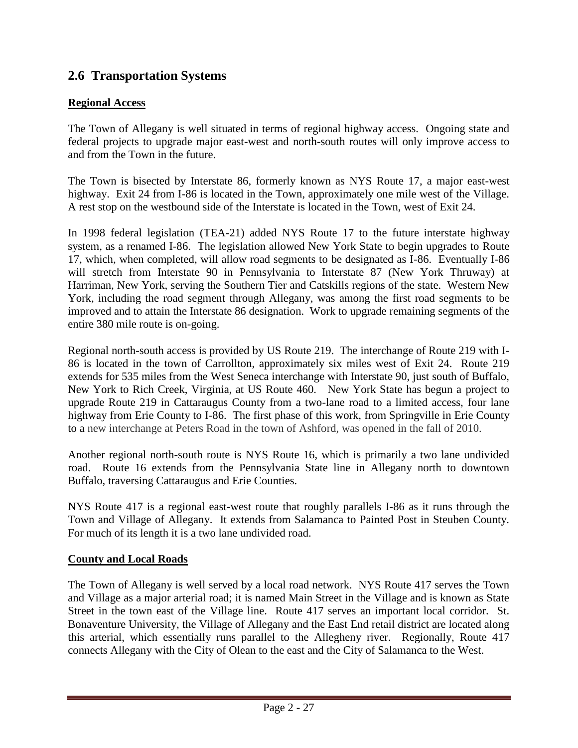## 2.6 Transportation Systems

**Regional Access**

The Town of Allegany is well situated in terms of regional highway access. Ongoing state and federal projects to upgrade major east-west and north-south routes will only improve access to and from the Town in the future.

The Town is bisected by Interstate 86, formerly known as NYS Route 17, a major east-west highway. Exit 24 from I-86 is located in the Town, approximately one mile west of the Village. A rest stop on the westbound side of the Interstate is located in the Town, west of Exit 24.

In 1998 federal legislation (TEA-21) added NYS Route 17 to the future interstate highway system, as a renamed I-86. The legislation allowed New York State to begin upgrades to Route 17, which, when completed, will allow road segments to be designated as I-86. Eventually I-86 will stretch from Interstate 90 in Pennsylvania to Interstate 87 (New York Thruway) at Harriman, New York, serving the Southern Tier and Catskills regions of the state. Western New York, including the road segment through Allegany, was among the first road segments to be improved and to attain the Interstate 86 designation. Work to upgrade remaining segments of the entire 380 mile route is on-going.

Regional north-south access is provided by US Route 219. The interchange of Route 219 with I-86 is located in the town of Carrollton, approximately six miles west of Exit 24. Route 219 extends for 535 miles from the West Seneca interchange with Interstate 90, just south of Buffalo, New York to Rich Creek, Virginia, at US Route 460. New York State has begun a project to upgrade Route 219 in Cattaraugus County from a two-lane road to a limited access, four lane highway from Erie County to I-86. The first phase of this work, from Springville in Erie County to a new interchange at Peters Road in the town of Ashford, was opened in the fall of 2010.

Another regional north-south route is NYS Route 16, which is primarily a two lane undivided road. Route 16 extends from the Pennsylvania State line in Allegany north to downtown Buffalo, traversing Cattaraugus and Erie Counties.

NYS Route 417 is a regional east-west route that roughly parallels I-86 as it runs through the Town and Village of Allegany. It extends from Salamanca to Painted Post in Steuben County. For much of its length it is a two lane undivided road.

**County and Local Roads**

The Town of Allegany is well served by a local road network. NYS Route 417 serves the Town and Village as a major arterial road; it is named Main Street in the Village and is known as State Street in the town east of the Village line. Route 417 serves an important local corridor. St. Bonaventure University, the Village of Allegany and the East End retail district are located along this arterial, which essentially runs parallel to the Allegheny river. Regionally, Route 417 connects Allegany with the City of Olean to the east and the City of Salamanca to the West.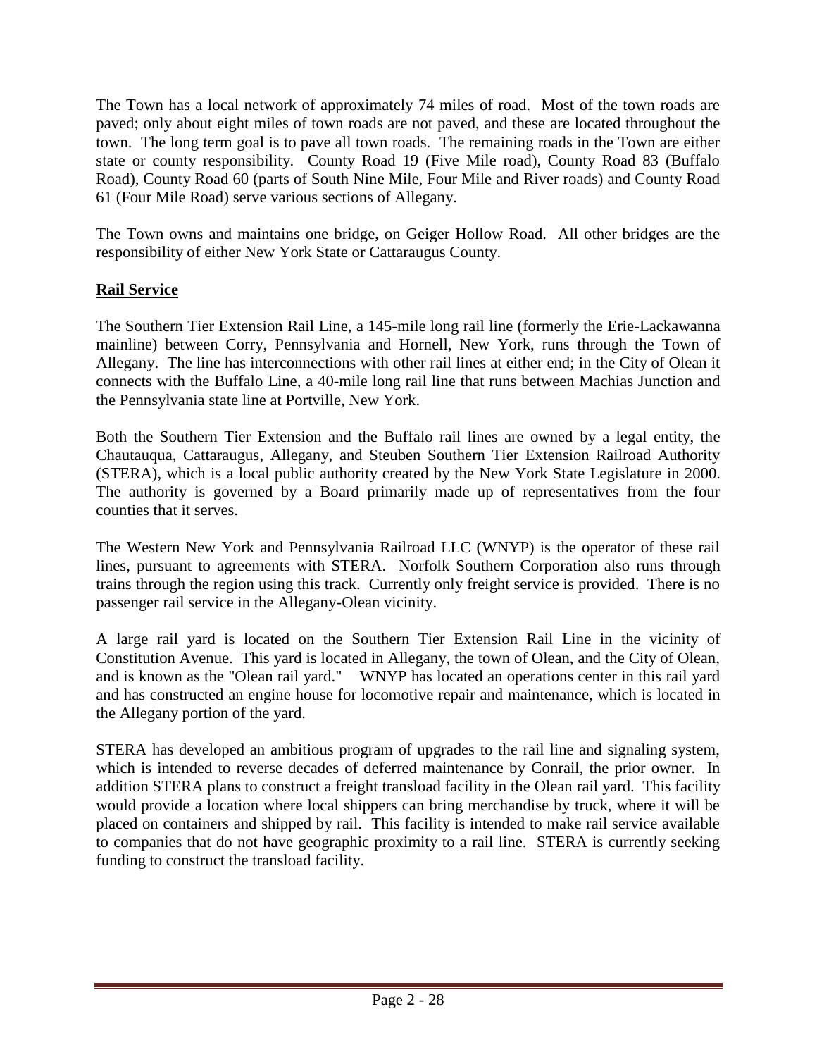The Town has a local network of approximately 74 miles of road. Most of the town roads are paved; only about eight miles of town roads are not paved, and these are located throughout the town. The long term goal is to pave all town roads. The remaining roads in the Town are either state or county responsibility. County Road 19 (Five Mile road), County Road 83 (Buffalo Road), County Road 60 (parts of South Nine Mile, Four Mile and River roads) and County Road 61 (Four Mile Road) serve various sections of Allegany.

The Town owns and maintains one bridge, on Geiger Hollow Road. All other bridges are the responsibility of either New York State or Cattaraugus County.

**Rail Service**

The Southern Tier Extension Rail Line, a 145-mile long rail line (formerly the Erie-Lackawanna mainline) between Corry, Pennsylvania and Hornell, New York, runs through the Town of Allegany. The line has interconnections with other rail lines at either end; in the City of Olean it connects with the Buffalo Line, a 40-mile long rail line that runs between Machias Junction and the Pennsylvania state line at Portville, New York.

Both the Southern Tier Extension and the Buffalo rail lines are owned by a legal entity, the Chautauqua, Cattaraugus, Allegany, and Steuben Southern Tier Extension Railroad Authority (STERA), which is a local public authority created by the New York State Legislature in 2000. The authority is governed by a Board primarily made up of representatives from the four counties that it serves.

The Western New York and Pennsylvania Railroad LLC (WNYP) is the operator of these rail lines, pursuant to agreements with STERA. Norfolk Southern Corporation also runs through trains through the region using this track. Currently only freight service is provided. There is no passenger rail service in the Allegany-Olean vicinity.

A large rail yard is located on the Southern Tier Extension Rail Line in the vicinity of Constitution Avenue. This yard is located in Allegany, the town of Olean, and the City of Olean, and is known as the "Olean rail yard." WNYP has located an operations center in this rail yard and has constructed an engine house for locomotive repair and maintenance, which is located in the Allegany portion of the yard.

STERA has developed an ambitious program of upgrades to the rail line and signaling system, which is intended to reverse decades of deferred maintenance by Conrail, the prior owner. In addition STERA plans to construct a freight transload facility in the Olean rail yard. This facility would provide a location where local shippers can bring merchandise by truck, where it will be placed on containers and shipped by rail. This facility is intended to make rail service available to companies that do not have geographic proximity to a rail line. STERA is currently seeking funding to construct the transload facility.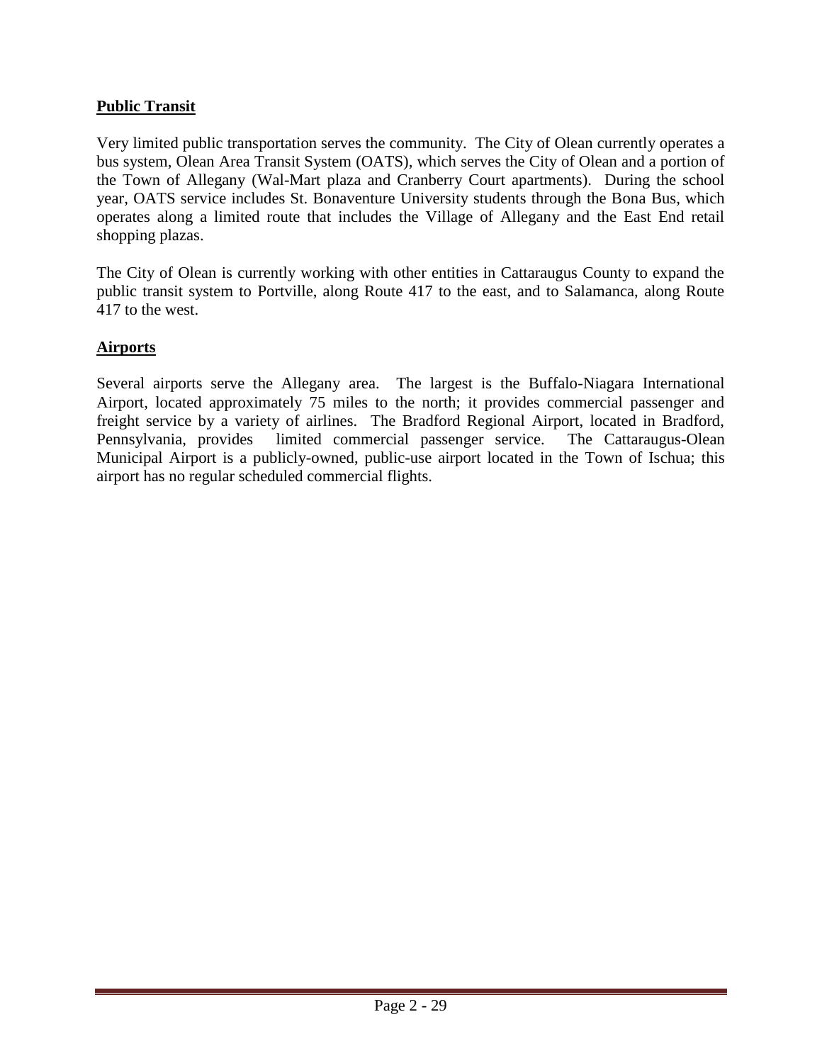## Public Transit

Very limited public transportation serves the community. The City of Olean currently operates a bus system, Olean Area Transit System (OATS), which serves the City of Olean and a portion of the Town of Allegany (Wal-Mart plaza and Cranberry Court apartments). During the school year, OATS service includes St. Bonaventure University students through the Bona Bus, which operates along a limited route that includes the Village of Allegany and the East End retail shopping plazas.

The City of Olean is currently working with other entities in Cattaraugus County to expand the public transit system to Portville, along Route 417 to the east, and to Salamanca, along Route 417 to the west.

## Airports

Several airports serve the Allegany area. The largest is the Buffalo-Niagara International Airport, located approximately 75 miles to the north; it provides commercial passenger and freight service by a variety of airlines. The Bradford Regional Airport, located in Bradford, Pennsylvania, provides limited commercial passenger service. The Cattaraugus-Olean Municipal Airport is a publicly-owned, public-use airport located in the Town of Ischua; this airport has no regular scheduled commercial flights.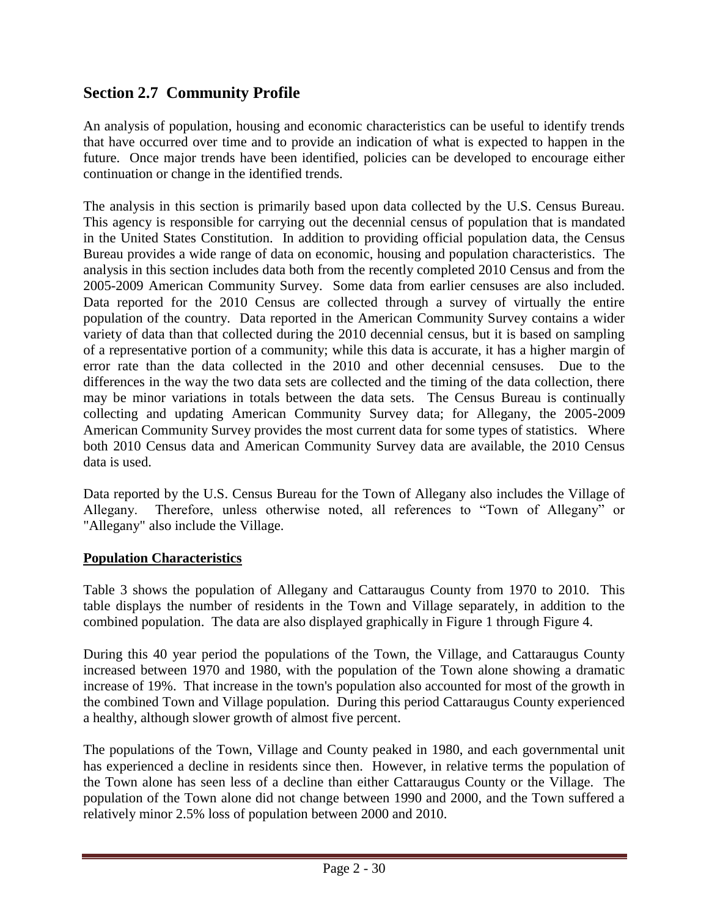## Section 2.7 Community Profile

An analysis of population, housing and economic characteristics can be useful to identify trends that have occurred over time and to provide an indication of what is expected to happen in the future. Once major trends have been identified, policies can be developed to encourage either continuation or change in the identified trends.

The analysis in this section is primarily based upon data collected by the U.S. Census Bureau. This agency is responsible for carrying out the decennial census of population that is mandated in the United States Constitution. In addition to providing official population data, the Census Bureau provides a wide range of data on economic, housing and population characteristics. The analysis in this section includes data both from the recently completed 2010 Census and from the 2005-2009 American Community Survey. Some data from earlier censuses are also included. Data reported for the 2010 Census are collected through a survey of virtually the entire population of the country. Data reported in the American Community Survey contains a wider variety of data than that collected during the 2010 decennial census, but it is based on sampling of a representative portion of a community; while this data is accurate, it has a higher margin of error rate than the data collected in the 2010 and other decennial censuses. Due to the differences in the way the two data sets are collected and the timing of the data collection, there may be minor variations in totals between the data sets. The Census Bureau is continually collecting and updating American Community Survey data; for Allegany, the 2005-2009 American Community Survey provides the most current data for some types of statistics. Where both 2010 Census data and American Community Survey data are available, the 2010 Census data is used.

Data reported by the U.S. Census Bureau for the Town of Allegany also includes the Village of Allegany. Therefore, unless otherwise noted, all references to "Town of Allegany" or "Allegany" also include the Village.

**Population Characteristics**

Table 3 shows the population of Allegany and Cattaraugus County from 1970 to 2010. This table displays the number of residents in the Town and Village separately, in addition to the combined population. The data are also displayed graphically in Figure 1 through Figure 4.

During this 40 year period the populations of the Town, the Village, and Cattaraugus County increased between 1970 and 1980, with the population of the Town alone showing a dramatic increase of 19%. That increase in the town's population also accounted for most of the growth in the combined Town and Village population. During this period Cattaraugus County experienced a healthy, although slower growth of almost five percent.

The populations of the Town, Village and County peaked in 1980, and each governmental unit has experienced a decline in residents since then. However, in relative terms the population of the Town alone has seen less of a decline than either Cattaraugus County or the Village. The population of the Town alone did not change between 1990 and 2000, and the Town suffered a relatively minor 2.5% loss of population between 2000 and 2010.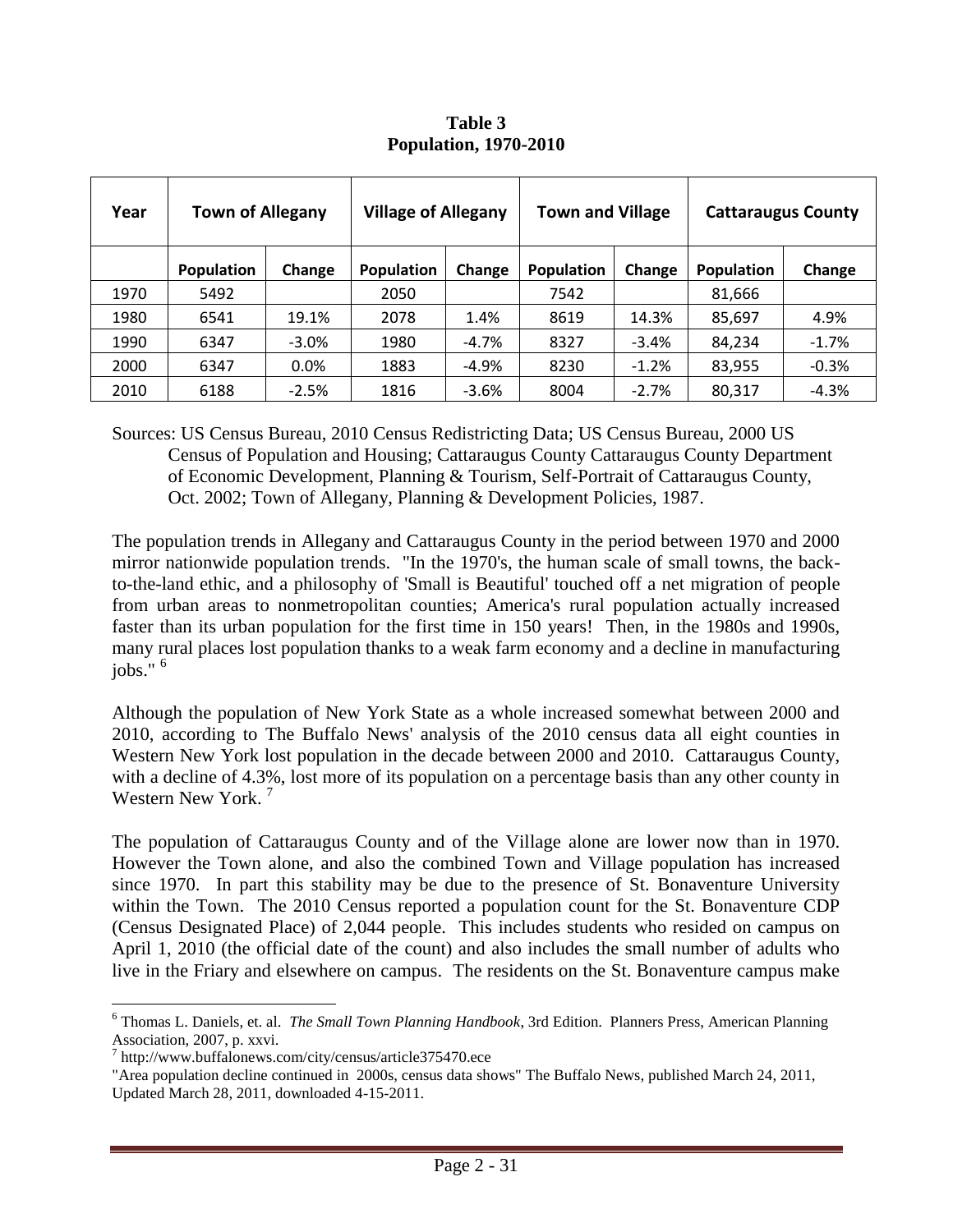**Table 3**
**Population, 1970-2010**

| Year | Town of Allegany | | Village of Allegany | | Town and Village | | Cattaraugus County | |
|---|---|---|---|---|---|---|---|---|
| | Population | Change | Population | Change | Population | Change | Population | Change |
| 1970 | 5492 | | 2050 | | 7542 | | 81,666 | |
| 1980 | 6541 | 19.1% | 2078 | 1.4% | 8619 | 14.3% | 85,697 | 4.9% |
| 1990 | 6347 | -3.0% | 1980 | -4.7% | 8327 | -3.4% | 84,234 | -1.7% |
| 2000 | 6347 | 0.0% | 1883 | -4.9% | 8230 | -1.2% | 83,955 | -0.3% |
| 2010 | 6188 | -2.5% | 1816 | -3.6% | 8004 | -2.7% | 80,317 | -4.3% |

Sources: US Census Bureau, 2010 Census Redistricting Data; US Census Bureau, 2000 US Census of Population and Housing; Cattaraugus County Cattaraugus County Department of Economic Development, Planning & Tourism, Self-Portrait of Cattaraugus County, Oct. 2002; Town of Allegany, Planning & Development Policies, 1987.

The population trends in Allegany and Cattaraugus County in the period between 1970 and 2000 mirror nationwide population trends. "In the 1970's, the human scale of small towns, the back-to-the-land ethic, and a philosophy of 'Small is Beautiful' touched off a net migration of people from urban areas to nonmetropolitan counties; America's rural population actually increased faster than its urban population for the first time in 150 years! Then, in the 1980s and 1990s, many rural places lost population thanks to a weak farm economy and a decline in manufacturing jobs." [6]

Although the population of New York State as a whole increased somewhat between 2000 and 2010, according to The Buffalo News' analysis of the 2010 census data all eight counties in Western New York lost population in the decade between 2000 and 2010. Cattaraugus County, with a decline of 4.3%, lost more of its population on a percentage basis than any other county in Western New York. [7]

The population of Cattaraugus County and of the Village alone are lower now than in 1970. However the Town alone, and also the combined Town and Village population has increased since 1970. In part this stability may be due to the presence of St. Bonaventure University within the Town. The 2010 Census reported a population count for the St. Bonaventure CDP (Census Designated Place) of 2,044 people. This includes students who resided on campus on April 1, 2010 (the official date of the count) and also includes the small number of adults who live in the Friary and elsewhere on campus. The residents on the St. Bonaventure campus make

---

[6] Thomas L. Daniels, et. al. *The Small Town Planning Handbook*, 3rd Edition. Planners Press, American Planning Association, 2007, p. xxvi.

[7] http://www.buffalonews.com/city/census/article375470.ece
"Area population decline continued in 2000s, census data shows" The Buffalo News, published March 24, 2011, Updated March 28, 2011, downloaded 4-15-2011.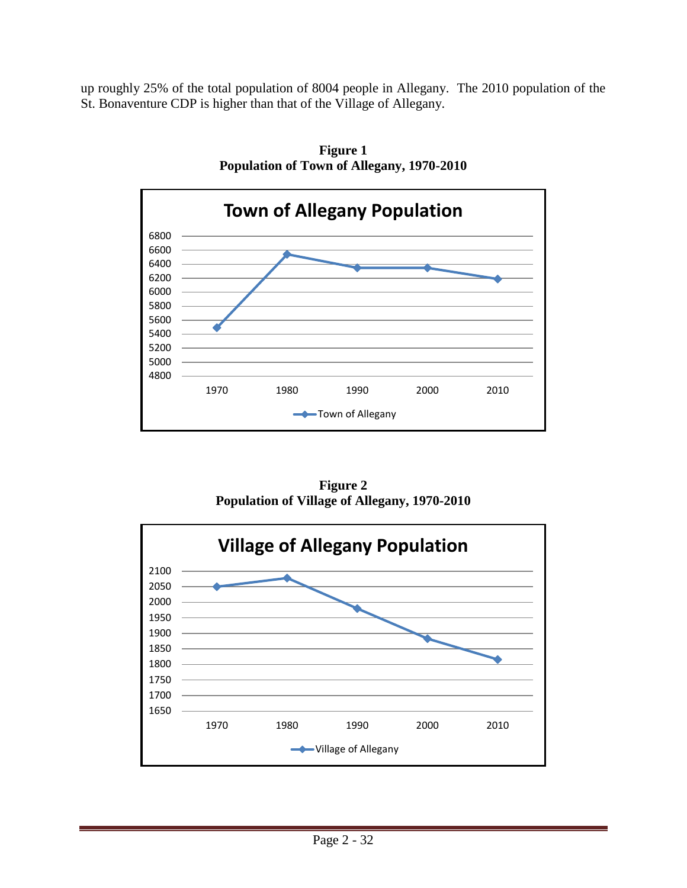up roughly 25% of the total population of 8004 people in Allegany. The 2010 population of the St. Bonaventure CDP is higher than that of the Village of Allegany.

**Figure 1**
**Population of Town of Allegany, 1970-2010**

**Figure 2**
**Population of Village of Allegany, 1970-2010**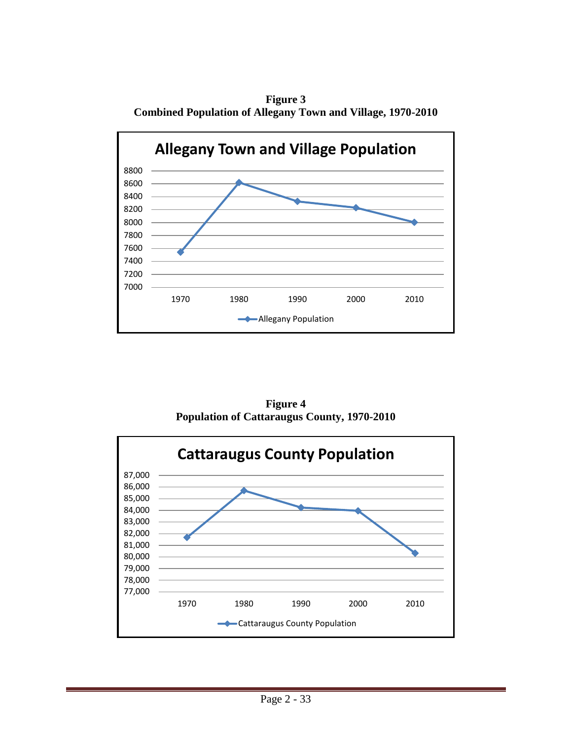**Figure 3**
**Combined Population of Allegany Town and Village, 1970-2010**

**Figure 4**
**Population of Cattaraugus County, 1970-2010**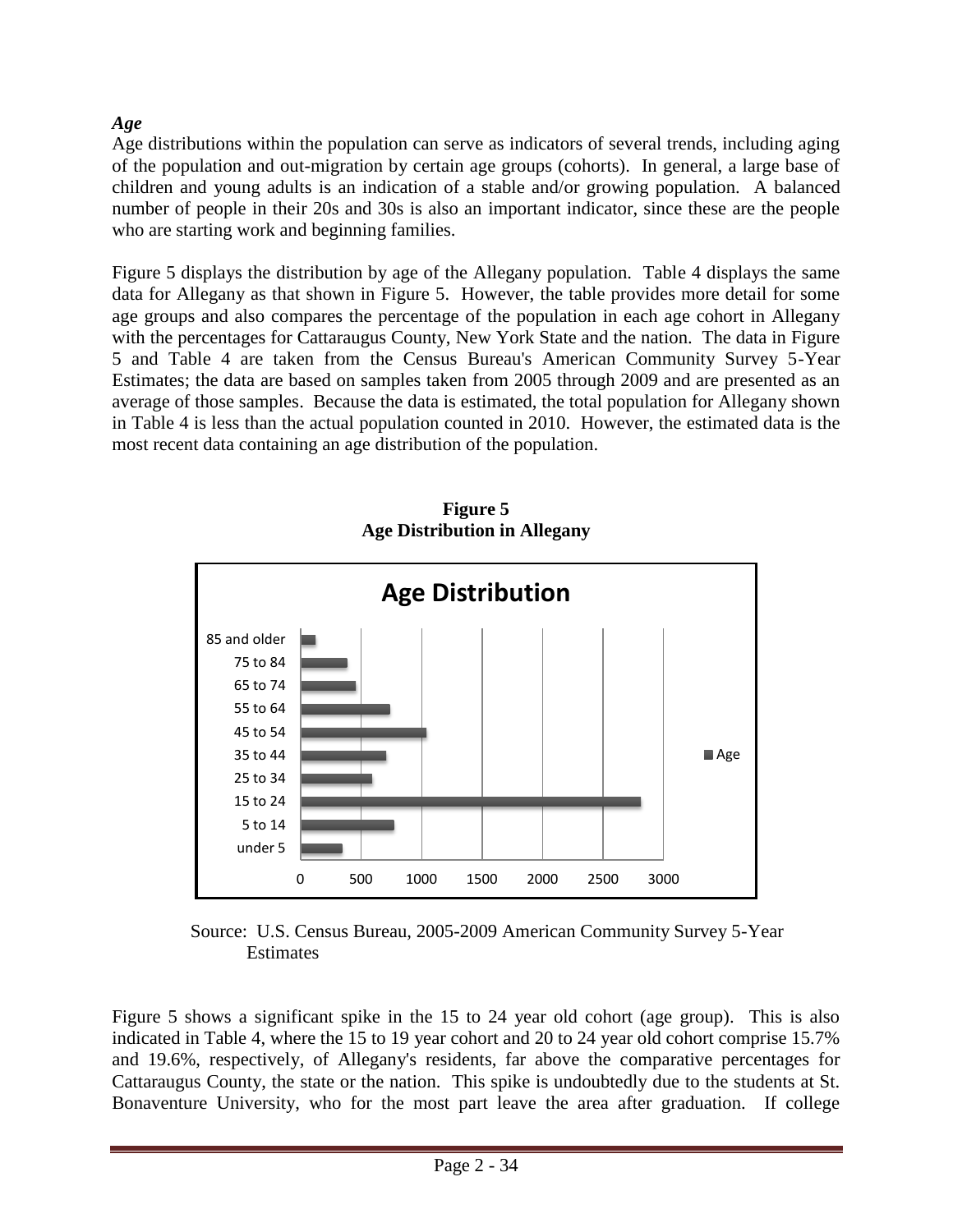### *Age*

Age distributions within the population can serve as indicators of several trends, including aging of the population and out-migration by certain age groups (cohorts). In general, a large base of children and young adults is an indication of a stable and/or growing population. A balanced number of people in their 20s and 30s is also an important indicator, since these are the people who are starting work and beginning families.

Figure 5 displays the distribution by age of the Allegany population. Table 4 displays the same data for Allegany as that shown in Figure 5. However, the table provides more detail for some age groups and also compares the percentage of the population in each age cohort in Allegany with the percentages for Cattaraugus County, New York State and the nation. The data in Figure 5 and Table 4 are taken from the Census Bureau's American Community Survey 5-Year Estimates; the data are based on samples taken from 2005 through 2009 and are presented as an average of those samples. Because the data is estimated, the total population for Allegany shown in Table 4 is less than the actual population counted in 2010. However, the estimated data is the most recent data containing an age distribution of the population.

**Figure 5**
**Age Distribution in Allegany**

Source: U.S. Census Bureau, 2005-2009 American Community Survey 5-Year Estimates

Figure 5 shows a significant spike in the 15 to 24 year old cohort (age group). This is also indicated in Table 4, where the 15 to 19 year cohort and 20 to 24 year old cohort comprise 15.7% and 19.6%, respectively, of Allegany's residents, far above the comparative percentages for Cattaraugus County, the state or the nation. This spike is undoubtedly due to the students at St. Bonaventure University, who for the most part leave the area after graduation. If college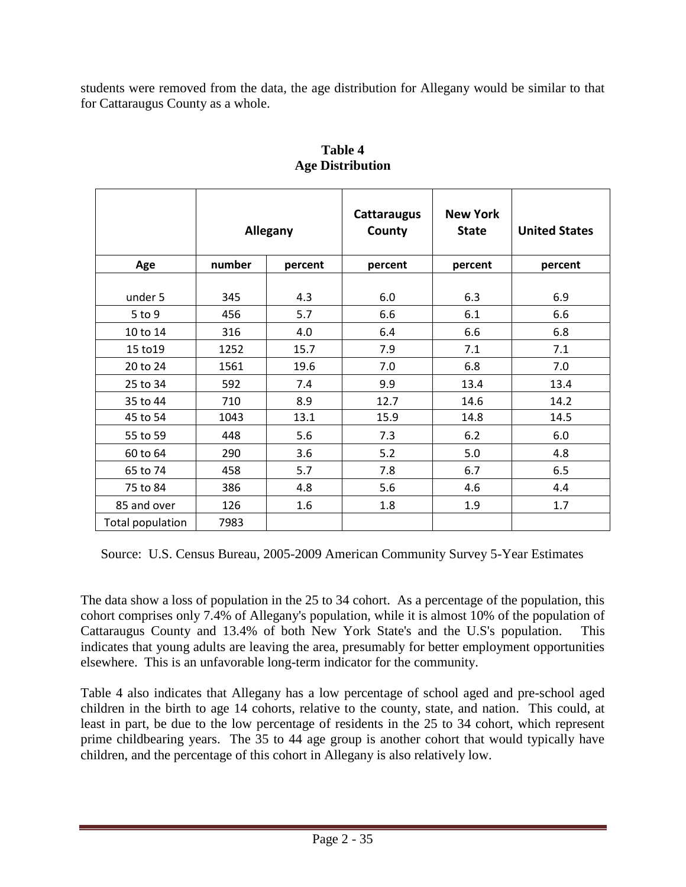students were removed from the data, the age distribution for Allegany would be similar to that for Cattaraugus County as a whole.

**Table 4**
**Age Distribution**

| | Allegany | | Cattaraugus County | New York State | United States |
|---|---|---|---|---|---|
| **Age** | **number** | **percent** | **percent** | **percent** | **percent** |
| under 5 | 345 | 4.3 | 6.0 | 6.3 | 6.9 |
| 5 to 9 | 456 | 5.7 | 6.6 | 6.1 | 6.6 |
| 10 to 14 | 316 | 4.0 | 6.4 | 6.6 | 6.8 |
| 15 to19 | 1252 | 15.7 | 7.9 | 7.1 | 7.1 |
| 20 to 24 | 1561 | 19.6 | 7.0 | 6.8 | 7.0 |
| 25 to 34 | 592 | 7.4 | 9.9 | 13.4 | 13.4 |
| 35 to 44 | 710 | 8.9 | 12.7 | 14.6 | 14.2 |
| 45 to 54 | 1043 | 13.1 | 15.9 | 14.8 | 14.5 |
| 55 to 59 | 448 | 5.6 | 7.3 | 6.2 | 6.0 |
| 60 to 64 | 290 | 3.6 | 5.2 | 5.0 | 4.8 |
| 65 to 74 | 458 | 5.7 | 7.8 | 6.7 | 6.5 |
| 75 to 84 | 386 | 4.8 | 5.6 | 4.6 | 4.4 |
| 85 and over | 126 | 1.6 | 1.8 | 1.9 | 1.7 |
| Total population | 7983 | | | | |

Source: U.S. Census Bureau, 2005-2009 American Community Survey 5-Year Estimates

The data show a loss of population in the 25 to 34 cohort. As a percentage of the population, this cohort comprises only 7.4% of Allegany's population, while it is almost 10% of the population of Cattaraugus County and 13.4% of both New York State's and the U.S's population. This indicates that young adults are leaving the area, presumably for better employment opportunities elsewhere. This is an unfavorable long-term indicator for the community.

Table 4 also indicates that Allegany has a low percentage of school aged and pre-school aged children in the birth to age 14 cohorts, relative to the county, state, and nation. This could, at least in part, be due to the low percentage of residents in the 25 to 34 cohort, which represent prime childbearing years. The 35 to 44 age group is another cohort that would typically have children, and the percentage of this cohort in Allegany is also relatively low.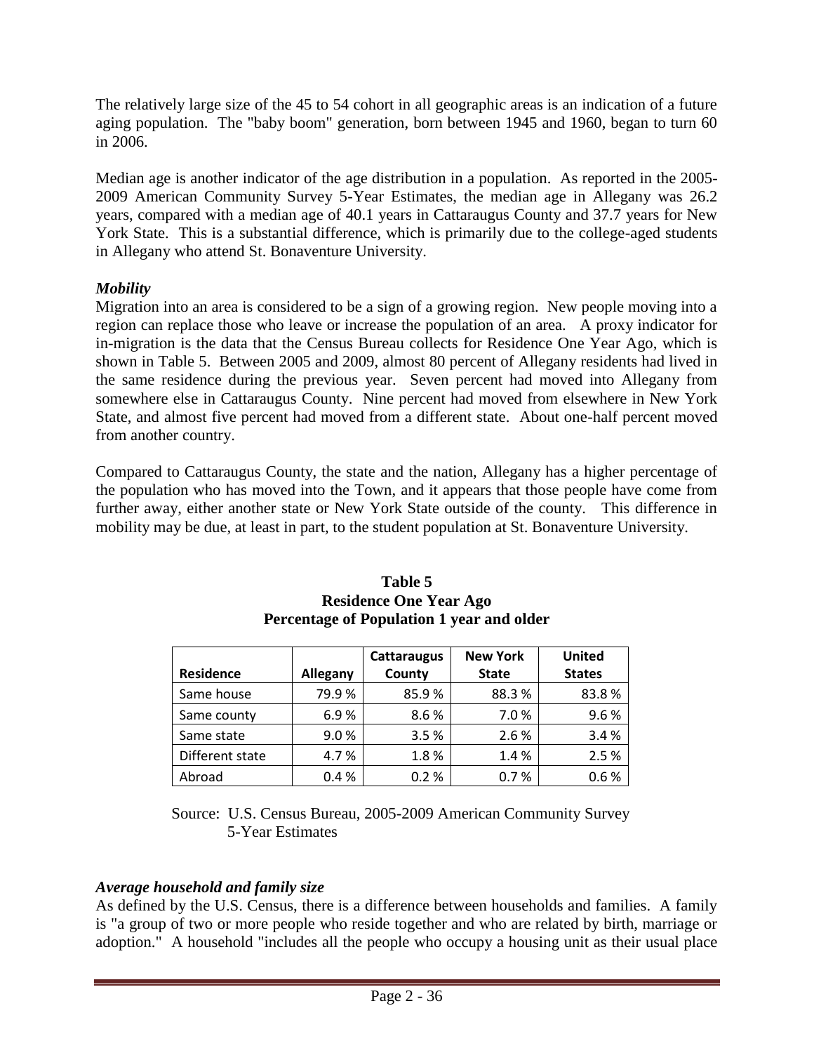The relatively large size of the 45 to 54 cohort in all geographic areas is an indication of a future aging population. The "baby boom" generation, born between 1945 and 1960, began to turn 60 in 2006.

Median age is another indicator of the age distribution in a population. As reported in the 2005-2009 American Community Survey 5-Year Estimates, the median age in Allegany was 26.2 years, compared with a median age of 40.1 years in Cattaraugus County and 37.7 years for New York State. This is a substantial difference, which is primarily due to the college-aged students in Allegany who attend St. Bonaventure University.

***Mobility***

Migration into an area is considered to be a sign of a growing region. New people moving into a region can replace those who leave or increase the population of an area. A proxy indicator for in-migration is the data that the Census Bureau collects for Residence One Year Ago, which is shown in Table 5. Between 2005 and 2009, almost 80 percent of Allegany residents had lived in the same residence during the previous year. Seven percent had moved into Allegany from somewhere else in Cattaraugus County. Nine percent had moved from elsewhere in New York State, and almost five percent had moved from a different state. About one-half percent moved from another country.

Compared to Cattaraugus County, the state and the nation, Allegany has a higher percentage of the population who has moved into the Town, and it appears that those people have come from further away, either another state or New York State outside of the county. This difference in mobility may be due, at least in part, to the student population at St. Bonaventure University.

**Table 5**
**Residence One Year Ago**
**Percentage of Population 1 year and older**

| Residence | Allegany | Cattaraugus County | New York State | United States |
|---|---|---|---|---|
| Same house | 79.9 % | 85.9 % | 88.3 % | 83.8 % |
| Same county | 6.9 % | 8.6 % | 7.0 % | 9.6 % |
| Same state | 9.0 % | 3.5 % | 2.6 % | 3.4 % |
| Different state | 4.7 % | 1.8 % | 1.4 % | 2.5 % |
| Abroad | 0.4 % | 0.2 % | 0.7 % | 0.6 % |

Source: U.S. Census Bureau, 2005-2009 American Community Survey 5-Year Estimates

***Average household and family size***

As defined by the U.S. Census, there is a difference between households and families. A family is "a group of two or more people who reside together and who are related by birth, marriage or adoption." A household "includes all the people who occupy a housing unit as their usual place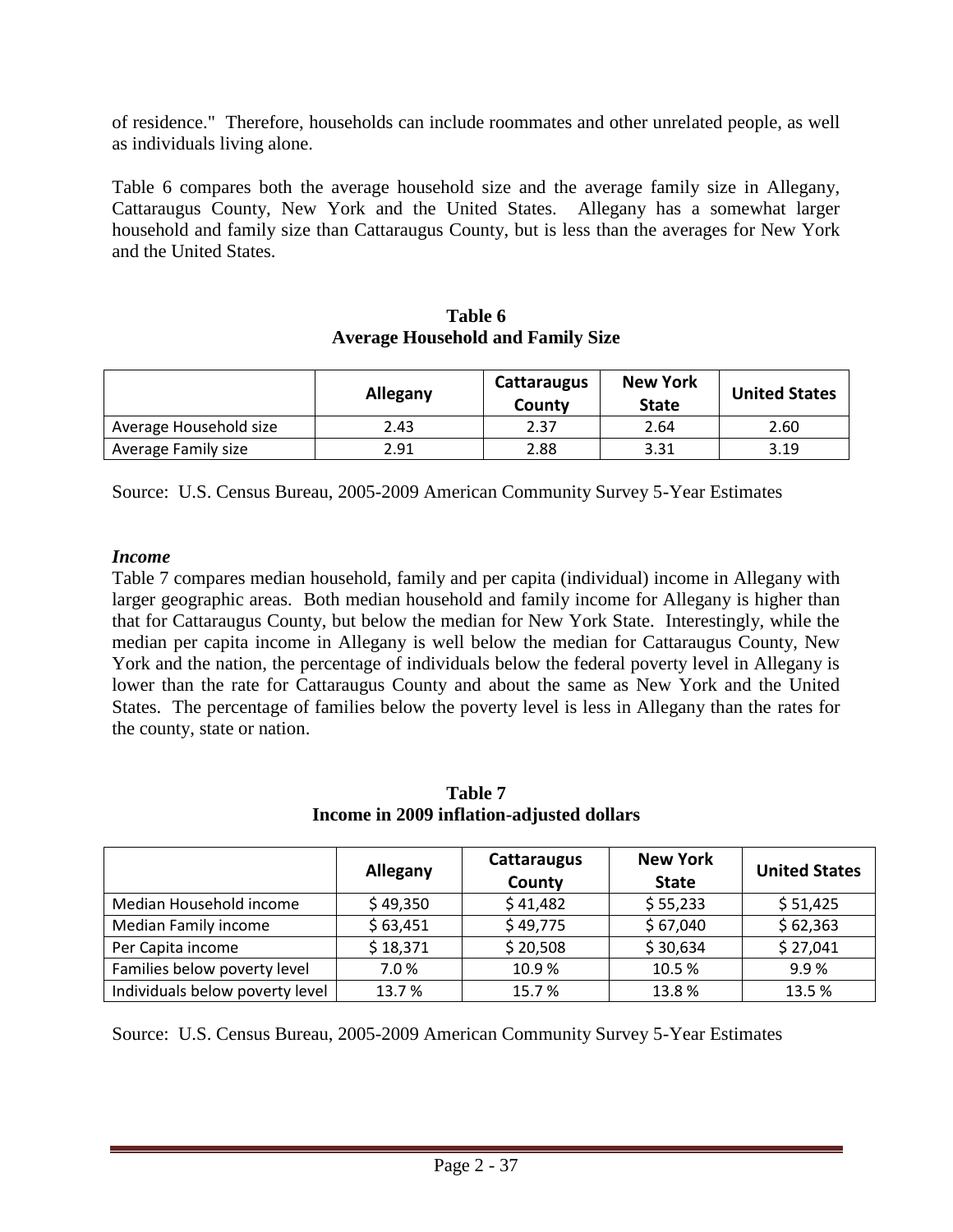of residence." Therefore, households can include roommates and other unrelated people, as well as individuals living alone.

Table 6 compares both the average household size and the average family size in Allegany, Cattaraugus County, New York and the United States. Allegany has a somewhat larger household and family size than Cattaraugus County, but is less than the averages for New York and the United States.

**Table 6**
**Average Household and Family Size**

| | Allegany | Cattaraugus County | New York State | United States |
|---|---|---|---|---|
| Average Household size | 2.43 | 2.37 | 2.64 | 2.60 |
| Average Family size | 2.91 | 2.88 | 3.31 | 3.19 |

Source: U.S. Census Bureau, 2005-2009 American Community Survey 5-Year Estimates

***Income***

Table 7 compares median household, family and per capita (individual) income in Allegany with larger geographic areas. Both median household and family income for Allegany is higher than that for Cattaraugus County, but below the median for New York State. Interestingly, while the median per capita income in Allegany is well below the median for Cattaraugus County, New York and the nation, the percentage of individuals below the federal poverty level in Allegany is lower than the rate for Cattaraugus County and about the same as New York and the United States. The percentage of families below the poverty level is less in Allegany than the rates for the county, state or nation.

**Table 7**
**Income in 2009 inflation-adjusted dollars**

| | Allegany | Cattaraugus County | New York State | United States |
|---|---|---|---|---|
| Median Household income | $ 49,350 | $ 41,482 | $ 55,233 | $ 51,425 |
| Median Family income | $ 63,451 | $ 49,775 | $ 67,040 | $ 62,363 |
| Per Capita income | $ 18,371 | $ 20,508 | $ 30,634 | $ 27,041 |
| Families below poverty level | 7.0 % | 10.9 % | 10.5 % | 9.9 % |
| Individuals below poverty level | 13.7 % | 15.7 % | 13.8 % | 13.5 % |

Source: U.S. Census Bureau, 2005-2009 American Community Survey 5-Year Estimates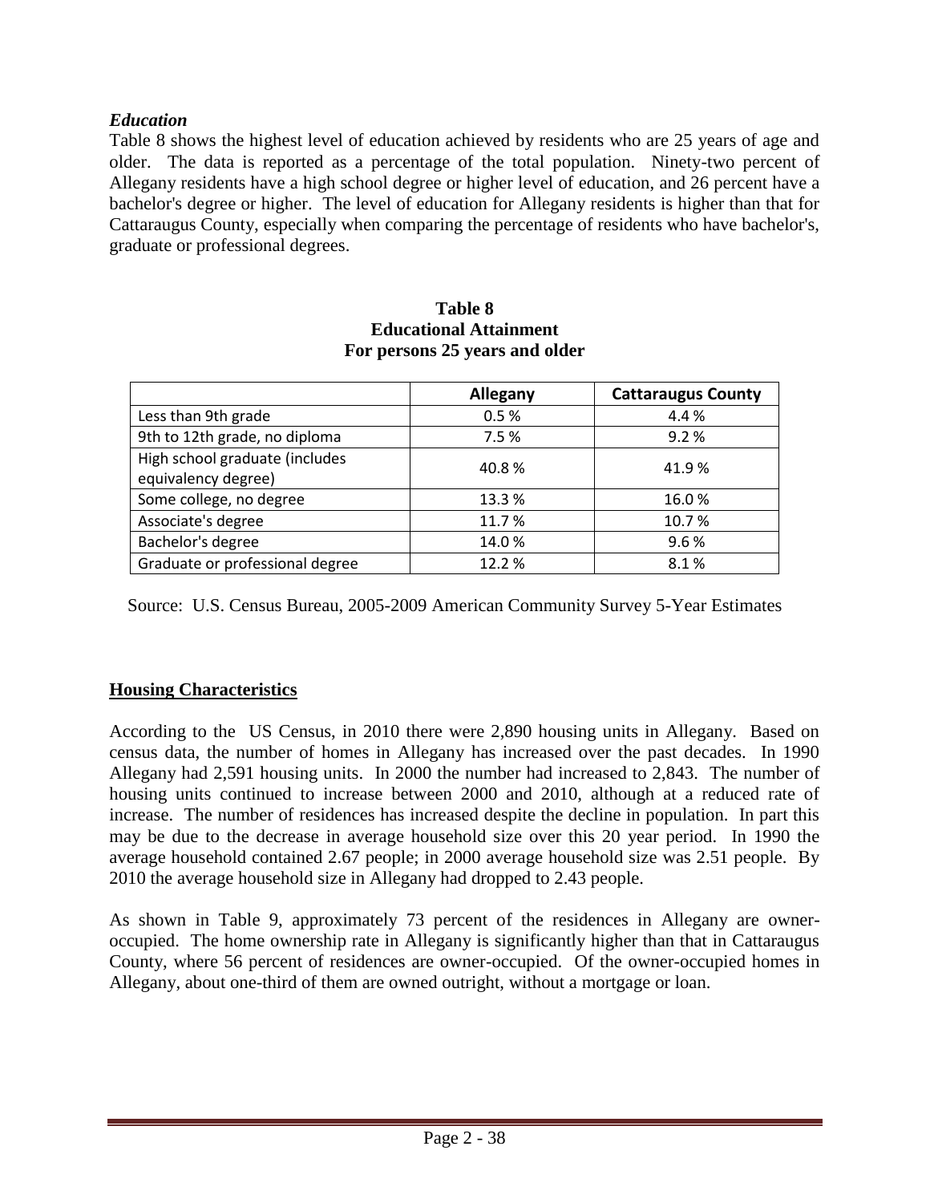### *Education*

Table 8 shows the highest level of education achieved by residents who are 25 years of age and older. The data is reported as a percentage of the total population. Ninety-two percent of Allegany residents have a high school degree or higher level of education, and 26 percent have a bachelor's degree or higher. The level of education for Allegany residents is higher than that for Cattaraugus County, especially when comparing the percentage of residents who have bachelor's, graduate or professional degrees.

**Table 8**
**Educational Attainment**
**For persons 25 years and older**

| | Allegany | Cattaraugus County |
|---|---|---|
| Less than 9th grade | 0.5 % | 4.4 % |
| 9th to 12th grade, no diploma | 7.5 % | 9.2 % |
| High school graduate (includes equivalency degree) | 40.8 % | 41.9 % |
| Some college, no degree | 13.3 % | 16.0 % |
| Associate's degree | 11.7 % | 10.7 % |
| Bachelor's degree | 14.0 % | 9.6 % |
| Graduate or professional degree | 12.2 % | 8.1 % |

Source: U.S. Census Bureau, 2005-2009 American Community Survey 5-Year Estimates

## Housing Characteristics

According to the US Census, in 2010 there were 2,890 housing units in Allegany. Based on census data, the number of homes in Allegany has increased over the past decades. In 1990 Allegany had 2,591 housing units. In 2000 the number had increased to 2,843. The number of housing units continued to increase between 2000 and 2010, although at a reduced rate of increase. The number of residences has increased despite the decline in population. In part this may be due to the decrease in average household size over this 20 year period. In 1990 the average household contained 2.67 people; in 2000 average household size was 2.51 people. By 2010 the average household size in Allegany had dropped to 2.43 people.

As shown in Table 9, approximately 73 percent of the residences in Allegany are owner-occupied. The home ownership rate in Allegany is significantly higher than that in Cattaraugus County, where 56 percent of residences are owner-occupied. Of the owner-occupied homes in Allegany, about one-third of them are owned outright, without a mortgage or loan.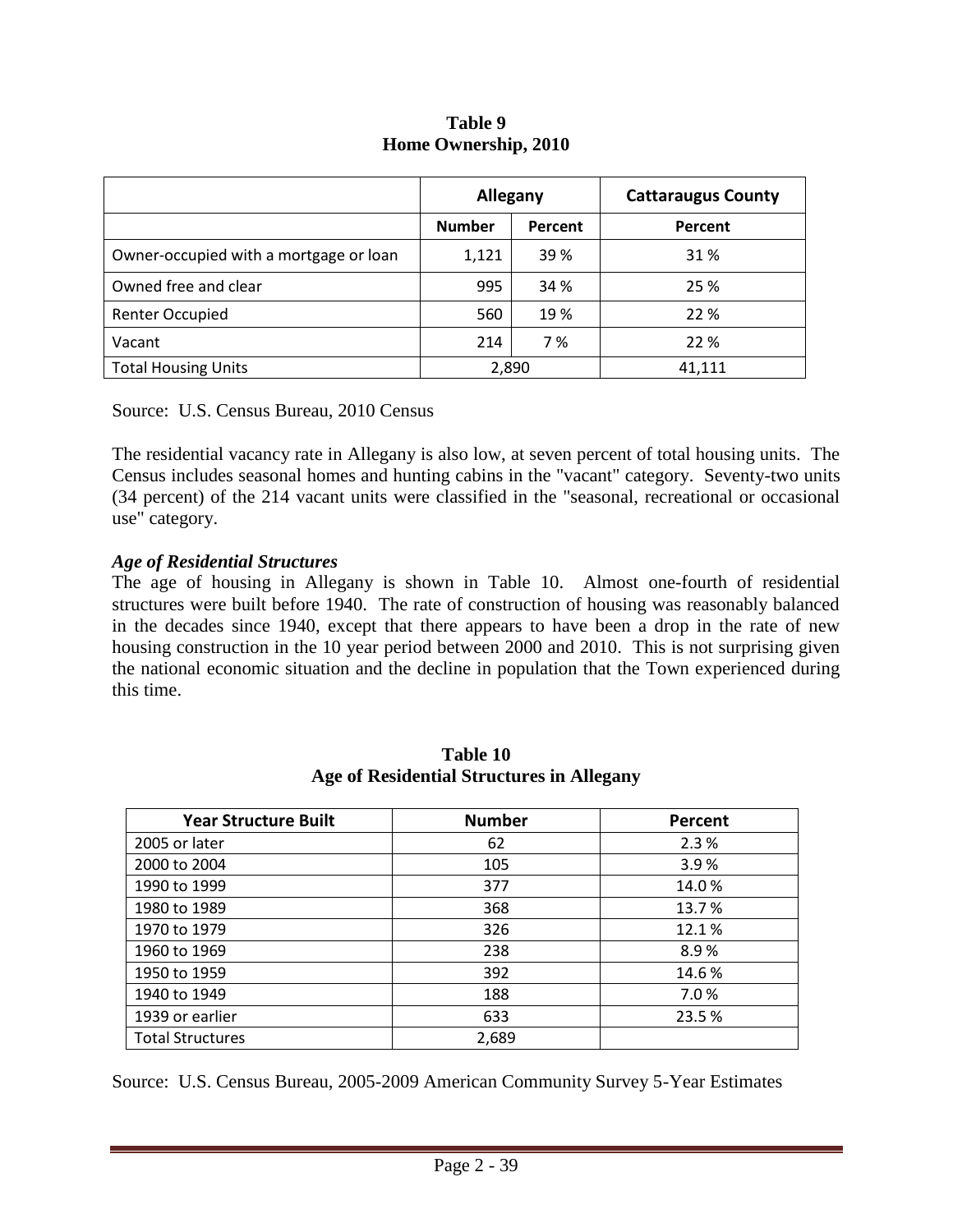**Table 9**
**Home Ownership, 2010**

| | Allegany | | Cattaraugus County |
|---|---|---|---|
| | Number | Percent | Percent |
| Owner-occupied with a mortgage or loan | 1,121 | 39 % | 31 % |
| Owned free and clear | 995 | 34 % | 25 % |
| Renter Occupied | 560 | 19 % | 22 % |
| Vacant | 214 | 7 % | 22 % |
| Total Housing Units | 2,890 | | 41,111 |

Source: U.S. Census Bureau, 2010 Census

The residential vacancy rate in Allegany is also low, at seven percent of total housing units. The Census includes seasonal homes and hunting cabins in the "vacant" category. Seventy-two units (34 percent) of the 214 vacant units were classified in the "seasonal, recreational or occasional use" category.

***Age of Residential Structures***

The age of housing in Allegany is shown in Table 10. Almost one-fourth of residential structures were built before 1940. The rate of construction of housing was reasonably balanced in the decades since 1940, except that there appears to have been a drop in the rate of new housing construction in the 10 year period between 2000 and 2010. This is not surprising given the national economic situation and the decline in population that the Town experienced during this time.

**Table 10**
**Age of Residential Structures in Allegany**

| Year Structure Built | Number | Percent |
|---|---|---|
| 2005 or later | 62 | 2.3 % |
| 2000 to 2004 | 105 | 3.9 % |
| 1990 to 1999 | 377 | 14.0 % |
| 1980 to 1989 | 368 | 13.7 % |
| 1970 to 1979 | 326 | 12.1 % |
| 1960 to 1969 | 238 | 8.9 % |
| 1950 to 1959 | 392 | 14.6 % |
| 1940 to 1949 | 188 | 7.0 % |
| 1939 or earlier | 633 | 23.5 % |
| Total Structures | 2,689 | |

Source: U.S. Census Bureau, 2005-2009 American Community Survey 5-Year Estimates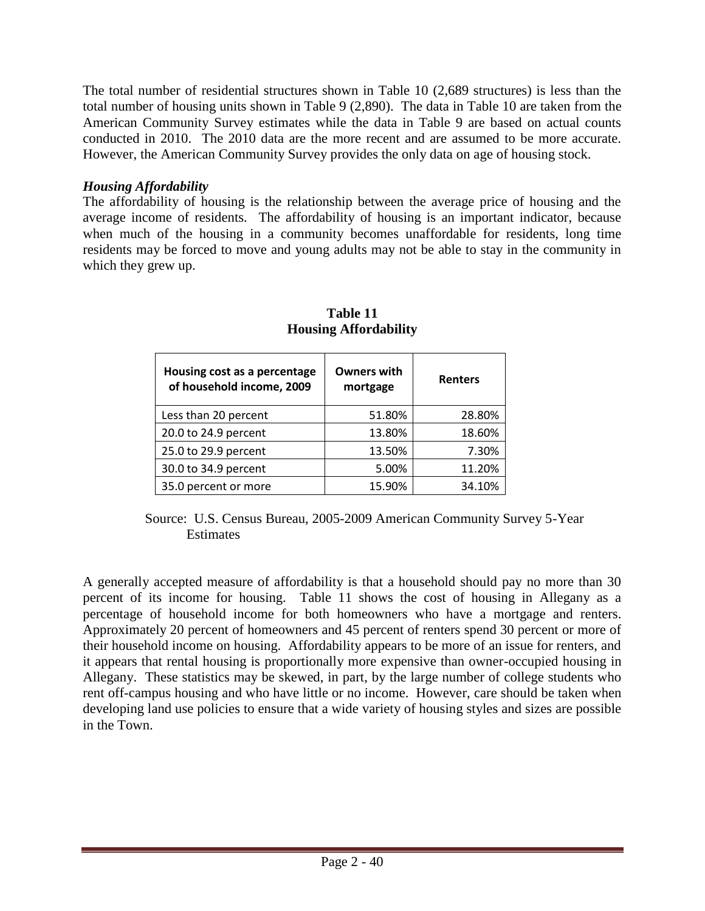The total number of residential structures shown in Table 10 (2,689 structures) is less than the total number of housing units shown in Table 9 (2,890). The data in Table 10 are taken from the American Community Survey estimates while the data in Table 9 are based on actual counts conducted in 2010. The 2010 data are the more recent and are assumed to be more accurate. However, the American Community Survey provides the only data on age of housing stock.

### *Housing Affordability*

The affordability of housing is the relationship between the average price of housing and the average income of residents. The affordability of housing is an important indicator, because when much of the housing in a community becomes unaffordable for residents, long time residents may be forced to move and young adults may not be able to stay in the community in which they grew up.

**Table 11**
**Housing Affordability**

| Housing cost as a percentage of household income, 2009 | Owners with mortgage | Renters |
|---|---|---|
| Less than 20 percent | 51.80% | 28.80% |
| 20.0 to 24.9 percent | 13.80% | 18.60% |
| 25.0 to 29.9 percent | 13.50% | 7.30% |
| 30.0 to 34.9 percent | 5.00% | 11.20% |
| 35.0 percent or more | 15.90% | 34.10% |

Source: U.S. Census Bureau, 2005-2009 American Community Survey 5-Year Estimates

A generally accepted measure of affordability is that a household should pay no more than 30 percent of its income for housing. Table 11 shows the cost of housing in Allegany as a percentage of household income for both homeowners who have a mortgage and renters. Approximately 20 percent of homeowners and 45 percent of renters spend 30 percent or more of their household income on housing. Affordability appears to be more of an issue for renters, and it appears that rental housing is proportionally more expensive than owner-occupied housing in Allegany. These statistics may be skewed, in part, by the large number of college students who rent off-campus housing and who have little or no income. However, care should be taken when developing land use policies to ensure that a wide variety of housing styles and sizes are possible in the Town.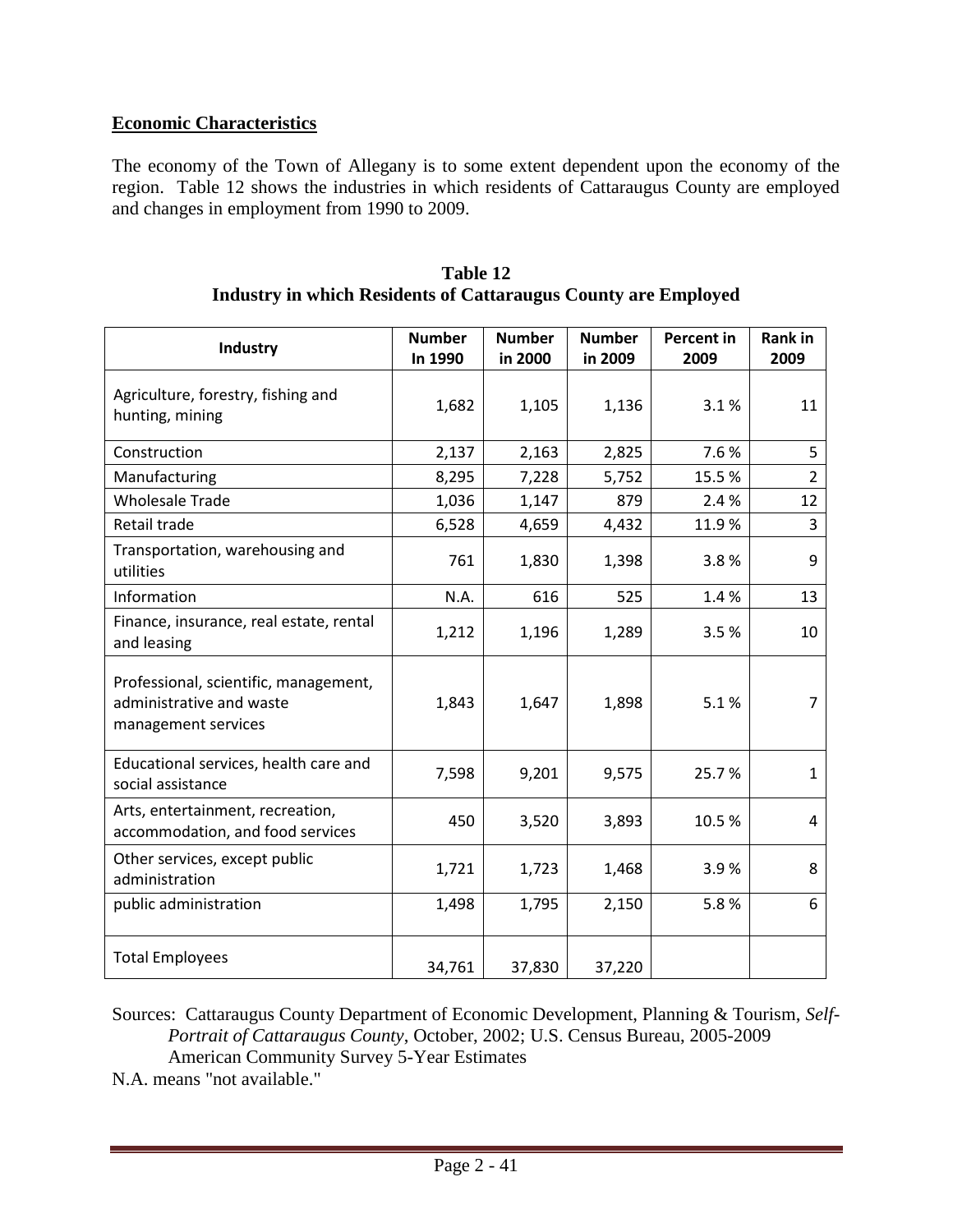## Economic Characteristics

The economy of the Town of Allegany is to some extent dependent upon the economy of the region. Table 12 shows the industries in which residents of Cattaraugus County are employed and changes in employment from 1990 to 2009.

**Table 12**
**Industry in which Residents of Cattaraugus County are Employed**

| Industry | Number In 1990 | Number in 2000 | Number in 2009 | Percent in 2009 | Rank in 2009 |
|---|---|---|---|---|---|
| Agriculture, forestry, fishing and hunting, mining | 1,682 | 1,105 | 1,136 | 3.1 % | 11 |
| Construction | 2,137 | 2,163 | 2,825 | 7.6 % | 5 |
| Manufacturing | 8,295 | 7,228 | 5,752 | 15.5 % | 2 |
| Wholesale Trade | 1,036 | 1,147 | 879 | 2.4 % | 12 |
| Retail trade | 6,528 | 4,659 | 4,432 | 11.9 % | 3 |
| Transportation, warehousing and utilities | 761 | 1,830 | 1,398 | 3.8 % | 9 |
| Information | N.A. | 616 | 525 | 1.4 % | 13 |
| Finance, insurance, real estate, rental and leasing | 1,212 | 1,196 | 1,289 | 3.5 % | 10 |
| Professional, scientific, management, administrative and waste management services | 1,843 | 1,647 | 1,898 | 5.1 % | 7 |
| Educational services, health care and social assistance | 7,598 | 9,201 | 9,575 | 25.7 % | 1 |
| Arts, entertainment, recreation, accommodation, and food services | 450 | 3,520 | 3,893 | 10.5 % | 4 |
| Other services, except public administration | 1,721 | 1,723 | 1,468 | 3.9 % | 8 |
| public administration | 1,498 | 1,795 | 2,150 | 5.8 % | 6 |
| Total Employees | 34,761 | 37,830 | 37,220 | | |

Sources: Cattaraugus County Department of Economic Development, Planning & Tourism, *Self-Portrait of Cattaraugus County*, October, 2002; U.S. Census Bureau, 2005-2009 American Community Survey 5-Year Estimates

N.A. means "not available."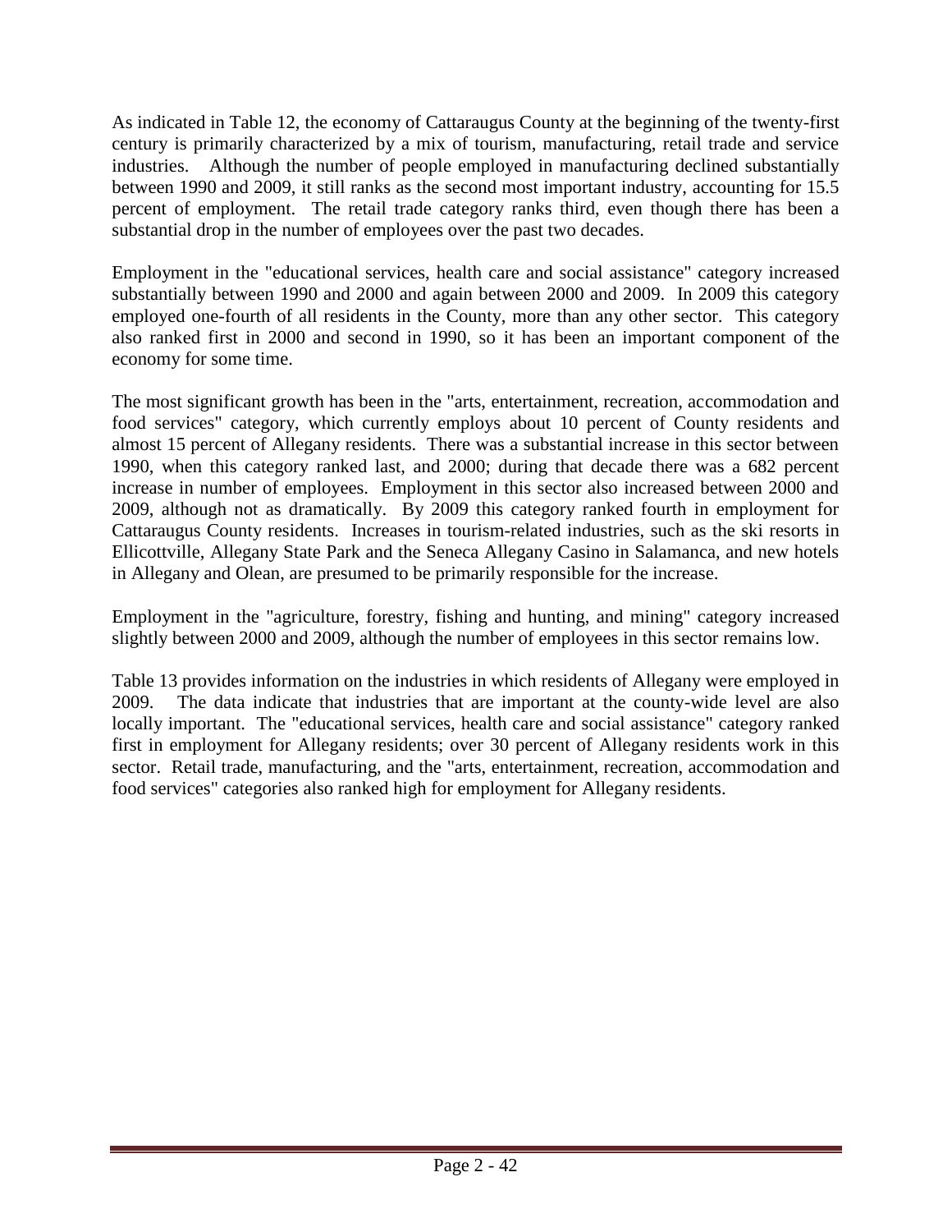As indicated in Table 12, the economy of Cattaraugus County at the beginning of the twenty-first century is primarily characterized by a mix of tourism, manufacturing, retail trade and service industries. Although the number of people employed in manufacturing declined substantially between 1990 and 2009, it still ranks as the second most important industry, accounting for 15.5 percent of employment. The retail trade category ranks third, even though there has been a substantial drop in the number of employees over the past two decades.

Employment in the "educational services, health care and social assistance" category increased substantially between 1990 and 2000 and again between 2000 and 2009. In 2009 this category employed one-fourth of all residents in the County, more than any other sector. This category also ranked first in 2000 and second in 1990, so it has been an important component of the economy for some time.

The most significant growth has been in the "arts, entertainment, recreation, accommodation and food services" category, which currently employs about 10 percent of County residents and almost 15 percent of Allegany residents. There was a substantial increase in this sector between 1990, when this category ranked last, and 2000; during that decade there was a 682 percent increase in number of employees. Employment in this sector also increased between 2000 and 2009, although not as dramatically. By 2009 this category ranked fourth in employment for Cattaraugus County residents. Increases in tourism-related industries, such as the ski resorts in Ellicottville, Allegany State Park and the Seneca Allegany Casino in Salamanca, and new hotels in Allegany and Olean, are presumed to be primarily responsible for the increase.

Employment in the "agriculture, forestry, fishing and hunting, and mining" category increased slightly between 2000 and 2009, although the number of employees in this sector remains low.

Table 13 provides information on the industries in which residents of Allegany were employed in 2009. The data indicate that industries that are important at the county-wide level are also locally important. The "educational services, health care and social assistance" category ranked first in employment for Allegany residents; over 30 percent of Allegany residents work in this sector. Retail trade, manufacturing, and the "arts, entertainment, recreation, accommodation and food services" categories also ranked high for employment for Allegany residents.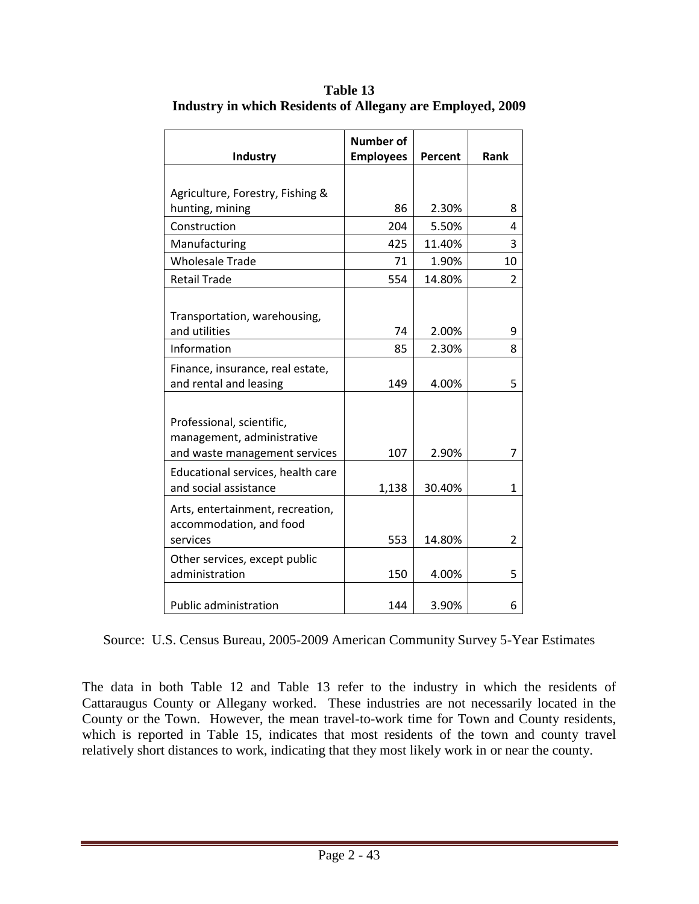**Table 13**
**Industry in which Residents of Allegany are Employed, 2009**

| Industry | Number of Employees | Percent | Rank |
|---|---|---|---|
| Agriculture, Forestry, Fishing & hunting, mining | 86 | 2.30% | 8 |
| Construction | 204 | 5.50% | 4 |
| Manufacturing | 425 | 11.40% | 3 |
| Wholesale Trade | 71 | 1.90% | 10 |
| Retail Trade | 554 | 14.80% | 2 |
| Transportation, warehousing, and utilities | 74 | 2.00% | 9 |
| Information | 85 | 2.30% | 8 |
| Finance, insurance, real estate, and rental and leasing | 149 | 4.00% | 5 |
| Professional, scientific, management, administrative and waste management services | 107 | 2.90% | 7 |
| Educational services, health care and social assistance | 1,138 | 30.40% | 1 |
| Arts, entertainment, recreation, accommodation, and food services | 553 | 14.80% | 2 |
| Other services, except public administration | 150 | 4.00% | 5 |
| Public administration | 144 | 3.90% | 6 |

Source: U.S. Census Bureau, 2005-2009 American Community Survey 5-Year Estimates

The data in both Table 12 and Table 13 refer to the industry in which the residents of Cattaraugus County or Allegany worked. These industries are not necessarily located in the County or the Town. However, the mean travel-to-work time for Town and County residents, which is reported in Table 15, indicates that most residents of the town and county travel relatively short distances to work, indicating that they most likely work in or near the county.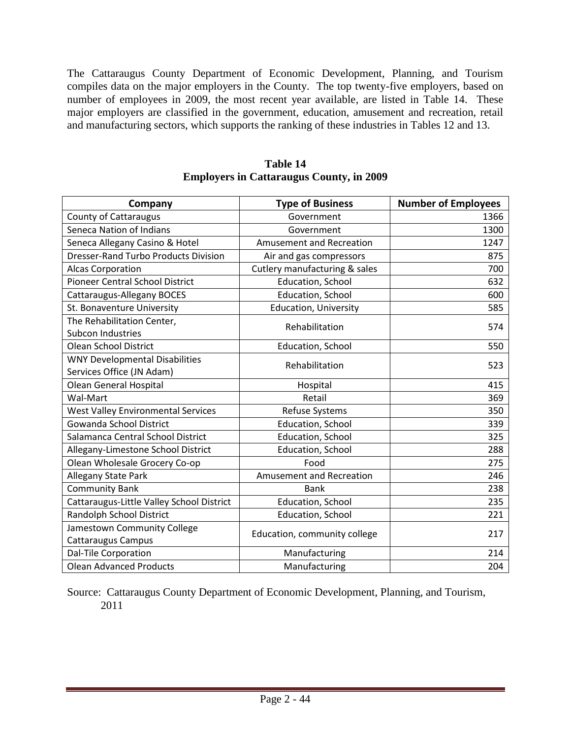The Cattaraugus County Department of Economic Development, Planning, and Tourism compiles data on the major employers in the County. The top twenty-five employers, based on number of employees in 2009, the most recent year available, are listed in Table 14. These major employers are classified in the government, education, amusement and recreation, retail and manufacturing sectors, which supports the ranking of these industries in Tables 12 and 13.

**Table 14**
**Employers in Cattaraugus County, in 2009**

| Company | Type of Business | Number of Employees |
|---|---|---|
| County of Cattaraugus | Government | 1366 |
| Seneca Nation of Indians | Government | 1300 |
| Seneca Allegany Casino & Hotel | Amusement and Recreation | 1247 |
| Dresser-Rand Turbo Products Division | Air and gas compressors | 875 |
| Alcas Corporation | Cutlery manufacturing & sales | 700 |
| Pioneer Central School District | Education, School | 632 |
| Cattaraugus-Allegany BOCES | Education, School | 600 |
| St. Bonaventure University | Education, University | 585 |
| The Rehabilitation Center, Subcon Industries | Rehabilitation | 574 |
| Olean School District | Education, School | 550 |
| WNY Developmental Disabilities Services Office (JN Adam) | Rehabilitation | 523 |
| Olean General Hospital | Hospital | 415 |
| Wal-Mart | Retail | 369 |
| West Valley Environmental Services | Refuse Systems | 350 |
| Gowanda School District | Education, School | 339 |
| Salamanca Central School District | Education, School | 325 |
| Allegany-Limestone School District | Education, School | 288 |
| Olean Wholesale Grocery Co-op | Food | 275 |
| Allegany State Park | Amusement and Recreation | 246 |
| Community Bank | Bank | 238 |
| Cattaraugus-Little Valley School District | Education, School | 235 |
| Randolph School District | Education, School | 221 |
| Jamestown Community College Cattaraugus Campus | Education, community college | 217 |
| Dal-Tile Corporation | Manufacturing | 214 |
| Olean Advanced Products | Manufacturing | 204 |

Source: Cattaraugus County Department of Economic Development, Planning, and Tourism, 2011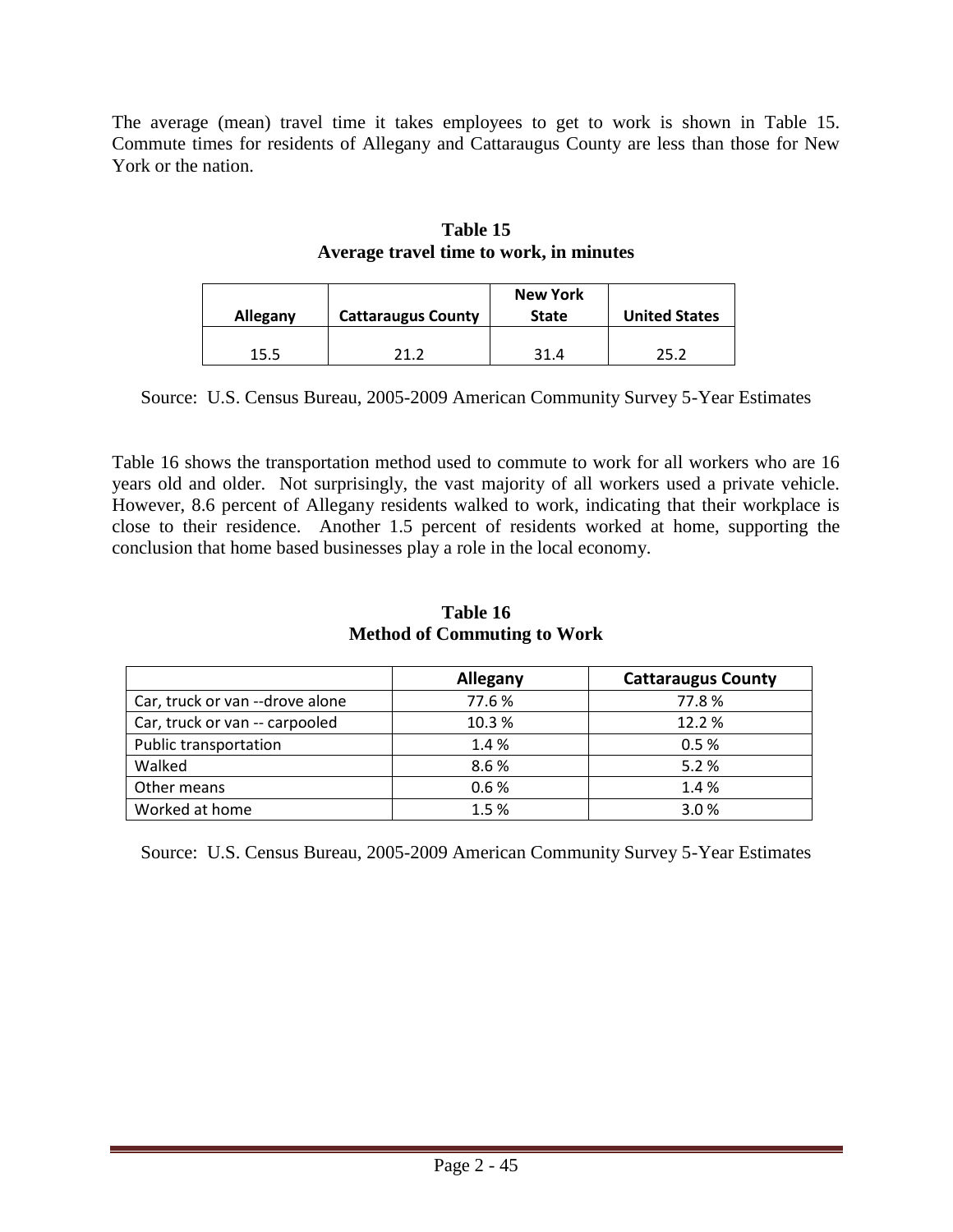The average (mean) travel time it takes employees to get to work is shown in Table 15. Commute times for residents of Allegany and Cattaraugus County are less than those for New York or the nation.

**Table 15**
**Average travel time to work, in minutes**

| Allegany | Cattaraugus County | New York State | United States |
|---|---|---|---|
| 15.5 | 21.2 | 31.4 | 25.2 |

Source: U.S. Census Bureau, 2005-2009 American Community Survey 5-Year Estimates

Table 16 shows the transportation method used to commute to work for all workers who are 16 years old and older. Not surprisingly, the vast majority of all workers used a private vehicle. However, 8.6 percent of Allegany residents walked to work, indicating that their workplace is close to their residence. Another 1.5 percent of residents worked at home, supporting the conclusion that home based businesses play a role in the local economy.

**Table 16**
**Method of Commuting to Work**

| | Allegany | Cattaraugus County |
|---|---|---|
| Car, truck or van --drove alone | 77.6 % | 77.8 % |
| Car, truck or van -- carpooled | 10.3 % | 12.2 % |
| Public transportation | 1.4 % | 0.5 % |
| Walked | 8.6 % | 5.2 % |
| Other means | 0.6 % | 1.4 % |
| Worked at home | 1.5 % | 3.0 % |

Source: U.S. Census Bureau, 2005-2009 American Community Survey 5-Year Estimates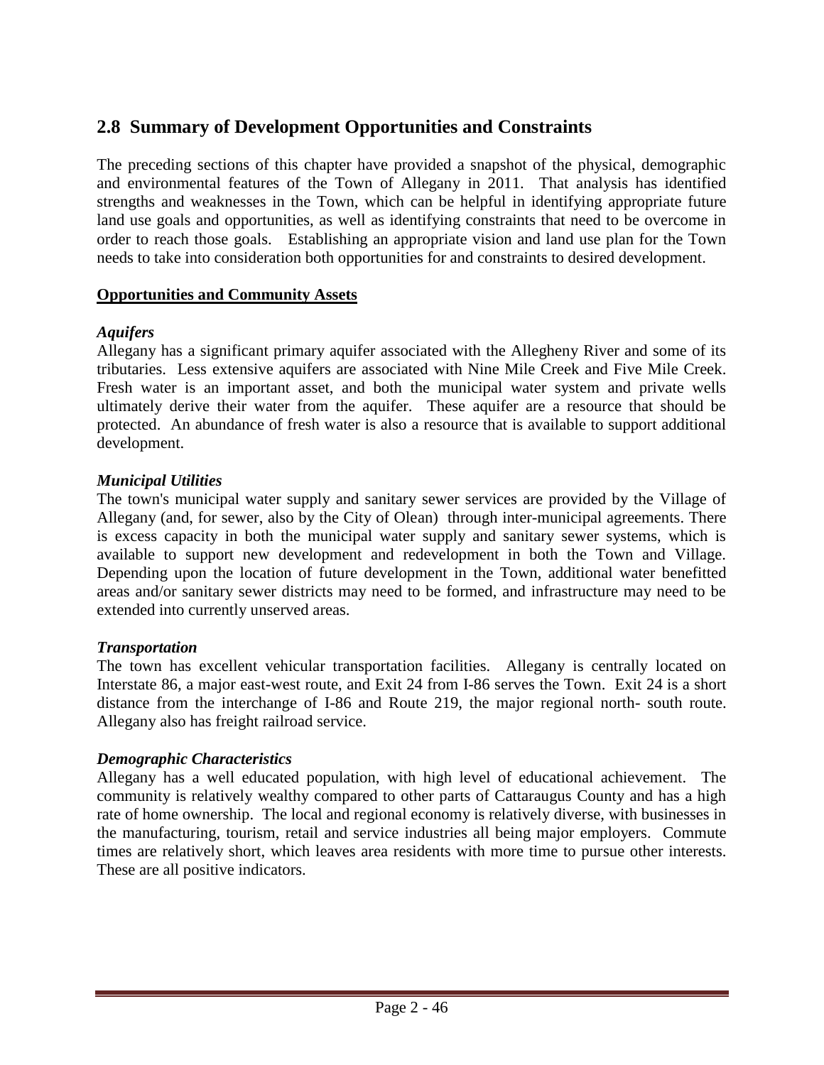## 2.8 Summary of Development Opportunities and Constraints

The preceding sections of this chapter have provided a snapshot of the physical, demographic and environmental features of the Town of Allegany in 2011. That analysis has identified strengths and weaknesses in the Town, which can be helpful in identifying appropriate future land use goals and opportunities, as well as identifying constraints that need to be overcome in order to reach those goals. Establishing an appropriate vision and land use plan for the Town needs to take into consideration both opportunities for and constraints to desired development.

**Opportunities and Community Assets**

***Aquifers***

Allegany has a significant primary aquifer associated with the Allegheny River and some of its tributaries. Less extensive aquifers are associated with Nine Mile Creek and Five Mile Creek. Fresh water is an important asset, and both the municipal water system and private wells ultimately derive their water from the aquifer. These aquifer are a resource that should be protected. An abundance of fresh water is also a resource that is available to support additional development.

***Municipal Utilities***

The town's municipal water supply and sanitary sewer services are provided by the Village of Allegany (and, for sewer, also by the City of Olean) through inter-municipal agreements. There is excess capacity in both the municipal water supply and sanitary sewer systems, which is available to support new development and redevelopment in both the Town and Village. Depending upon the location of future development in the Town, additional water benefitted areas and/or sanitary sewer districts may need to be formed, and infrastructure may need to be extended into currently unserved areas.

***Transportation***

The town has excellent vehicular transportation facilities. Allegany is centrally located on Interstate 86, a major east-west route, and Exit 24 from I-86 serves the Town. Exit 24 is a short distance from the interchange of I-86 and Route 219, the major regional north- south route. Allegany also has freight railroad service.

***Demographic Characteristics***

Allegany has a well educated population, with high level of educational achievement. The community is relatively wealthy compared to other parts of Cattaraugus County and has a high rate of home ownership. The local and regional economy is relatively diverse, with businesses in the manufacturing, tourism, retail and service industries all being major employers. Commute times are relatively short, which leaves area residents with more time to pursue other interests. These are all positive indicators.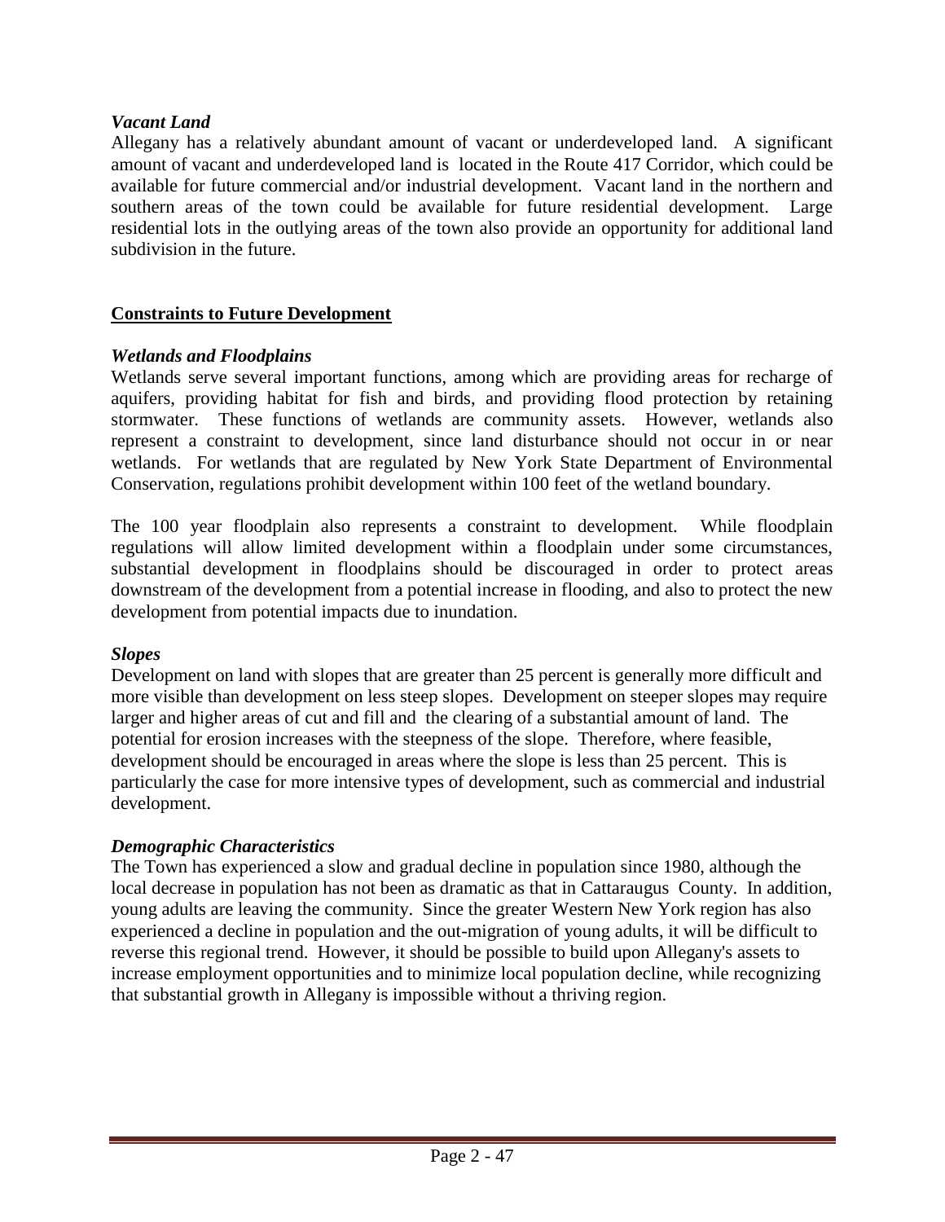### *Vacant Land*

Allegany has a relatively abundant amount of vacant or underdeveloped land. A significant amount of vacant and underdeveloped land is located in the Route 417 Corridor, which could be available for future commercial and/or industrial development. Vacant land in the northern and southern areas of the town could be available for future residential development. Large residential lots in the outlying areas of the town also provide an opportunity for additional land subdivision in the future.

## Constraints to Future Development

### *Wetlands and Floodplains*

Wetlands serve several important functions, among which are providing areas for recharge of aquifers, providing habitat for fish and birds, and providing flood protection by retaining stormwater. These functions of wetlands are community assets. However, wetlands also represent a constraint to development, since land disturbance should not occur in or near wetlands. For wetlands that are regulated by New York State Department of Environmental Conservation, regulations prohibit development within 100 feet of the wetland boundary.

The 100 year floodplain also represents a constraint to development. While floodplain regulations will allow limited development within a floodplain under some circumstances, substantial development in floodplains should be discouraged in order to protect areas downstream of the development from a potential increase in flooding, and also to protect the new development from potential impacts due to inundation.

### *Slopes*

Development on land with slopes that are greater than 25 percent is generally more difficult and more visible than development on less steep slopes. Development on steeper slopes may require larger and higher areas of cut and fill and the clearing of a substantial amount of land. The potential for erosion increases with the steepness of the slope. Therefore, where feasible, development should be encouraged in areas where the slope is less than 25 percent. This is particularly the case for more intensive types of development, such as commercial and industrial development.

### *Demographic Characteristics*

The Town has experienced a slow and gradual decline in population since 1980, although the local decrease in population has not been as dramatic as that in Cattaraugus County. In addition, young adults are leaving the community. Since the greater Western New York region has also experienced a decline in population and the out-migration of young adults, it will be difficult to reverse this regional trend. However, it should be possible to build upon Allegany's assets to increase employment opportunities and to minimize local population decline, while recognizing that substantial growth in Allegany is impossible without a thriving region.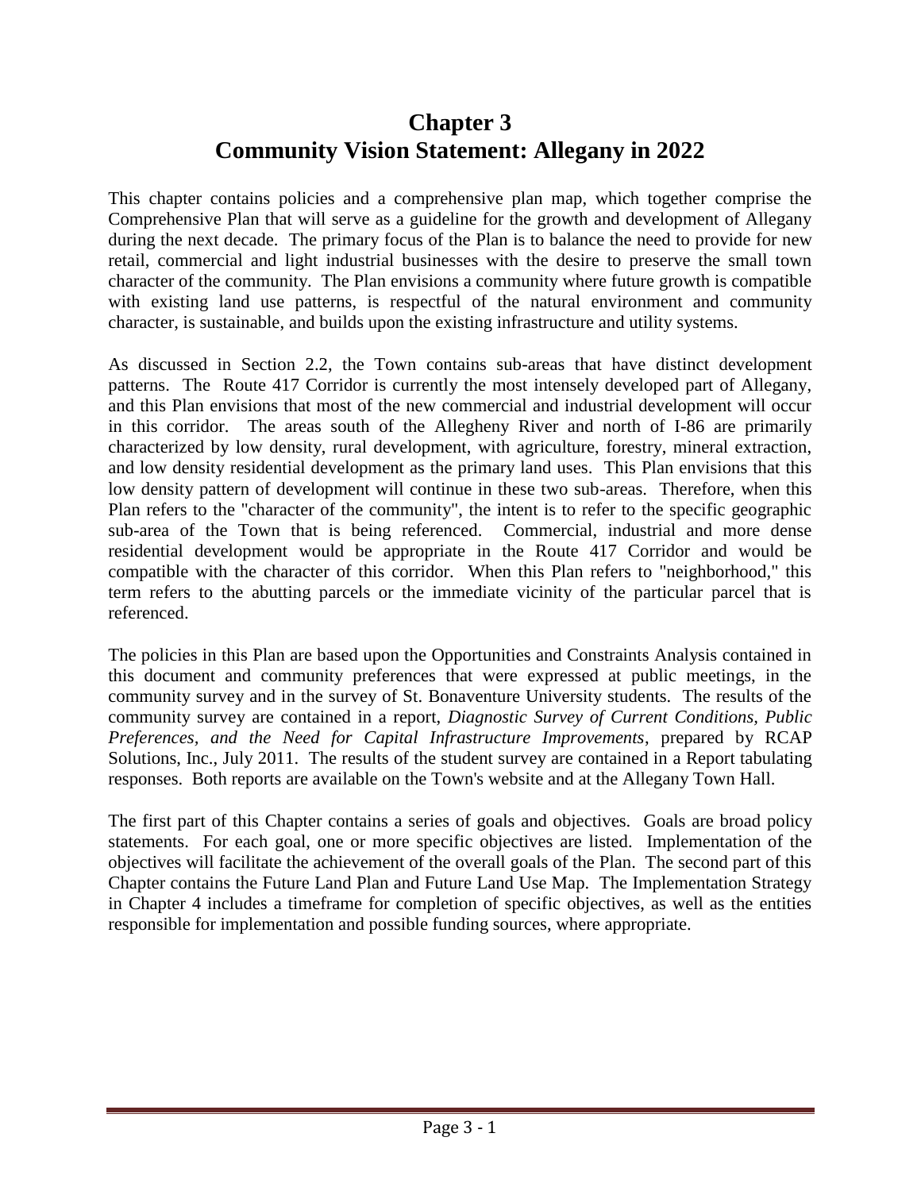# Chapter 3
# Community Vision Statement: Allegany in 2022

This chapter contains policies and a comprehensive plan map, which together comprise the Comprehensive Plan that will serve as a guideline for the growth and development of Allegany during the next decade. The primary focus of the Plan is to balance the need to provide for new retail, commercial and light industrial businesses with the desire to preserve the small town character of the community. The Plan envisions a community where future growth is compatible with existing land use patterns, is respectful of the natural environment and community character, is sustainable, and builds upon the existing infrastructure and utility systems.

As discussed in Section 2.2, the Town contains sub-areas that have distinct development patterns. The Route 417 Corridor is currently the most intensely developed part of Allegany, and this Plan envisions that most of the new commercial and industrial development will occur in this corridor. The areas south of the Allegheny River and north of I-86 are primarily characterized by low density, rural development, with agriculture, forestry, mineral extraction, and low density residential development as the primary land uses. This Plan envisions that this low density pattern of development will continue in these two sub-areas. Therefore, when this Plan refers to the "character of the community", the intent is to refer to the specific geographic sub-area of the Town that is being referenced. Commercial, industrial and more dense residential development would be appropriate in the Route 417 Corridor and would be compatible with the character of this corridor. When this Plan refers to "neighborhood," this term refers to the abutting parcels or the immediate vicinity of the particular parcel that is referenced.

The policies in this Plan are based upon the Opportunities and Constraints Analysis contained in this document and community preferences that were expressed at public meetings, in the community survey and in the survey of St. Bonaventure University students. The results of the community survey are contained in a report, *Diagnostic Survey of Current Conditions, Public Preferences, and the Need for Capital Infrastructure Improvements*, prepared by RCAP Solutions, Inc., July 2011. The results of the student survey are contained in a Report tabulating responses. Both reports are available on the Town's website and at the Allegany Town Hall.

The first part of this Chapter contains a series of goals and objectives. Goals are broad policy statements. For each goal, one or more specific objectives are listed. Implementation of the objectives will facilitate the achievement of the overall goals of the Plan. The second part of this Chapter contains the Future Land Plan and Future Land Use Map. The Implementation Strategy in Chapter 4 includes a timeframe for completion of specific objectives, as well as the entities responsible for implementation and possible funding sources, where appropriate.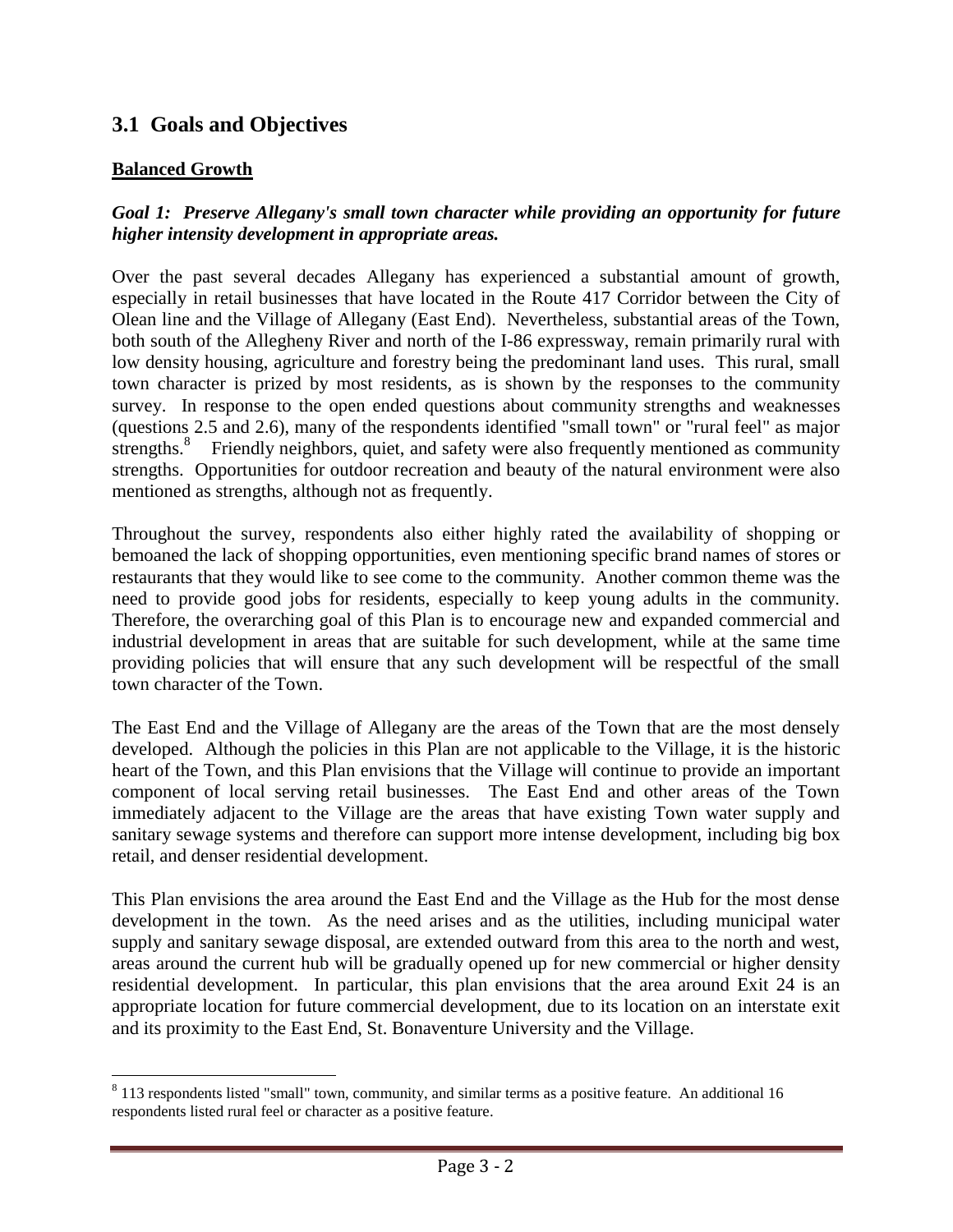## 3.1 Goals and Objectives

**Balanced Growth**

***Goal 1: Preserve Allegany's small town character while providing an opportunity for future higher intensity development in appropriate areas.***

Over the past several decades Allegany has experienced a substantial amount of growth, especially in retail businesses that have located in the Route 417 Corridor between the City of Olean line and the Village of Allegany (East End). Nevertheless, substantial areas of the Town, both south of the Allegheny River and north of the I-86 expressway, remain primarily rural with low density housing, agriculture and forestry being the predominant land uses. This rural, small town character is prized by most residents, as is shown by the responses to the community survey. In response to the open ended questions about community strengths and weaknesses (questions 2.5 and 2.6), many of the respondents identified "small town" or "rural feel" as major strengths.[8] Friendly neighbors, quiet, and safety were also frequently mentioned as community strengths. Opportunities for outdoor recreation and beauty of the natural environment were also mentioned as strengths, although not as frequently.

Throughout the survey, respondents also either highly rated the availability of shopping or bemoaned the lack of shopping opportunities, even mentioning specific brand names of stores or restaurants that they would like to see come to the community. Another common theme was the need to provide good jobs for residents, especially to keep young adults in the community. Therefore, the overarching goal of this Plan is to encourage new and expanded commercial and industrial development in areas that are suitable for such development, while at the same time providing policies that will ensure that any such development will be respectful of the small town character of the Town.

The East End and the Village of Allegany are the areas of the Town that are the most densely developed. Although the policies in this Plan are not applicable to the Village, it is the historic heart of the Town, and this Plan envisions that the Village will continue to provide an important component of local serving retail businesses. The East End and other areas of the Town immediately adjacent to the Village are the areas that have existing Town water supply and sanitary sewage systems and therefore can support more intense development, including big box retail, and denser residential development.

This Plan envisions the area around the East End and the Village as the Hub for the most dense development in the town. As the need arises and as the utilities, including municipal water supply and sanitary sewage disposal, are extended outward from this area to the north and west, areas around the current hub will be gradually opened up for new commercial or higher density residential development. In particular, this plan envisions that the area around Exit 24 is an appropriate location for future commercial development, due to its location on an interstate exit and its proximity to the East End, St. Bonaventure University and the Village.

---

[8] 113 respondents listed "small" town, community, and similar terms as a positive feature. An additional 16 respondents listed rural feel or character as a positive feature.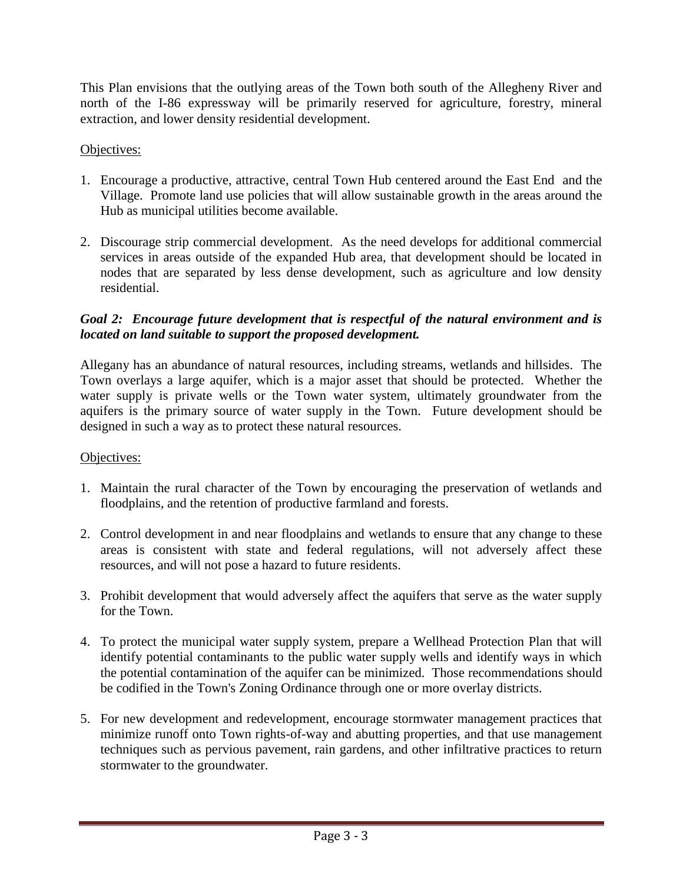This Plan envisions that the outlying areas of the Town both south of the Allegheny River and north of the I-86 expressway will be primarily reserved for agriculture, forestry, mineral extraction, and lower density residential development.

Objectives:

1. Encourage a productive, attractive, central Town Hub centered around the East End and the Village. Promote land use policies that will allow sustainable growth in the areas around the Hub as municipal utilities become available.

2. Discourage strip commercial development. As the need develops for additional commercial services in areas outside of the expanded Hub area, that development should be located in nodes that are separated by less dense development, such as agriculture and low density residential.

***Goal 2: Encourage future development that is respectful of the natural environment and is located on land suitable to support the proposed development.***

Allegany has an abundance of natural resources, including streams, wetlands and hillsides. The Town overlays a large aquifer, which is a major asset that should be protected. Whether the water supply is private wells or the Town water system, ultimately groundwater from the aquifers is the primary source of water supply in the Town. Future development should be designed in such a way as to protect these natural resources.

Objectives:

1. Maintain the rural character of the Town by encouraging the preservation of wetlands and floodplains, and the retention of productive farmland and forests.

2. Control development in and near floodplains and wetlands to ensure that any change to these areas is consistent with state and federal regulations, will not adversely affect these resources, and will not pose a hazard to future residents.

3. Prohibit development that would adversely affect the aquifers that serve as the water supply for the Town.

4. To protect the municipal water supply system, prepare a Wellhead Protection Plan that will identify potential contaminants to the public water supply wells and identify ways in which the potential contamination of the aquifer can be minimized. Those recommendations should be codified in the Town's Zoning Ordinance through one or more overlay districts.

5. For new development and redevelopment, encourage stormwater management practices that minimize runoff onto Town rights-of-way and abutting properties, and that use management techniques such as pervious pavement, rain gardens, and other infiltrative practices to return stormwater to the groundwater.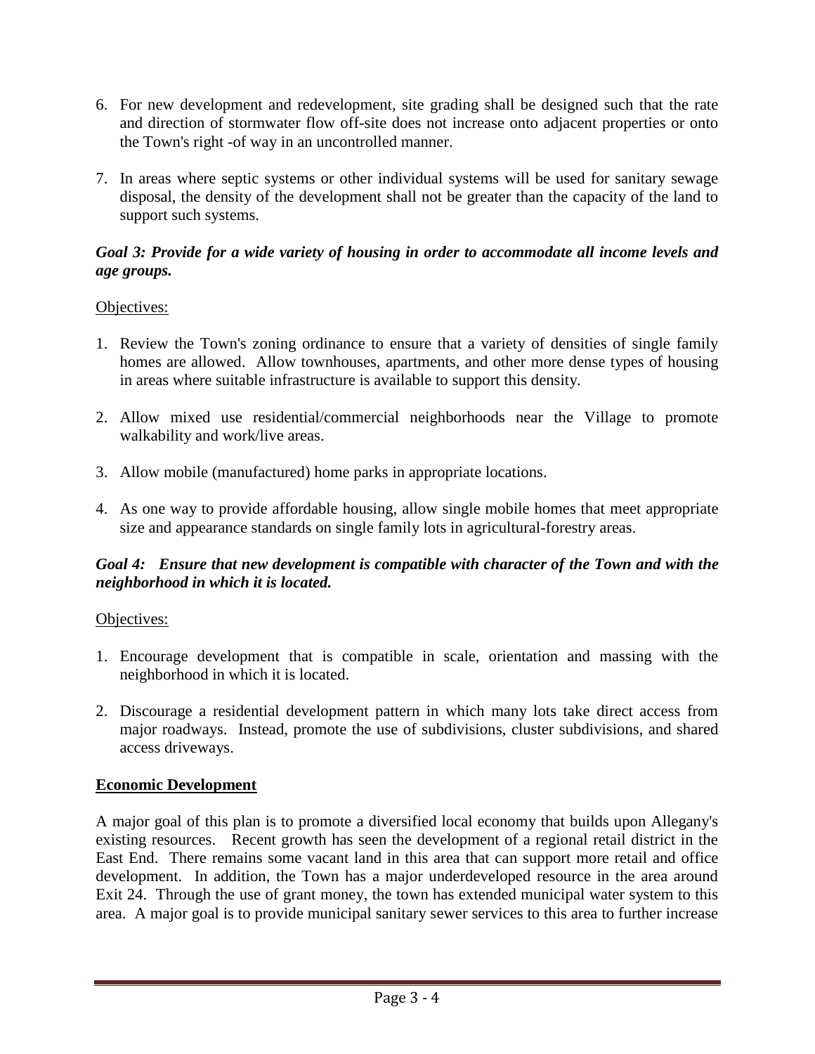6. For new development and redevelopment, site grading shall be designed such that the rate and direction of stormwater flow off-site does not increase onto adjacent properties or onto the Town's right -of way in an uncontrolled manner.

7. In areas where septic systems or other individual systems will be used for sanitary sewage disposal, the density of the development shall not be greater than the capacity of the land to support such systems.

***Goal 3: Provide for a wide variety of housing in order to accommodate all income levels and age groups.***

<u>Objectives:</u>

1. Review the Town's zoning ordinance to ensure that a variety of densities of single family homes are allowed. Allow townhouses, apartments, and other more dense types of housing in areas where suitable infrastructure is available to support this density.

2. Allow mixed use residential/commercial neighborhoods near the Village to promote walkability and work/live areas.

3. Allow mobile (manufactured) home parks in appropriate locations.

4. As one way to provide affordable housing, allow single mobile homes that meet appropriate size and appearance standards on single family lots in agricultural-forestry areas.

***Goal 4: Ensure that new development is compatible with character of the Town and with the neighborhood in which it is located.***

<u>Objectives:</u>

1. Encourage development that is compatible in scale, orientation and massing with the neighborhood in which it is located.

2. Discourage a residential development pattern in which many lots take direct access from major roadways. Instead, promote the use of subdivisions, cluster subdivisions, and shared access driveways.

<u>**Economic Development**</u>

A major goal of this plan is to promote a diversified local economy that builds upon Allegany's existing resources. Recent growth has seen the development of a regional retail district in the East End. There remains some vacant land in this area that can support more retail and office development. In addition, the Town has a major underdeveloped resource in the area around Exit 24. Through the use of grant money, the town has extended municipal water system to this area. A major goal is to provide municipal sanitary sewer services to this area to further increase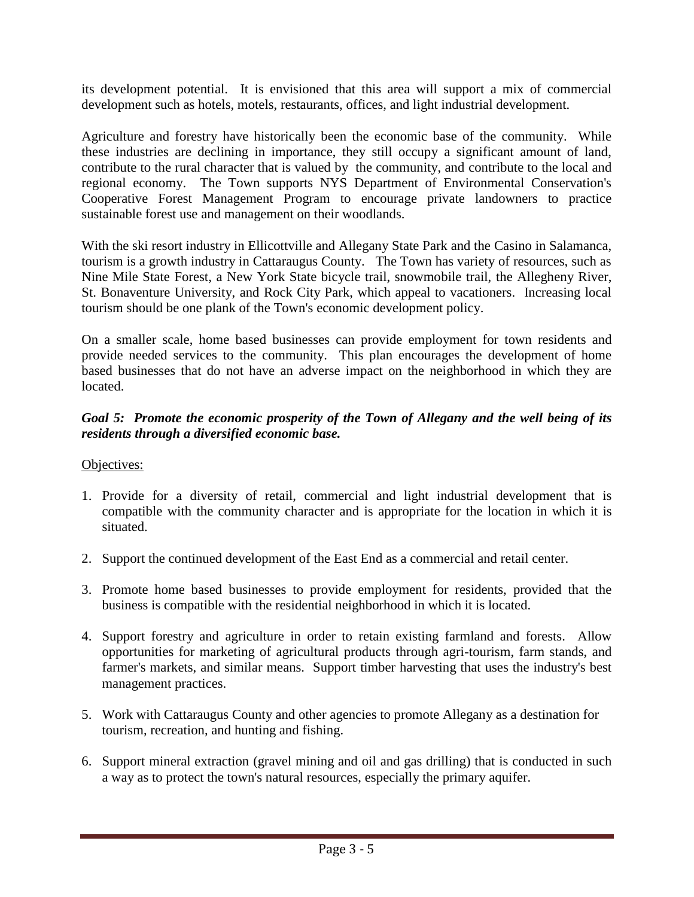its development potential. It is envisioned that this area will support a mix of commercial development such as hotels, motels, restaurants, offices, and light industrial development.

Agriculture and forestry have historically been the economic base of the community. While these industries are declining in importance, they still occupy a significant amount of land, contribute to the rural character that is valued by the community, and contribute to the local and regional economy. The Town supports NYS Department of Environmental Conservation's Cooperative Forest Management Program to encourage private landowners to practice sustainable forest use and management on their woodlands.

With the ski resort industry in Ellicottville and Allegany State Park and the Casino in Salamanca, tourism is a growth industry in Cattaraugus County. The Town has variety of resources, such as Nine Mile State Forest, a New York State bicycle trail, snowmobile trail, the Allegheny River, St. Bonaventure University, and Rock City Park, which appeal to vacationers. Increasing local tourism should be one plank of the Town's economic development policy.

On a smaller scale, home based businesses can provide employment for town residents and provide needed services to the community. This plan encourages the development of home based businesses that do not have an adverse impact on the neighborhood in which they are located.

***Goal 5: Promote the economic prosperity of the Town of Allegany and the well being of its residents through a diversified economic base.***

<u>Objectives:</u>

1. Provide for a diversity of retail, commercial and light industrial development that is compatible with the community character and is appropriate for the location in which it is situated.

2. Support the continued development of the East End as a commercial and retail center.

3. Promote home based businesses to provide employment for residents, provided that the business is compatible with the residential neighborhood in which it is located.

4. Support forestry and agriculture in order to retain existing farmland and forests. Allow opportunities for marketing of agricultural products through agri-tourism, farm stands, and farmer's markets, and similar means. Support timber harvesting that uses the industry's best management practices.

5. Work with Cattaraugus County and other agencies to promote Allegany as a destination for tourism, recreation, and hunting and fishing.

6. Support mineral extraction (gravel mining and oil and gas drilling) that is conducted in such a way as to protect the town's natural resources, especially the primary aquifer.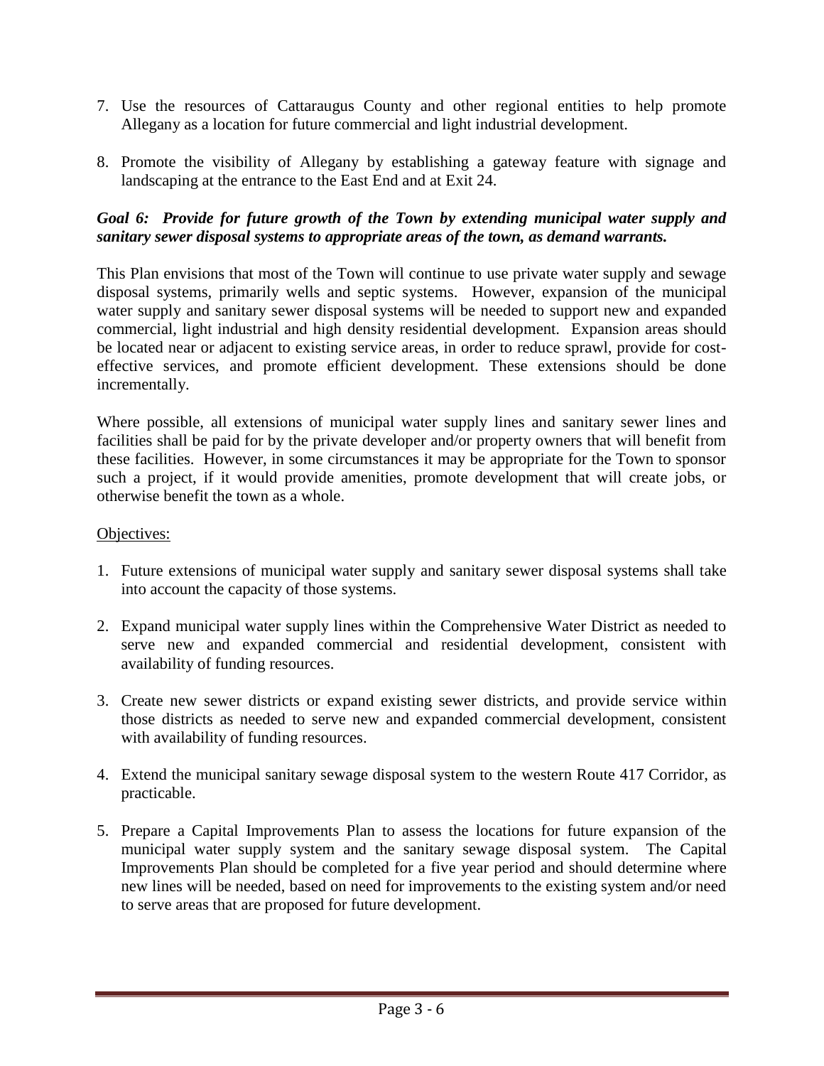7. Use the resources of Cattaraugus County and other regional entities to help promote Allegany as a location for future commercial and light industrial development.

8. Promote the visibility of Allegany by establishing a gateway feature with signage and landscaping at the entrance to the East End and at Exit 24.

***Goal 6: Provide for future growth of the Town by extending municipal water supply and sanitary sewer disposal systems to appropriate areas of the town, as demand warrants.***

This Plan envisions that most of the Town will continue to use private water supply and sewage disposal systems, primarily wells and septic systems. However, expansion of the municipal water supply and sanitary sewer disposal systems will be needed to support new and expanded commercial, light industrial and high density residential development. Expansion areas should be located near or adjacent to existing service areas, in order to reduce sprawl, provide for cost-effective services, and promote efficient development. These extensions should be done incrementally.

Where possible, all extensions of municipal water supply lines and sanitary sewer lines and facilities shall be paid for by the private developer and/or property owners that will benefit from these facilities. However, in some circumstances it may be appropriate for the Town to sponsor such a project, if it would provide amenities, promote development that will create jobs, or otherwise benefit the town as a whole.

<u>Objectives:</u>

1. Future extensions of municipal water supply and sanitary sewer disposal systems shall take into account the capacity of those systems.

2. Expand municipal water supply lines within the Comprehensive Water District as needed to serve new and expanded commercial and residential development, consistent with availability of funding resources.

3. Create new sewer districts or expand existing sewer districts, and provide service within those districts as needed to serve new and expanded commercial development, consistent with availability of funding resources.

4. Extend the municipal sanitary sewage disposal system to the western Route 417 Corridor, as practicable.

5. Prepare a Capital Improvements Plan to assess the locations for future expansion of the municipal water supply system and the sanitary sewage disposal system. The Capital Improvements Plan should be completed for a five year period and should determine where new lines will be needed, based on need for improvements to the existing system and/or need to serve areas that are proposed for future development.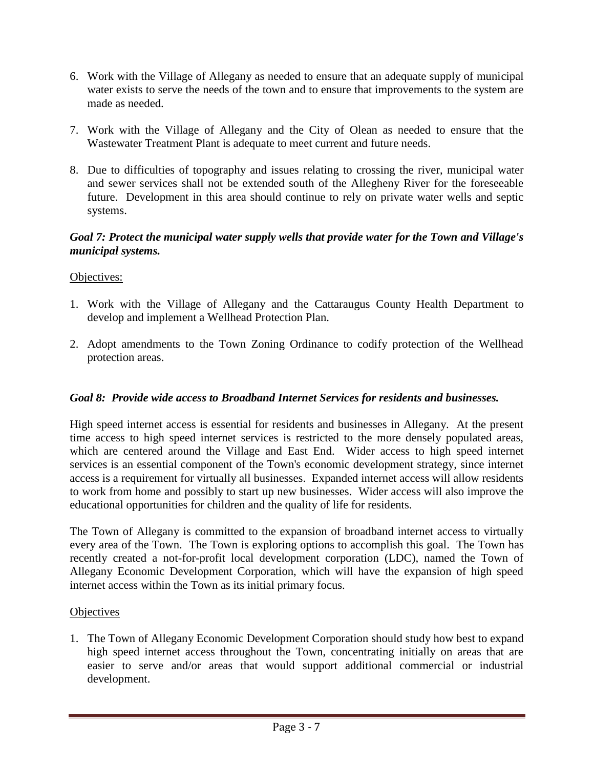6. Work with the Village of Allegany as needed to ensure that an adequate supply of municipal water exists to serve the needs of the town and to ensure that improvements to the system are made as needed.

7. Work with the Village of Allegany and the City of Olean as needed to ensure that the Wastewater Treatment Plant is adequate to meet current and future needs.

8. Due to difficulties of topography and issues relating to crossing the river, municipal water and sewer services shall not be extended south of the Allegheny River for the foreseeable future. Development in this area should continue to rely on private water wells and septic systems.

### *Goal 7: Protect the municipal water supply wells that provide water for the Town and Village's municipal systems.*

Objectives:

1. Work with the Village of Allegany and the Cattaraugus County Health Department to develop and implement a Wellhead Protection Plan.

2. Adopt amendments to the Town Zoning Ordinance to codify protection of the Wellhead protection areas.

### *Goal 8: Provide wide access to Broadband Internet Services for residents and businesses.*

High speed internet access is essential for residents and businesses in Allegany. At the present time access to high speed internet services is restricted to the more densely populated areas, which are centered around the Village and East End. Wider access to high speed internet services is an essential component of the Town's economic development strategy, since internet access is a requirement for virtually all businesses. Expanded internet access will allow residents to work from home and possibly to start up new businesses. Wider access will also improve the educational opportunities for children and the quality of life for residents.

The Town of Allegany is committed to the expansion of broadband internet access to virtually every area of the Town. The Town is exploring options to accomplish this goal. The Town has recently created a not-for-profit local development corporation (LDC), named the Town of Allegany Economic Development Corporation, which will have the expansion of high speed internet access within the Town as its initial primary focus.

Objectives

1. The Town of Allegany Economic Development Corporation should study how best to expand high speed internet access throughout the Town, concentrating initially on areas that are easier to serve and/or areas that would support additional commercial or industrial development.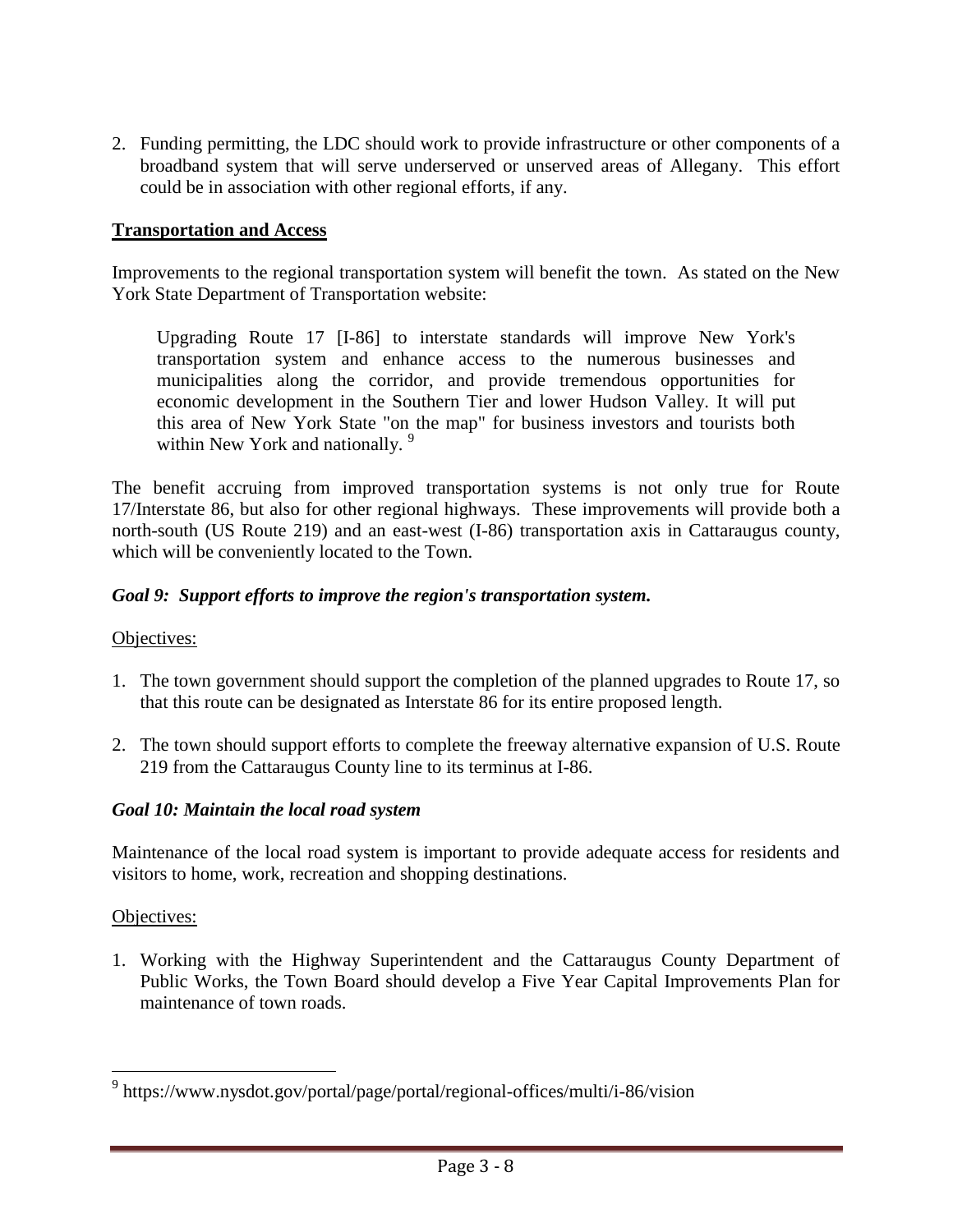2. Funding permitting, the LDC should work to provide infrastructure or other components of a broadband system that will serve underserved or unserved areas of Allegany. This effort could be in association with other regional efforts, if any.

**Transportation and Access**

Improvements to the regional transportation system will benefit the town. As stated on the New York State Department of Transportation website:

> Upgrading Route 17 [I-86] to interstate standards will improve New York's transportation system and enhance access to the numerous businesses and municipalities along the corridor, and provide tremendous opportunities for economic development in the Southern Tier and lower Hudson Valley. It will put this area of New York State "on the map" for business investors and tourists both within New York and nationally. [9]

The benefit accruing from improved transportation systems is not only true for Route 17/Interstate 86, but also for other regional highways. These improvements will provide both a north-south (US Route 219) and an east-west (I-86) transportation axis in Cattaraugus county, which will be conveniently located to the Town.

***Goal 9: Support efforts to improve the region's transportation system.***

Objectives:

1. The town government should support the completion of the planned upgrades to Route 17, so that this route can be designated as Interstate 86 for its entire proposed length.

2. The town should support efforts to complete the freeway alternative expansion of U.S. Route 219 from the Cattaraugus County line to its terminus at I-86.

***Goal 10: Maintain the local road system***

Maintenance of the local road system is important to provide adequate access for residents and visitors to home, work, recreation and shopping destinations.

Objectives:

1. Working with the Highway Superintendent and the Cattaraugus County Department of Public Works, the Town Board should develop a Five Year Capital Improvements Plan for maintenance of town roads.

---

[9] https://www.nysdot.gov/portal/page/portal/regional-offices/multi/i-86/vision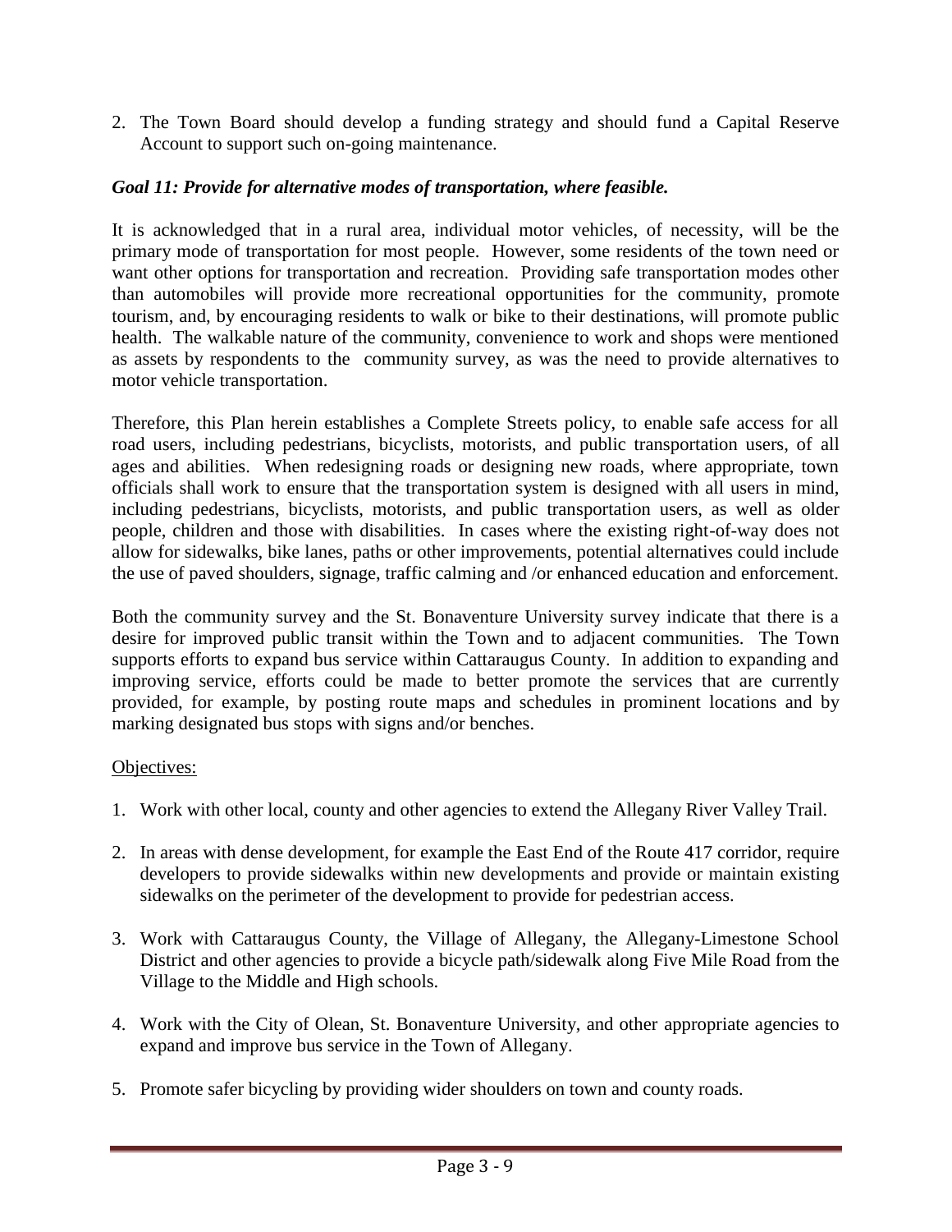2. The Town Board should develop a funding strategy and should fund a Capital Reserve Account to support such on-going maintenance.

***Goal 11: Provide for alternative modes of transportation, where feasible.***

It is acknowledged that in a rural area, individual motor vehicles, of necessity, will be the primary mode of transportation for most people. However, some residents of the town need or want other options for transportation and recreation. Providing safe transportation modes other than automobiles will provide more recreational opportunities for the community, promote tourism, and, by encouraging residents to walk or bike to their destinations, will promote public health. The walkable nature of the community, convenience to work and shops were mentioned as assets by respondents to the community survey, as was the need to provide alternatives to motor vehicle transportation.

Therefore, this Plan herein establishes a Complete Streets policy, to enable safe access for all road users, including pedestrians, bicyclists, motorists, and public transportation users, of all ages and abilities. When redesigning roads or designing new roads, where appropriate, town officials shall work to ensure that the transportation system is designed with all users in mind, including pedestrians, bicyclists, motorists, and public transportation users, as well as older people, children and those with disabilities. In cases where the existing right-of-way does not allow for sidewalks, bike lanes, paths or other improvements, potential alternatives could include the use of paved shoulders, signage, traffic calming and /or enhanced education and enforcement.

Both the community survey and the St. Bonaventure University survey indicate that there is a desire for improved public transit within the Town and to adjacent communities. The Town supports efforts to expand bus service within Cattaraugus County. In addition to expanding and improving service, efforts could be made to better promote the services that are currently provided, for example, by posting route maps and schedules in prominent locations and by marking designated bus stops with signs and/or benches.

Objectives:

1. Work with other local, county and other agencies to extend the Allegany River Valley Trail.

2. In areas with dense development, for example the East End of the Route 417 corridor, require developers to provide sidewalks within new developments and provide or maintain existing sidewalks on the perimeter of the development to provide for pedestrian access.

3. Work with Cattaraugus County, the Village of Allegany, the Allegany-Limestone School District and other agencies to provide a bicycle path/sidewalk along Five Mile Road from the Village to the Middle and High schools.

4. Work with the City of Olean, St. Bonaventure University, and other appropriate agencies to expand and improve bus service in the Town of Allegany.

5. Promote safer bicycling by providing wider shoulders on town and county roads.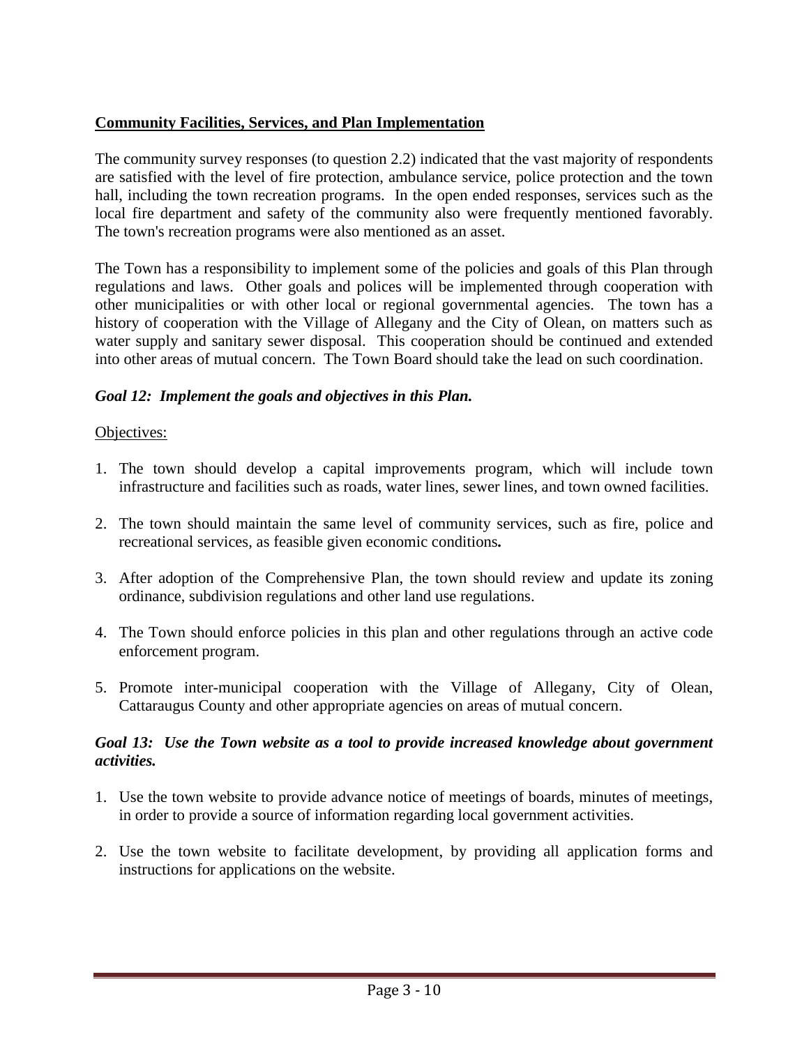**Community Facilities, Services, and Plan Implementation**

The community survey responses (to question 2.2) indicated that the vast majority of respondents are satisfied with the level of fire protection, ambulance service, police protection and the town hall, including the town recreation programs. In the open ended responses, services such as the local fire department and safety of the community also were frequently mentioned favorably. The town's recreation programs were also mentioned as an asset.

The Town has a responsibility to implement some of the policies and goals of this Plan through regulations and laws. Other goals and polices will be implemented through cooperation with other municipalities or with other local or regional governmental agencies. The town has a history of cooperation with the Village of Allegany and the City of Olean, on matters such as water supply and sanitary sewer disposal. This cooperation should be continued and extended into other areas of mutual concern. The Town Board should take the lead on such coordination.

***Goal 12: Implement the goals and objectives in this Plan.***

Objectives:

1. The town should develop a capital improvements program, which will include town infrastructure and facilities such as roads, water lines, sewer lines, and town owned facilities.

2. The town should maintain the same level of community services, such as fire, police and recreational services, as feasible given economic conditions**.**

3. After adoption of the Comprehensive Plan, the town should review and update its zoning ordinance, subdivision regulations and other land use regulations.

4. The Town should enforce policies in this plan and other regulations through an active code enforcement program.

5. Promote inter-municipal cooperation with the Village of Allegany, City of Olean, Cattaraugus County and other appropriate agencies on areas of mutual concern.

***Goal 13: Use the Town website as a tool to provide increased knowledge about government activities.***

1. Use the town website to provide advance notice of meetings of boards, minutes of meetings, in order to provide a source of information regarding local government activities.

2. Use the town website to facilitate development, by providing all application forms and instructions for applications on the website.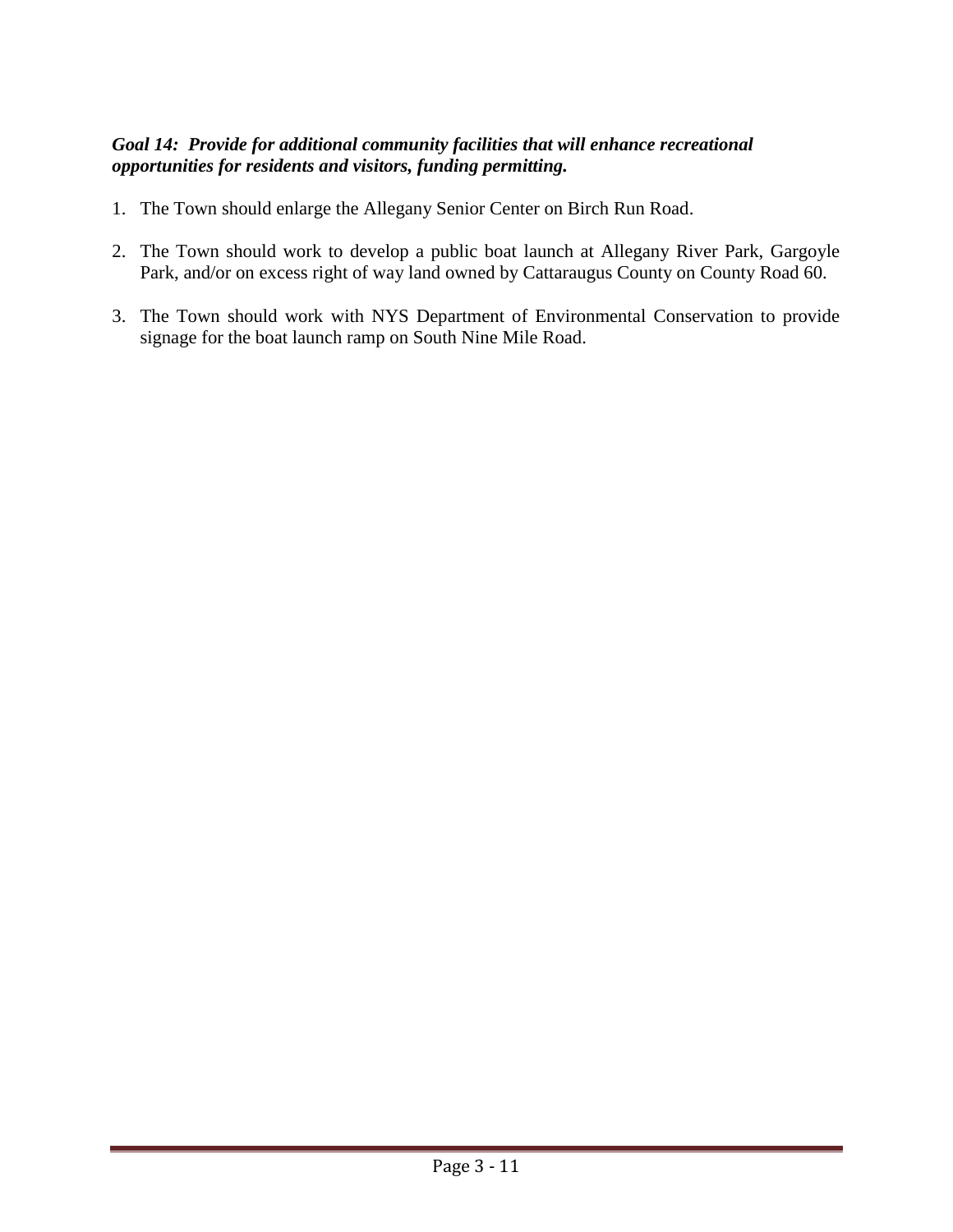***Goal 14: Provide for additional community facilities that will enhance recreational opportunities for residents and visitors, funding permitting.***

1. The Town should enlarge the Allegany Senior Center on Birch Run Road.

2. The Town should work to develop a public boat launch at Allegany River Park, Gargoyle Park, and/or on excess right of way land owned by Cattaraugus County on County Road 60.

3. The Town should work with NYS Department of Environmental Conservation to provide signage for the boat launch ramp on South Nine Mile Road.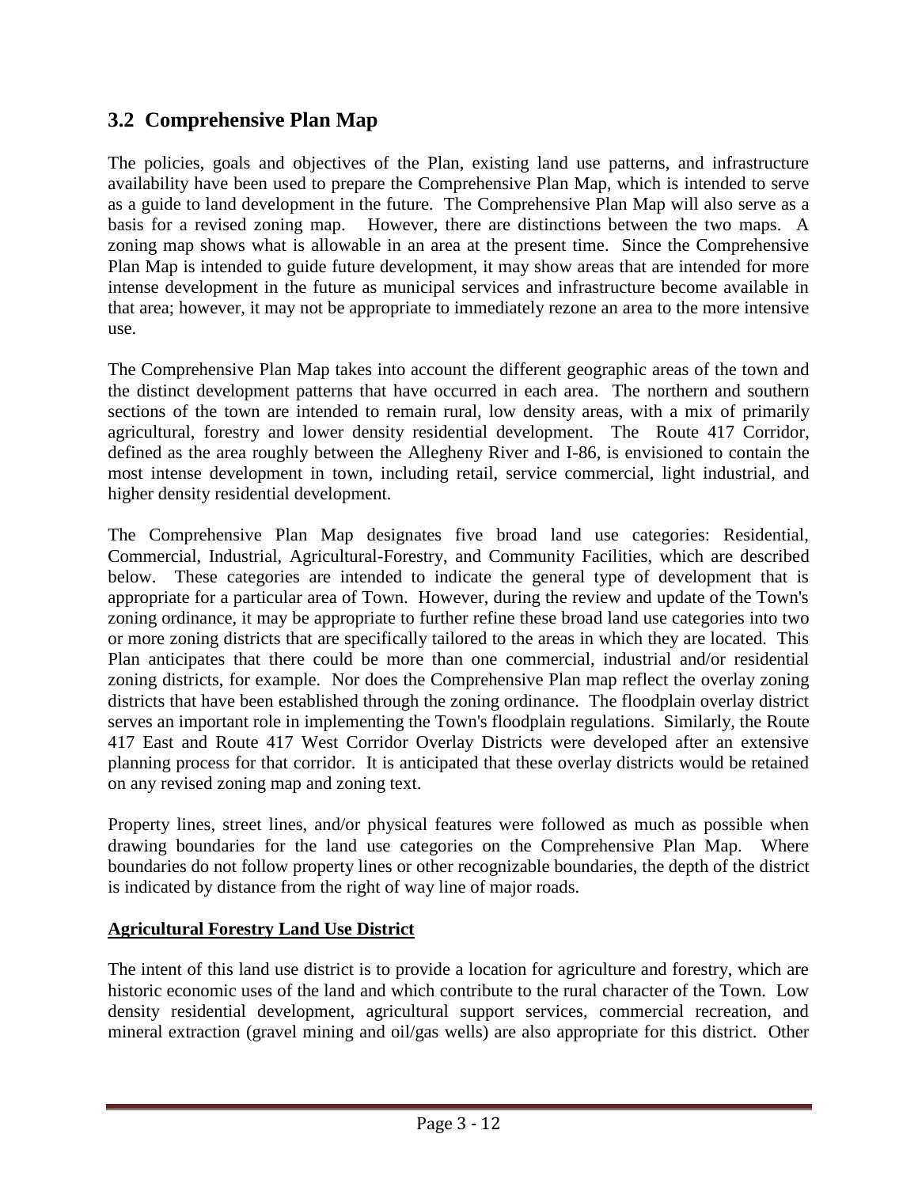## 3.2 Comprehensive Plan Map

The policies, goals and objectives of the Plan, existing land use patterns, and infrastructure availability have been used to prepare the Comprehensive Plan Map, which is intended to serve as a guide to land development in the future. The Comprehensive Plan Map will also serve as a basis for a revised zoning map. However, there are distinctions between the two maps. A zoning map shows what is allowable in an area at the present time. Since the Comprehensive Plan Map is intended to guide future development, it may show areas that are intended for more intense development in the future as municipal services and infrastructure become available in that area; however, it may not be appropriate to immediately rezone an area to the more intensive use.

The Comprehensive Plan Map takes into account the different geographic areas of the town and the distinct development patterns that have occurred in each area. The northern and southern sections of the town are intended to remain rural, low density areas, with a mix of primarily agricultural, forestry and lower density residential development. The Route 417 Corridor, defined as the area roughly between the Allegheny River and I-86, is envisioned to contain the most intense development in town, including retail, service commercial, light industrial, and higher density residential development.

The Comprehensive Plan Map designates five broad land use categories: Residential, Commercial, Industrial, Agricultural-Forestry, and Community Facilities, which are described below. These categories are intended to indicate the general type of development that is appropriate for a particular area of Town. However, during the review and update of the Town's zoning ordinance, it may be appropriate to further refine these broad land use categories into two or more zoning districts that are specifically tailored to the areas in which they are located. This Plan anticipates that there could be more than one commercial, industrial and/or residential zoning districts, for example. Nor does the Comprehensive Plan map reflect the overlay zoning districts that have been established through the zoning ordinance. The floodplain overlay district serves an important role in implementing the Town's floodplain regulations. Similarly, the Route 417 East and Route 417 West Corridor Overlay Districts were developed after an extensive planning process for that corridor. It is anticipated that these overlay districts would be retained on any revised zoning map and zoning text.

Property lines, street lines, and/or physical features were followed as much as possible when drawing boundaries for the land use categories on the Comprehensive Plan Map. Where boundaries do not follow property lines or other recognizable boundaries, the depth of the district is indicated by distance from the right of way line of major roads.

**Agricultural Forestry Land Use District**

The intent of this land use district is to provide a location for agriculture and forestry, which are historic economic uses of the land and which contribute to the rural character of the Town. Low density residential development, agricultural support services, commercial recreation, and mineral extraction (gravel mining and oil/gas wells) are also appropriate for this district. Other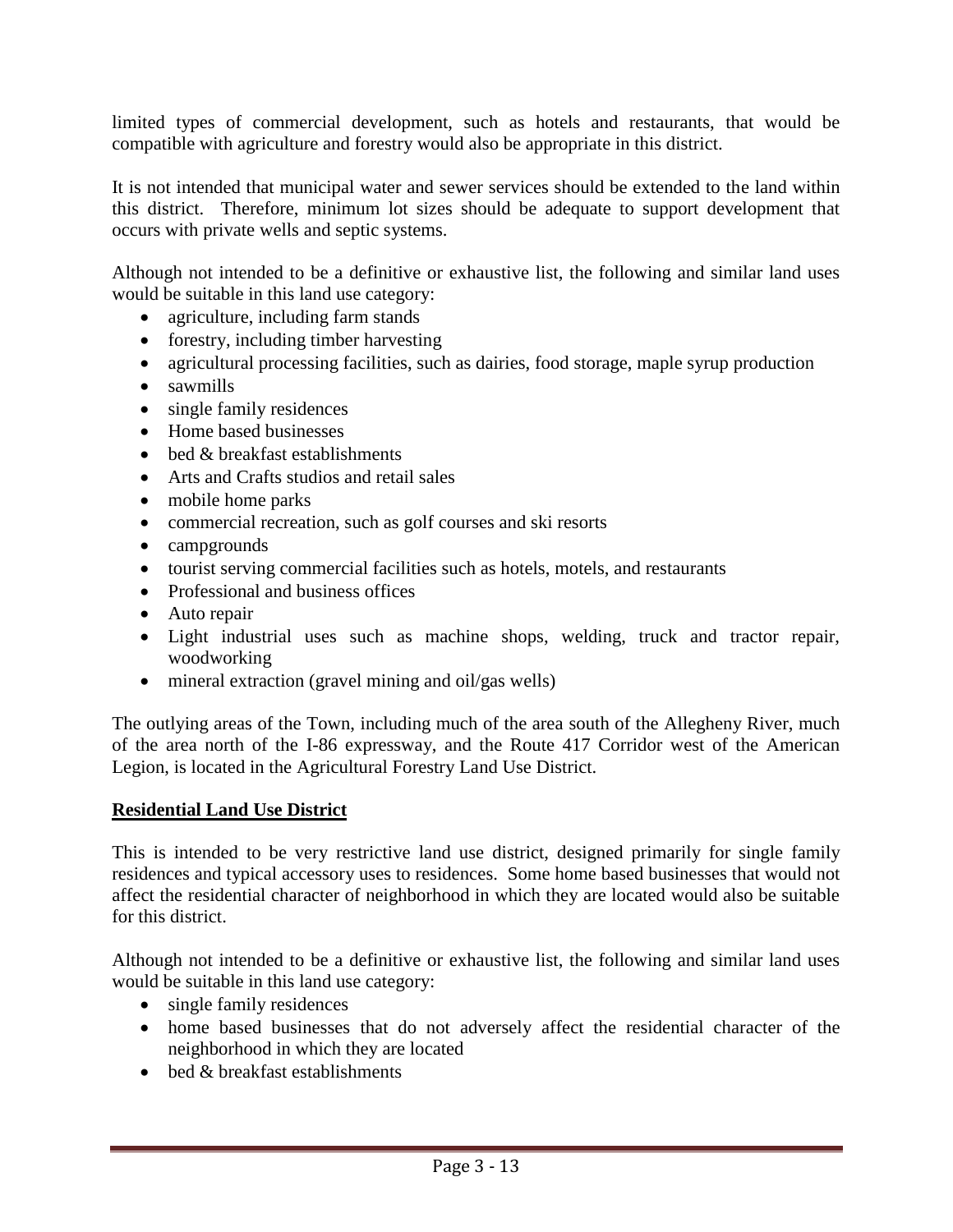limited types of commercial development, such as hotels and restaurants, that would be compatible with agriculture and forestry would also be appropriate in this district.

It is not intended that municipal water and sewer services should be extended to the land within this district. Therefore, minimum lot sizes should be adequate to support development that occurs with private wells and septic systems.

Although not intended to be a definitive or exhaustive list, the following and similar land uses would be suitable in this land use category:

- agriculture, including farm stands
- forestry, including timber harvesting
- agricultural processing facilities, such as dairies, food storage, maple syrup production
- sawmills
- single family residences
- Home based businesses
- bed & breakfast establishments
- Arts and Crafts studios and retail sales
- mobile home parks
- commercial recreation, such as golf courses and ski resorts
- campgrounds
- tourist serving commercial facilities such as hotels, motels, and restaurants
- Professional and business offices
- Auto repair
- Light industrial uses such as machine shops, welding, truck and tractor repair, woodworking
- mineral extraction (gravel mining and oil/gas wells)

The outlying areas of the Town, including much of the area south of the Allegheny River, much of the area north of the I-86 expressway, and the Route 417 Corridor west of the American Legion, is located in the Agricultural Forestry Land Use District.

**Residential Land Use District**

This is intended to be very restrictive land use district, designed primarily for single family residences and typical accessory uses to residences. Some home based businesses that would not affect the residential character of neighborhood in which they are located would also be suitable for this district.

Although not intended to be a definitive or exhaustive list, the following and similar land uses would be suitable in this land use category:

- single family residences
- home based businesses that do not adversely affect the residential character of the neighborhood in which they are located
- bed & breakfast establishments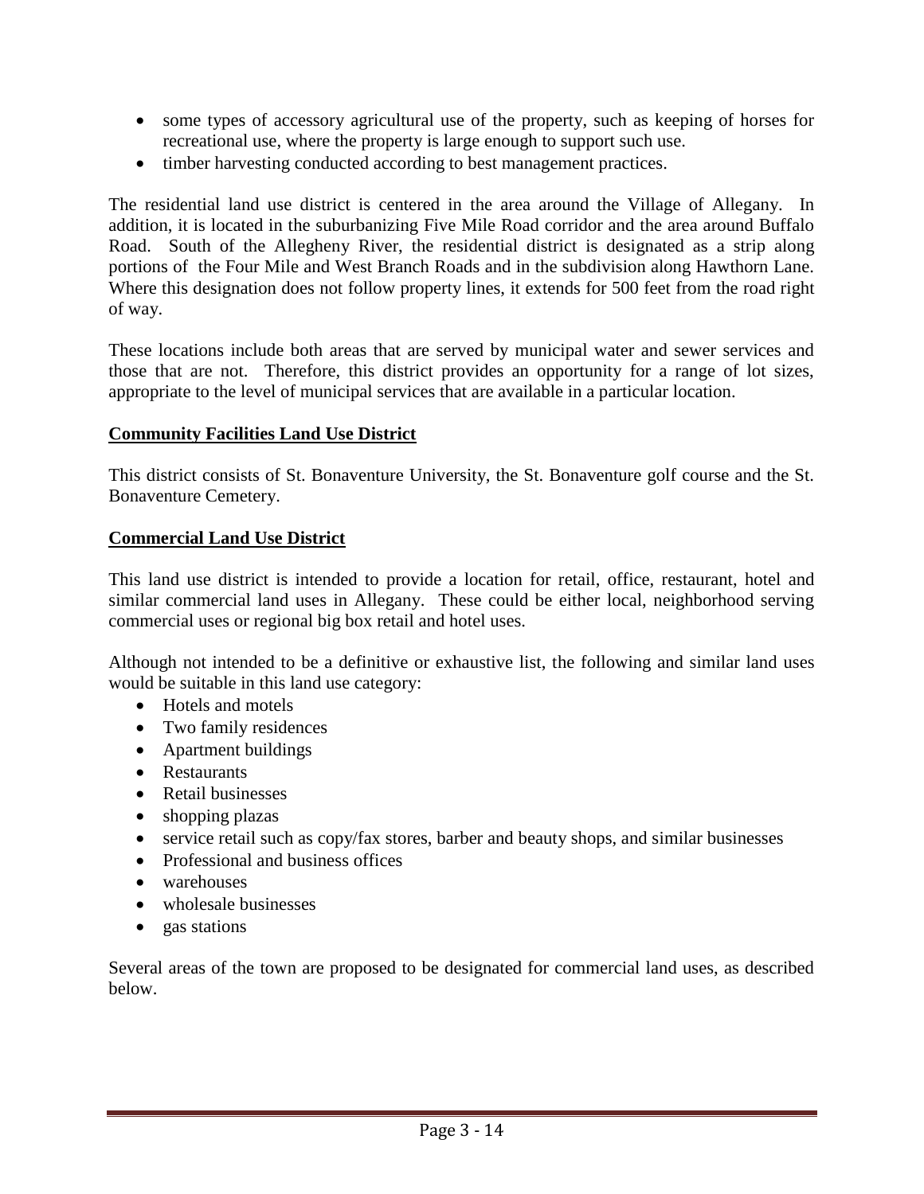- some types of accessory agricultural use of the property, such as keeping of horses for recreational use, where the property is large enough to support such use.
- timber harvesting conducted according to best management practices.

The residential land use district is centered in the area around the Village of Allegany. In addition, it is located in the suburbanizing Five Mile Road corridor and the area around Buffalo Road. South of the Allegheny River, the residential district is designated as a strip along portions of the Four Mile and West Branch Roads and in the subdivision along Hawthorn Lane. Where this designation does not follow property lines, it extends for 500 feet from the road right of way.

These locations include both areas that are served by municipal water and sewer services and those that are not. Therefore, this district provides an opportunity for a range of lot sizes, appropriate to the level of municipal services that are available in a particular location.

**Community Facilities Land Use District**

This district consists of St. Bonaventure University, the St. Bonaventure golf course and the St. Bonaventure Cemetery.

**Commercial Land Use District**

This land use district is intended to provide a location for retail, office, restaurant, hotel and similar commercial land uses in Allegany. These could be either local, neighborhood serving commercial uses or regional big box retail and hotel uses.

Although not intended to be a definitive or exhaustive list, the following and similar land uses would be suitable in this land use category:

- Hotels and motels
- Two family residences
- Apartment buildings
- Restaurants
- Retail businesses
- shopping plazas
- service retail such as copy/fax stores, barber and beauty shops, and similar businesses
- Professional and business offices
- warehouses
- wholesale businesses
- gas stations

Several areas of the town are proposed to be designated for commercial land uses, as described below.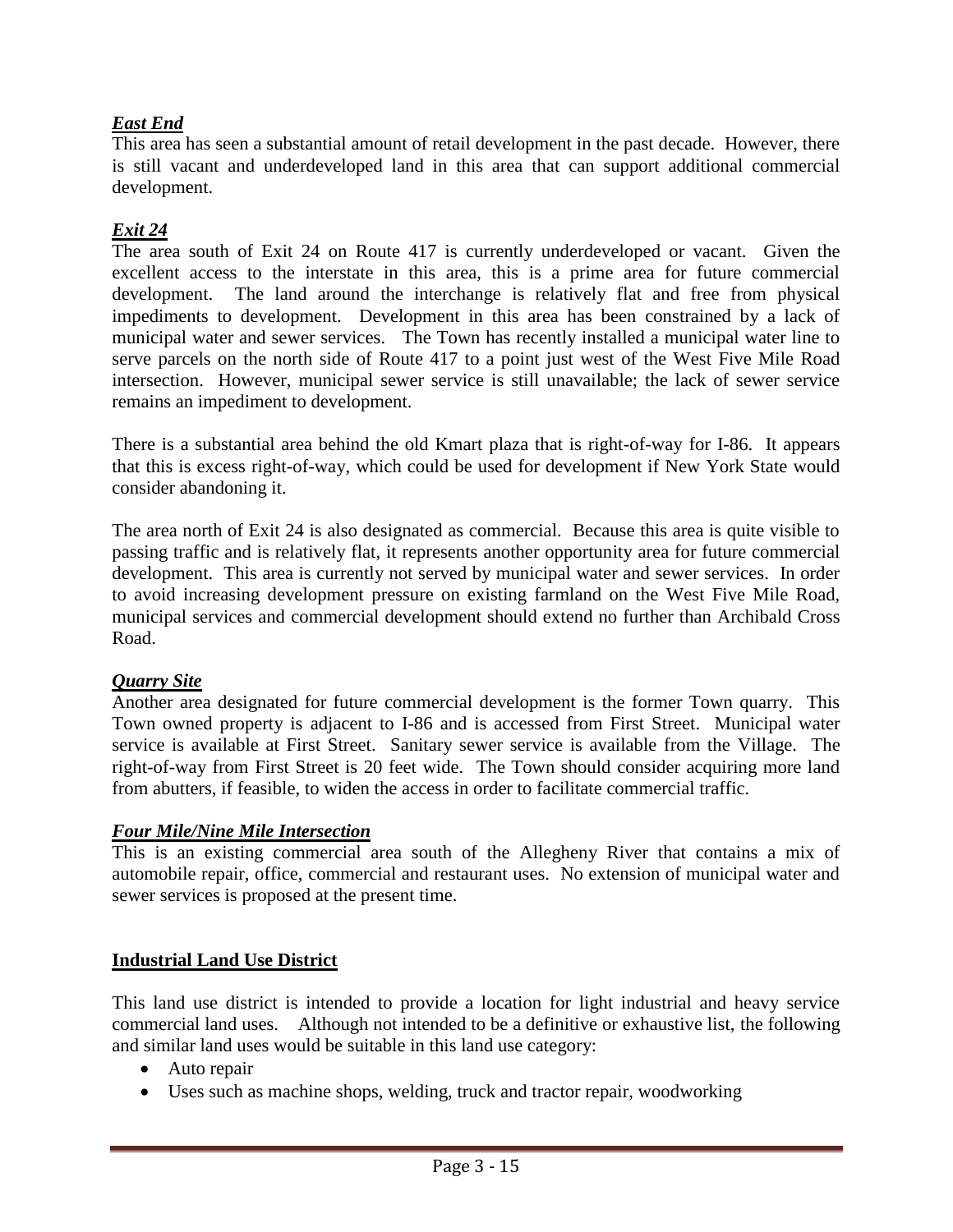***East End***

This area has seen a substantial amount of retail development in the past decade. However, there is still vacant and underdeveloped land in this area that can support additional commercial development.

***Exit 24***

The area south of Exit 24 on Route 417 is currently underdeveloped or vacant. Given the excellent access to the interstate in this area, this is a prime area for future commercial development. The land around the interchange is relatively flat and free from physical impediments to development. Development in this area has been constrained by a lack of municipal water and sewer services. The Town has recently installed a municipal water line to serve parcels on the north side of Route 417 to a point just west of the West Five Mile Road intersection. However, municipal sewer service is still unavailable; the lack of sewer service remains an impediment to development.

There is a substantial area behind the old Kmart plaza that is right-of-way for I-86. It appears that this is excess right-of-way, which could be used for development if New York State would consider abandoning it.

The area north of Exit 24 is also designated as commercial. Because this area is quite visible to passing traffic and is relatively flat, it represents another opportunity area for future commercial development. This area is currently not served by municipal water and sewer services. In order to avoid increasing development pressure on existing farmland on the West Five Mile Road, municipal services and commercial development should extend no further than Archibald Cross Road.

***Quarry Site***

Another area designated for future commercial development is the former Town quarry. This Town owned property is adjacent to I-86 and is accessed from First Street. Municipal water service is available at First Street. Sanitary sewer service is available from the Village. The right-of-way from First Street is 20 feet wide. The Town should consider acquiring more land from abutters, if feasible, to widen the access in order to facilitate commercial traffic.

***Four Mile/Nine Mile Intersection***

This is an existing commercial area south of the Allegheny River that contains a mix of automobile repair, office, commercial and restaurant uses. No extension of municipal water and sewer services is proposed at the present time.

## Industrial Land Use District

This land use district is intended to provide a location for light industrial and heavy service commercial land uses. Although not intended to be a definitive or exhaustive list, the following and similar land uses would be suitable in this land use category:

- Auto repair
- Uses such as machine shops, welding, truck and tractor repair, woodworking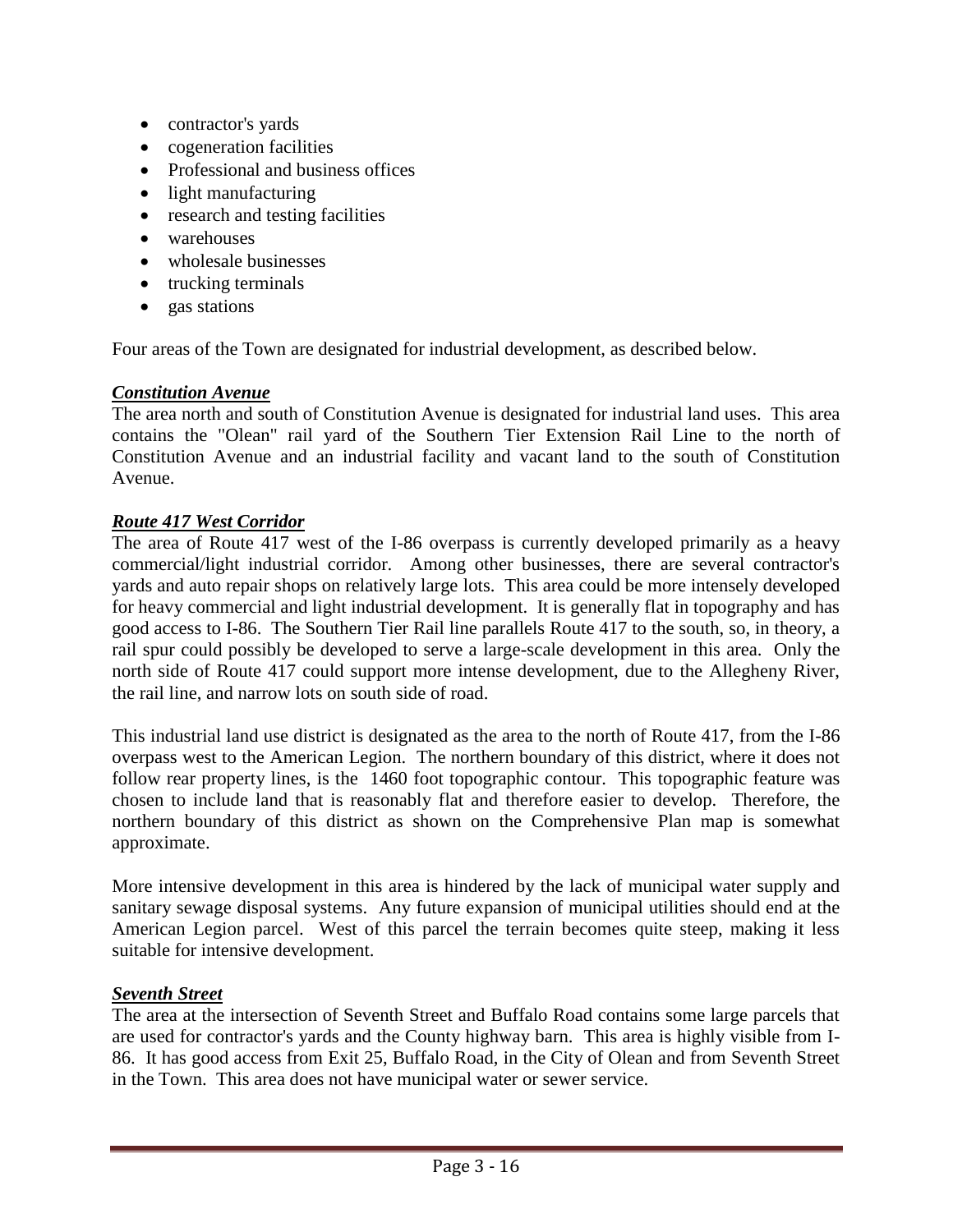- contractor's yards
- cogeneration facilities
- Professional and business offices
- light manufacturing
- research and testing facilities
- warehouses
- wholesale businesses
- trucking terminals
- gas stations

Four areas of the Town are designated for industrial development, as described below.

***Constitution Avenue***

The area north and south of Constitution Avenue is designated for industrial land uses. This area contains the "Olean" rail yard of the Southern Tier Extension Rail Line to the north of Constitution Avenue and an industrial facility and vacant land to the south of Constitution Avenue.

***Route 417 West Corridor***

The area of Route 417 west of the I-86 overpass is currently developed primarily as a heavy commercial/light industrial corridor. Among other businesses, there are several contractor's yards and auto repair shops on relatively large lots. This area could be more intensely developed for heavy commercial and light industrial development. It is generally flat in topography and has good access to I-86. The Southern Tier Rail line parallels Route 417 to the south, so, in theory, a rail spur could possibly be developed to serve a large-scale development in this area. Only the north side of Route 417 could support more intense development, due to the Allegheny River, the rail line, and narrow lots on south side of road.

This industrial land use district is designated as the area to the north of Route 417, from the I-86 overpass west to the American Legion. The northern boundary of this district, where it does not follow rear property lines, is the 1460 foot topographic contour. This topographic feature was chosen to include land that is reasonably flat and therefore easier to develop. Therefore, the northern boundary of this district as shown on the Comprehensive Plan map is somewhat approximate.

More intensive development in this area is hindered by the lack of municipal water supply and sanitary sewage disposal systems. Any future expansion of municipal utilities should end at the American Legion parcel. West of this parcel the terrain becomes quite steep, making it less suitable for intensive development.

***Seventh Street***

The area at the intersection of Seventh Street and Buffalo Road contains some large parcels that are used for contractor's yards and the County highway barn. This area is highly visible from I-86. It has good access from Exit 25, Buffalo Road, in the City of Olean and from Seventh Street in the Town. This area does not have municipal water or sewer service.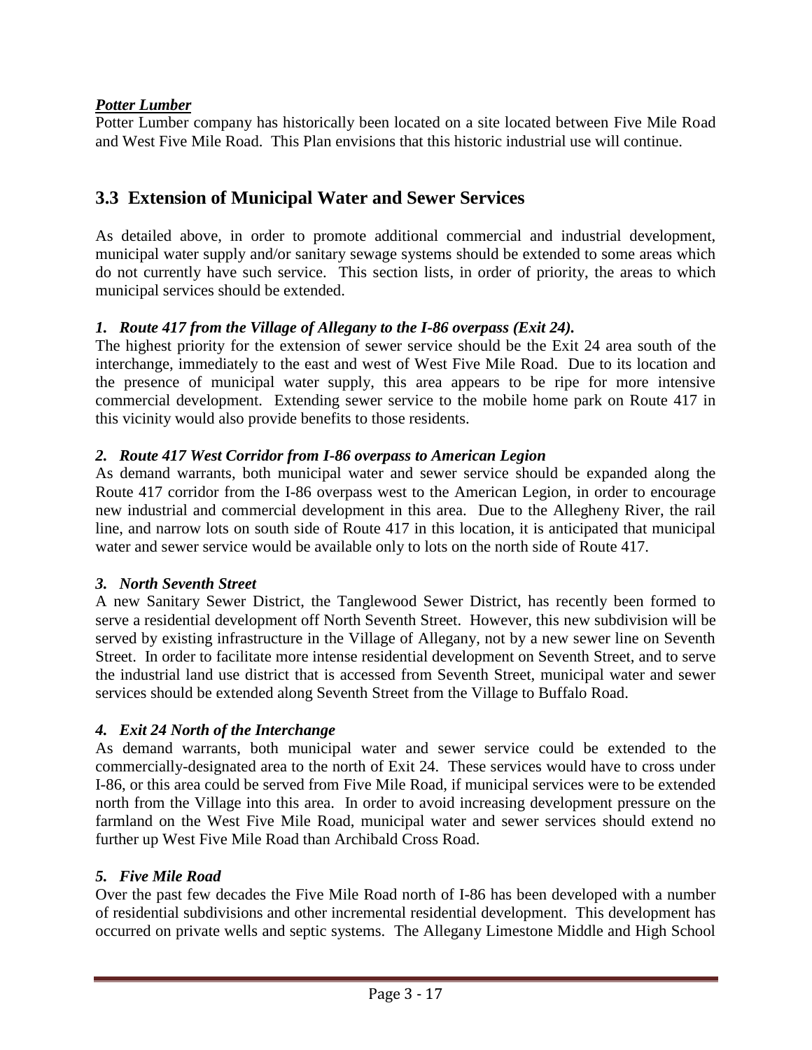***Potter Lumber***

Potter Lumber company has historically been located on a site located between Five Mile Road and West Five Mile Road. This Plan envisions that this historic industrial use will continue.

## 3.3 Extension of Municipal Water and Sewer Services

As detailed above, in order to promote additional commercial and industrial development, municipal water supply and/or sanitary sewage systems should be extended to some areas which do not currently have such service. This section lists, in order of priority, the areas to which municipal services should be extended.

***1. Route 417 from the Village of Allegany to the I-86 overpass (Exit 24).***

The highest priority for the extension of sewer service should be the Exit 24 area south of the interchange, immediately to the east and west of West Five Mile Road. Due to its location and the presence of municipal water supply, this area appears to be ripe for more intensive commercial development. Extending sewer service to the mobile home park on Route 417 in this vicinity would also provide benefits to those residents.

***2. Route 417 West Corridor from I-86 overpass to American Legion***

As demand warrants, both municipal water and sewer service should be expanded along the Route 417 corridor from the I-86 overpass west to the American Legion, in order to encourage new industrial and commercial development in this area. Due to the Allegheny River, the rail line, and narrow lots on south side of Route 417 in this location, it is anticipated that municipal water and sewer service would be available only to lots on the north side of Route 417.

***3. North Seventh Street***

A new Sanitary Sewer District, the Tanglewood Sewer District, has recently been formed to serve a residential development off North Seventh Street. However, this new subdivision will be served by existing infrastructure in the Village of Allegany, not by a new sewer line on Seventh Street. In order to facilitate more intense residential development on Seventh Street, and to serve the industrial land use district that is accessed from Seventh Street, municipal water and sewer services should be extended along Seventh Street from the Village to Buffalo Road.

***4. Exit 24 North of the Interchange***

As demand warrants, both municipal water and sewer service could be extended to the commercially-designated area to the north of Exit 24. These services would have to cross under I-86, or this area could be served from Five Mile Road, if municipal services were to be extended north from the Village into this area. In order to avoid increasing development pressure on the farmland on the West Five Mile Road, municipal water and sewer services should extend no further up West Five Mile Road than Archibald Cross Road.

***5. Five Mile Road***

Over the past few decades the Five Mile Road north of I-86 has been developed with a number of residential subdivisions and other incremental residential development. This development has occurred on private wells and septic systems. The Allegany Limestone Middle and High School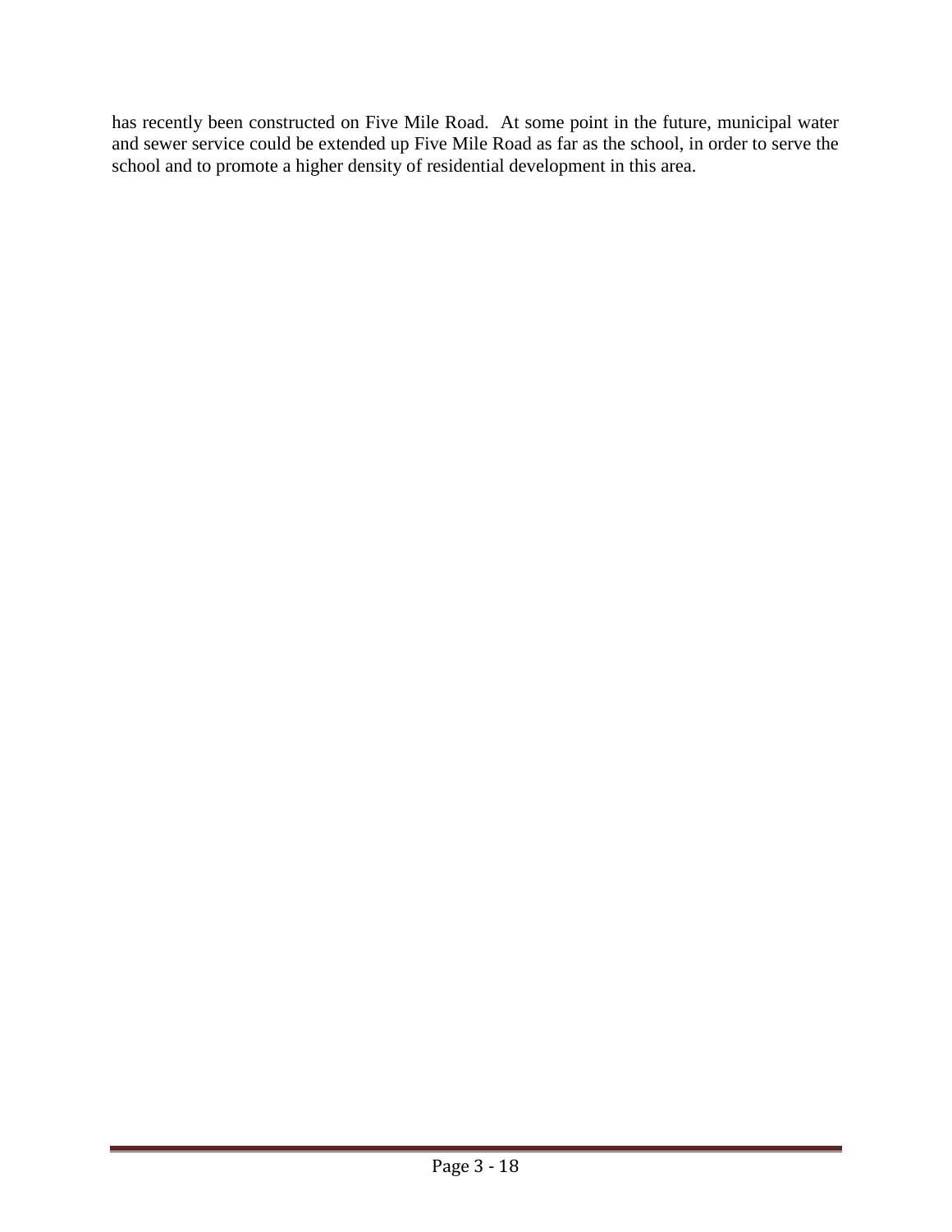has recently been constructed on Five Mile Road. At some point in the future, municipal water and sewer service could be extended up Five Mile Road as far as the school, in order to serve the school and to promote a higher density of residential development in this area.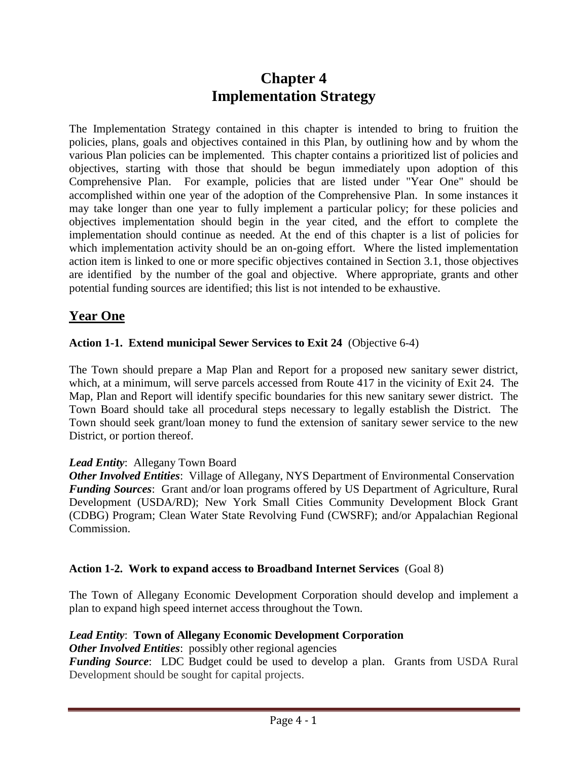# Chapter 4
# Implementation Strategy

The Implementation Strategy contained in this chapter is intended to bring to fruition the policies, plans, goals and objectives contained in this Plan, by outlining how and by whom the various Plan policies can be implemented. This chapter contains a prioritized list of policies and objectives, starting with those that should be begun immediately upon adoption of this Comprehensive Plan. For example, policies that are listed under "Year One" should be accomplished within one year of the adoption of the Comprehensive Plan. In some instances it may take longer than one year to fully implement a particular policy; for these policies and objectives implementation should begin in the year cited, and the effort to complete the implementation should continue as needed. At the end of this chapter is a list of policies for which implementation activity should be an on-going effort. Where the listed implementation action item is linked to one or more specific objectives contained in Section 3.1, those objectives are identified by the number of the goal and objective. Where appropriate, grants and other potential funding sources are identified; this list is not intended to be exhaustive.

## Year One

**Action 1-1. Extend municipal Sewer Services to Exit 24** (Objective 6-4)

The Town should prepare a Map Plan and Report for a proposed new sanitary sewer district, which, at a minimum, will serve parcels accessed from Route 417 in the vicinity of Exit 24. The Map, Plan and Report will identify specific boundaries for this new sanitary sewer district. The Town Board should take all procedural steps necessary to legally establish the District. The Town should seek grant/loan money to fund the extension of sanitary sewer service to the new District, or portion thereof.

***Lead Entity***: Allegany Town Board
***Other Involved Entities***: Village of Allegany, NYS Department of Environmental Conservation
***Funding Sources***: Grant and/or loan programs offered by US Department of Agriculture, Rural Development (USDA/RD); New York Small Cities Community Development Block Grant (CDBG) Program; Clean Water State Revolving Fund (CWSRF); and/or Appalachian Regional Commission.

**Action 1-2. Work to expand access to Broadband Internet Services** (Goal 8)

The Town of Allegany Economic Development Corporation should develop and implement a plan to expand high speed internet access throughout the Town.

***Lead Entity***: **Town of Allegany Economic Development Corporation**
***Other Involved Entities***: possibly other regional agencies
***Funding Source***: LDC Budget could be used to develop a plan. Grants from USDA Rural Development should be sought for capital projects.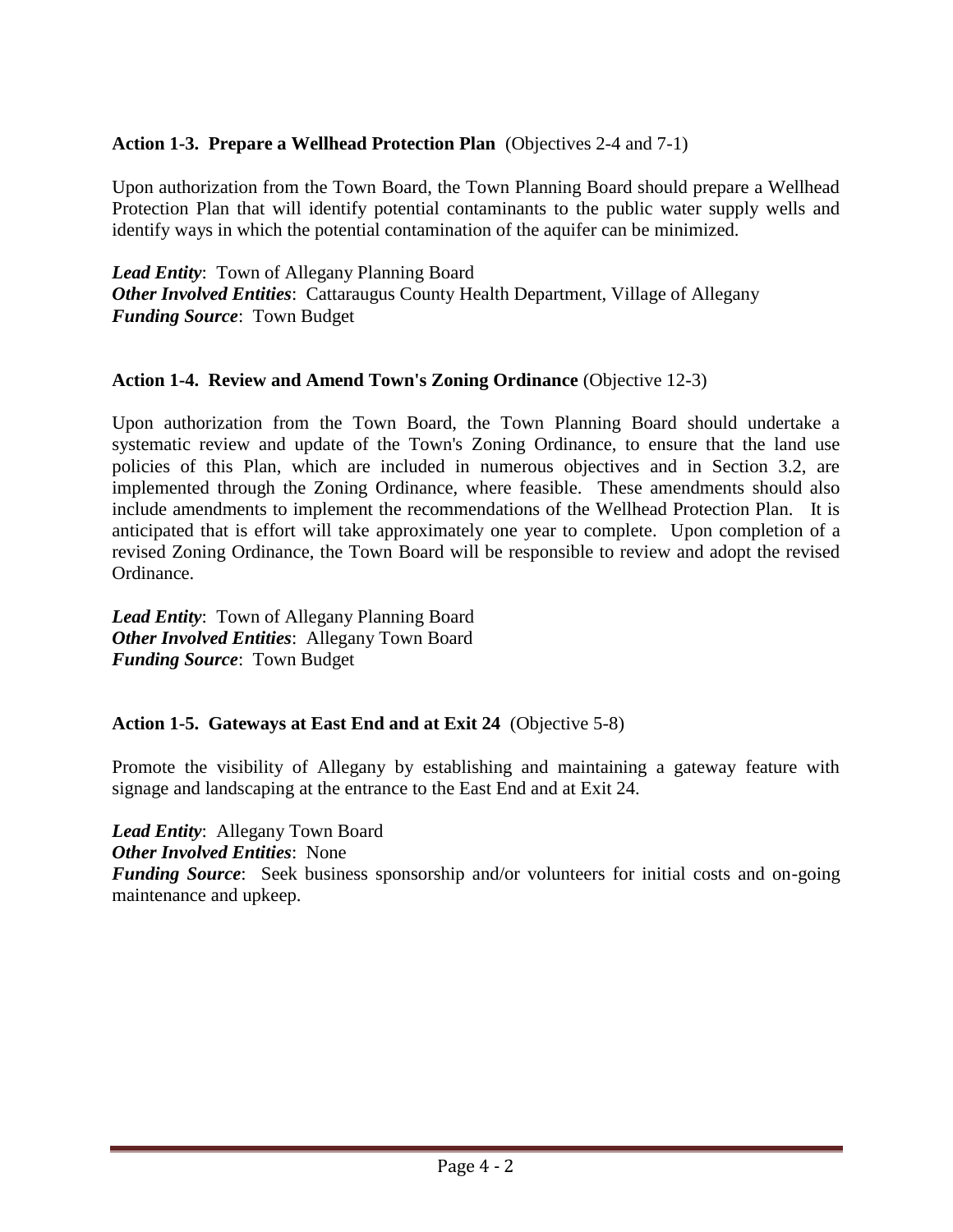**Action 1-3. Prepare a Wellhead Protection Plan** (Objectives 2-4 and 7-1)

Upon authorization from the Town Board, the Town Planning Board should prepare a Wellhead Protection Plan that will identify potential contaminants to the public water supply wells and identify ways in which the potential contamination of the aquifer can be minimized.

***Lead Entity***: Town of Allegany Planning Board
***Other Involved Entities***: Cattaraugus County Health Department, Village of Allegany
***Funding Source***: Town Budget

**Action 1-4. Review and Amend Town's Zoning Ordinance** (Objective 12-3)

Upon authorization from the Town Board, the Town Planning Board should undertake a systematic review and update of the Town's Zoning Ordinance, to ensure that the land use policies of this Plan, which are included in numerous objectives and in Section 3.2, are implemented through the Zoning Ordinance, where feasible. These amendments should also include amendments to implement the recommendations of the Wellhead Protection Plan. It is anticipated that is effort will take approximately one year to complete. Upon completion of a revised Zoning Ordinance, the Town Board will be responsible to review and adopt the revised Ordinance.

***Lead Entity***: Town of Allegany Planning Board
***Other Involved Entities***: Allegany Town Board
***Funding Source***: Town Budget

**Action 1-5. Gateways at East End and at Exit 24** (Objective 5-8)

Promote the visibility of Allegany by establishing and maintaining a gateway feature with signage and landscaping at the entrance to the East End and at Exit 24.

***Lead Entity***: Allegany Town Board
***Other Involved Entities***: None
***Funding Source***: Seek business sponsorship and/or volunteers for initial costs and on-going maintenance and upkeep.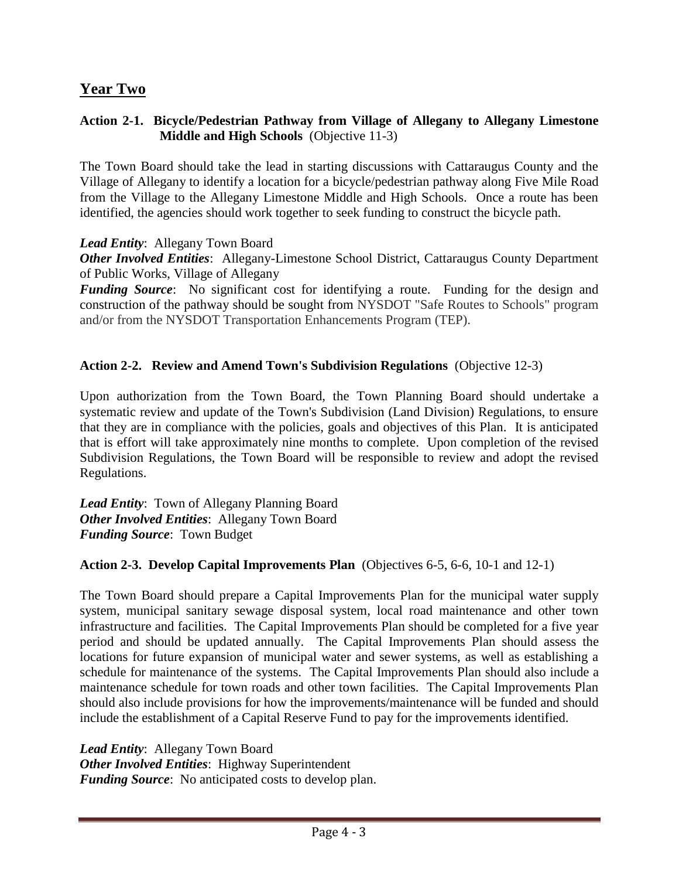## Year Two

### Action 2-1. Bicycle/Pedestrian Pathway from Village of Allegany to Allegany Limestone Middle and High Schools (Objective 11-3)

The Town Board should take the lead in starting discussions with Cattaraugus County and the Village of Allegany to identify a location for a bicycle/pedestrian pathway along Five Mile Road from the Village to the Allegany Limestone Middle and High Schools. Once a route has been identified, the agencies should work together to seek funding to construct the bicycle path.

***Lead Entity***: Allegany Town Board
***Other Involved Entities***: Allegany-Limestone School District, Cattaraugus County Department of Public Works, Village of Allegany
***Funding Source***: No significant cost for identifying a route. Funding for the design and construction of the pathway should be sought from NYSDOT "Safe Routes to Schools" program and/or from the NYSDOT Transportation Enhancements Program (TEP).

### Action 2-2. Review and Amend Town's Subdivision Regulations (Objective 12-3)

Upon authorization from the Town Board, the Town Planning Board should undertake a systematic review and update of the Town's Subdivision (Land Division) Regulations, to ensure that they are in compliance with the policies, goals and objectives of this Plan. It is anticipated that is effort will take approximately nine months to complete. Upon completion of the revised Subdivision Regulations, the Town Board will be responsible to review and adopt the revised Regulations.

***Lead Entity***: Town of Allegany Planning Board
***Other Involved Entities***: Allegany Town Board
***Funding Source***: Town Budget

### Action 2-3. Develop Capital Improvements Plan (Objectives 6-5, 6-6, 10-1 and 12-1)

The Town Board should prepare a Capital Improvements Plan for the municipal water supply system, municipal sanitary sewage disposal system, local road maintenance and other town infrastructure and facilities. The Capital Improvements Plan should be completed for a five year period and should be updated annually. The Capital Improvements Plan should assess the locations for future expansion of municipal water and sewer systems, as well as establishing a schedule for maintenance of the systems. The Capital Improvements Plan should also include a maintenance schedule for town roads and other town facilities. The Capital Improvements Plan should also include provisions for how the improvements/maintenance will be funded and should include the establishment of a Capital Reserve Fund to pay for the improvements identified.

***Lead Entity***: Allegany Town Board
***Other Involved Entities***: Highway Superintendent
***Funding Source***: No anticipated costs to develop plan.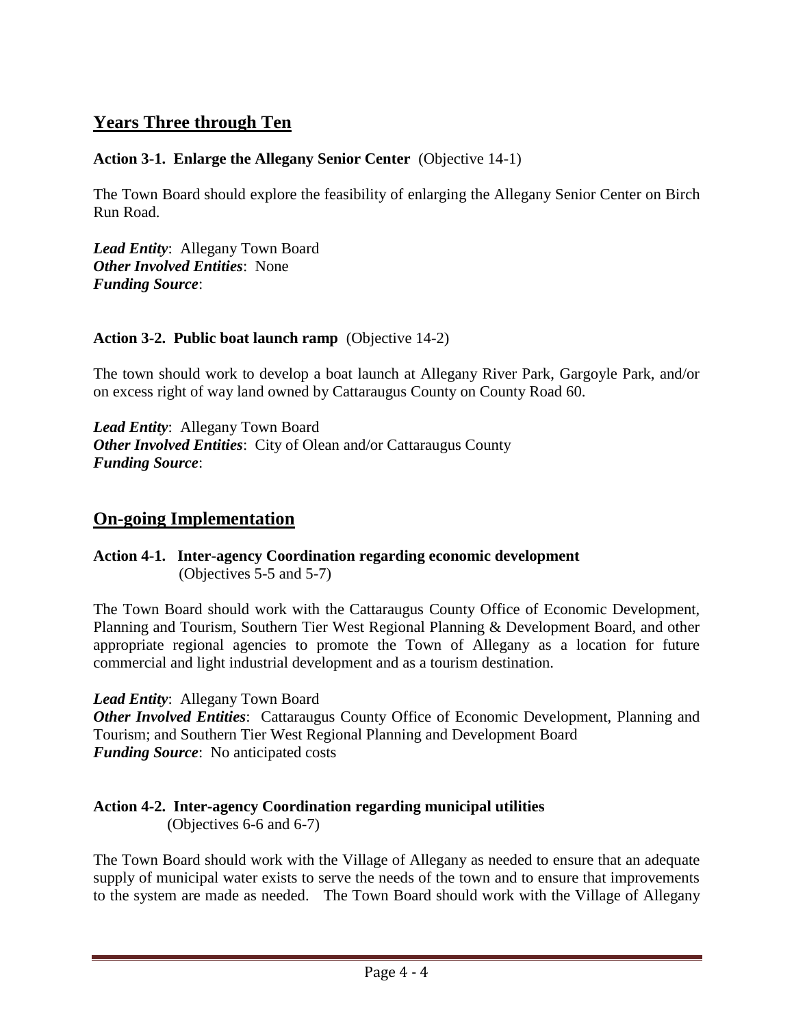## Years Three through Ten

**Action 3-1. Enlarge the Allegany Senior Center** (Objective 14-1)

The Town Board should explore the feasibility of enlarging the Allegany Senior Center on Birch Run Road.

***Lead Entity***: Allegany Town Board
***Other Involved Entities***: None
***Funding Source***:

**Action 3-2. Public boat launch ramp** (Objective 14-2)

The town should work to develop a boat launch at Allegany River Park, Gargoyle Park, and/or on excess right of way land owned by Cattaraugus County on County Road 60.

***Lead Entity***: Allegany Town Board
***Other Involved Entities***: City of Olean and/or Cattaraugus County
***Funding Source***:

## On-going Implementation

**Action 4-1. Inter-agency Coordination regarding economic development**
(Objectives 5-5 and 5-7)

The Town Board should work with the Cattaraugus County Office of Economic Development, Planning and Tourism, Southern Tier West Regional Planning & Development Board, and other appropriate regional agencies to promote the Town of Allegany as a location for future commercial and light industrial development and as a tourism destination.

***Lead Entity***: Allegany Town Board
***Other Involved Entities***: Cattaraugus County Office of Economic Development, Planning and Tourism; and Southern Tier West Regional Planning and Development Board
***Funding Source***: No anticipated costs

**Action 4-2. Inter-agency Coordination regarding municipal utilities**
(Objectives 6-6 and 6-7)

The Town Board should work with the Village of Allegany as needed to ensure that an adequate supply of municipal water exists to serve the needs of the town and to ensure that improvements to the system are made as needed. The Town Board should work with the Village of Allegany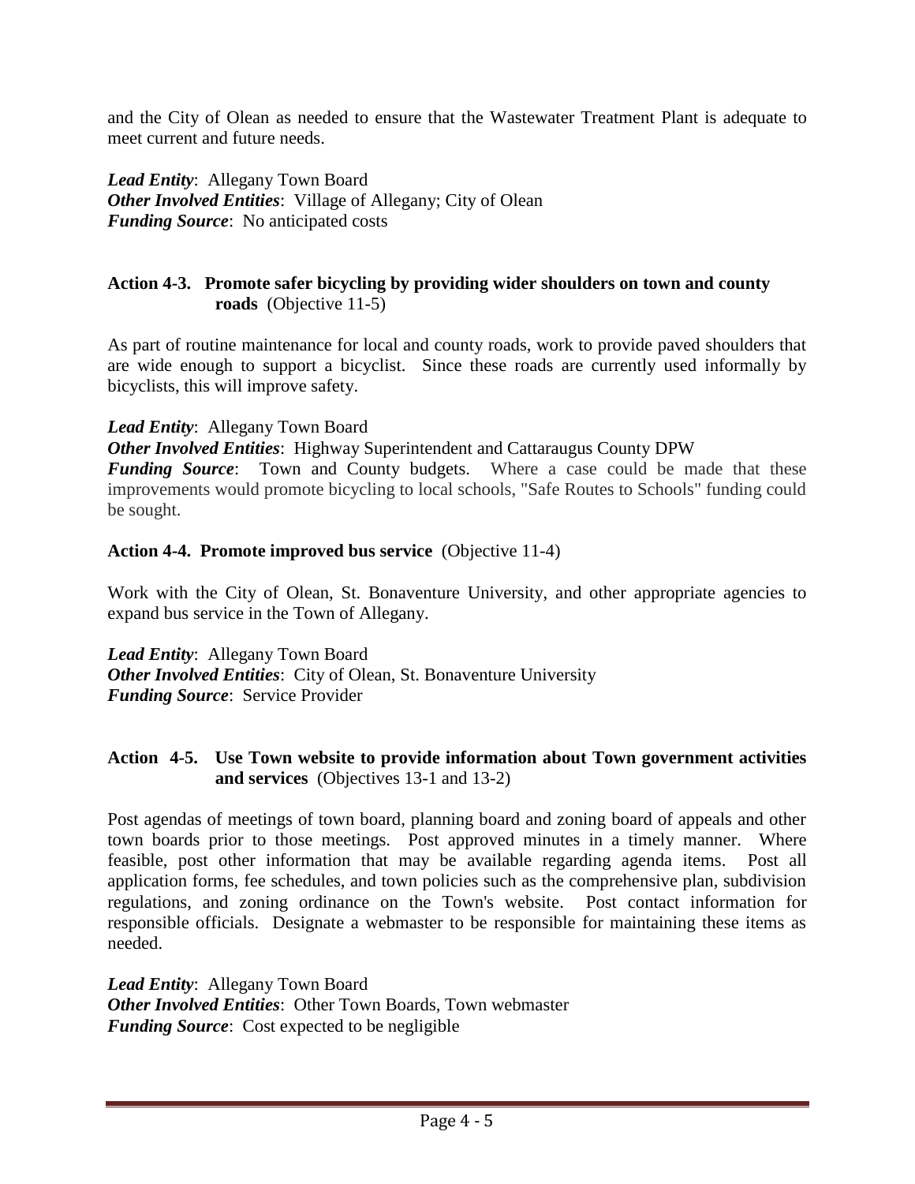and the City of Olean as needed to ensure that the Wastewater Treatment Plant is adequate to meet current and future needs.

***Lead Entity***: Allegany Town Board
***Other Involved Entities***: Village of Allegany; City of Olean
***Funding Source***: No anticipated costs

### Action 4-3. Promote safer bicycling by providing wider shoulders on town and county roads (Objective 11-5)

As part of routine maintenance for local and county roads, work to provide paved shoulders that are wide enough to support a bicyclist. Since these roads are currently used informally by bicyclists, this will improve safety.

***Lead Entity***: Allegany Town Board
***Other Involved Entities***: Highway Superintendent and Cattaraugus County DPW
***Funding Source***: Town and County budgets. Where a case could be made that these improvements would promote bicycling to local schools, "Safe Routes to Schools" funding could be sought.

### Action 4-4. Promote improved bus service (Objective 11-4)

Work with the City of Olean, St. Bonaventure University, and other appropriate agencies to expand bus service in the Town of Allegany.

***Lead Entity***: Allegany Town Board
***Other Involved Entities***: City of Olean, St. Bonaventure University
***Funding Source***: Service Provider

### Action 4-5. Use Town website to provide information about Town government activities and services (Objectives 13-1 and 13-2)

Post agendas of meetings of town board, planning board and zoning board of appeals and other town boards prior to those meetings. Post approved minutes in a timely manner. Where feasible, post other information that may be available regarding agenda items. Post all application forms, fee schedules, and town policies such as the comprehensive plan, subdivision regulations, and zoning ordinance on the Town's website. Post contact information for responsible officials. Designate a webmaster to be responsible for maintaining these items as needed.

***Lead Entity***: Allegany Town Board
***Other Involved Entities***: Other Town Boards, Town webmaster
***Funding Source***: Cost expected to be negligible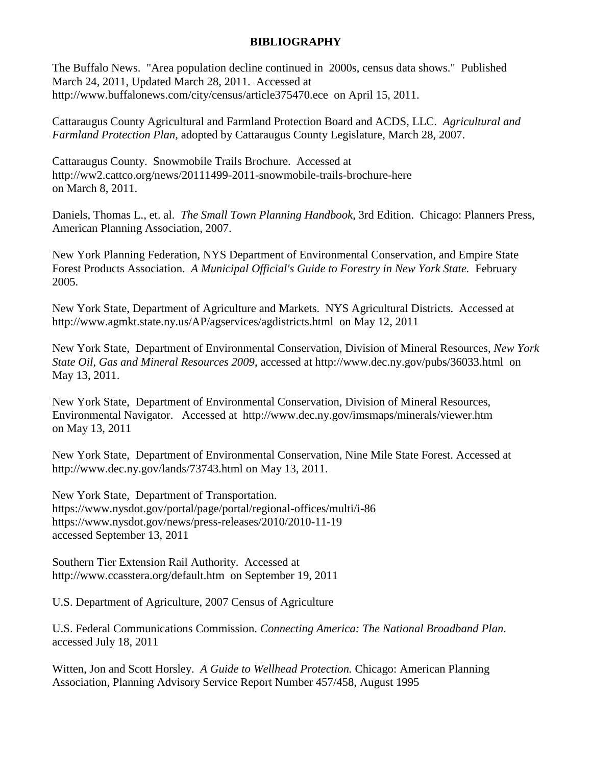# BIBLIOGRAPHY

The Buffalo News. "Area population decline continued in 2000s, census data shows." Published March 24, 2011, Updated March 28, 2011. Accessed at http://www.buffalonews.com/city/census/article375470.ece on April 15, 2011.

Cattaraugus County Agricultural and Farmland Protection Board and ACDS, LLC. *Agricultural and Farmland Protection Plan,* adopted by Cattaraugus County Legislature, March 28, 2007.

Cattaraugus County. Snowmobile Trails Brochure. Accessed at http://ww2.cattco.org/news/20111499-2011-snowmobile-trails-brochure-here on March 8, 2011.

Daniels, Thomas L., et. al. *The Small Town Planning Handbook*, 3rd Edition. Chicago: Planners Press, American Planning Association, 2007.

New York Planning Federation, NYS Department of Environmental Conservation, and Empire State Forest Products Association. *A Municipal Official's Guide to Forestry in New York State.* February 2005.

New York State, Department of Agriculture and Markets. NYS Agricultural Districts. Accessed at http://www.agmkt.state.ny.us/AP/agservices/agdistricts.html on May 12, 2011

New York State, Department of Environmental Conservation, Division of Mineral Resources, *New York State Oil, Gas and Mineral Resources 2009*, accessed at http://www.dec.ny.gov/pubs/36033.html on May 13, 2011.

New York State, Department of Environmental Conservation, Division of Mineral Resources, Environmental Navigator. Accessed at http://www.dec.ny.gov/imsmaps/minerals/viewer.htm on May 13, 2011

New York State, Department of Environmental Conservation, Nine Mile State Forest. Accessed at http://www.dec.ny.gov/lands/73743.html on May 13, 2011.

New York State, Department of Transportation.
https://www.nysdot.gov/portal/page/portal/regional-offices/multi/i-86
https://www.nysdot.gov/news/press-releases/2010/2010-11-19
accessed September 13, 2011

Southern Tier Extension Rail Authority. Accessed at http://www.ccasstera.org/default.htm on September 19, 2011

U.S. Department of Agriculture, 2007 Census of Agriculture

U.S. Federal Communications Commission. *Connecting America: The National Broadband Plan.* accessed July 18, 2011

Witten, Jon and Scott Horsley. *A Guide to Wellhead Protection.* Chicago: American Planning Association, Planning Advisory Service Report Number 457/458, August 1995